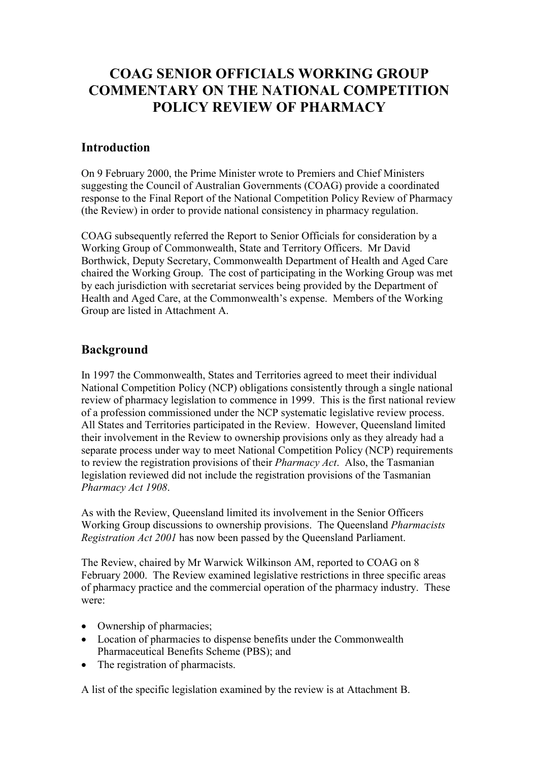# COAG SENIOR OFFICIALS WORKING GROUP COMMENTARY ON THE NATIONAL COMPETITION POLICY REVIEW OF PHARMACY

## Introduction

On 9 February 2000, the Prime Minister wrote to Premiers and Chief Ministers suggesting the Council of Australian Governments (COAG) provide a coordinated response to the Final Report of the National Competition Policy Review of Pharmacy (the Review) in order to provide national consistency in pharmacy regulation.

COAG subsequently referred the Report to Senior Officials for consideration by a Working Group of Commonwealth, State and Territory Officers. Mr David Borthwick, Deputy Secretary, Commonwealth Department of Health and Aged Care chaired the Working Group. The cost of participating in the Working Group was met by each jurisdiction with secretariat services being provided by the Department of Health and Aged Care, at the Commonwealth's expense. Members of the Working Group are listed in Attachment A.

## Background

In 1997 the Commonwealth, States and Territories agreed to meet their individual National Competition Policy (NCP) obligations consistently through a single national review of pharmacy legislation to commence in 1999. This is the first national review of a profession commissioned under the NCP systematic legislative review process. All States and Territories participated in the Review. However, Queensland limited their involvement in the Review to ownership provisions only as they already had a separate process under way to meet National Competition Policy (NCP) requirements to review the registration provisions of their *Pharmacy Act*. Also, the Tasmanian legislation reviewed did not include the registration provisions of the Tasmanian *Pharmacy Act 1908*.

As with the Review, Queensland limited its involvement in the Senior Officers Working Group discussions to ownership provisions. The Queensland *Pharmacists Registration Act 2001* has now been passed by the Queensland Parliament.

The Review, chaired by Mr Warwick Wilkinson AM, reported to COAG on 8 February 2000. The Review examined legislative restrictions in three specific areas of pharmacy practice and the commercial operation of the pharmacy industry. These were:

- Ownership of pharmacies;
- Location of pharmacies to dispense benefits under the Commonwealth Pharmaceutical Benefits Scheme (PBS); and
- The registration of pharmacists.

A list of the specific legislation examined by the review is at Attachment B.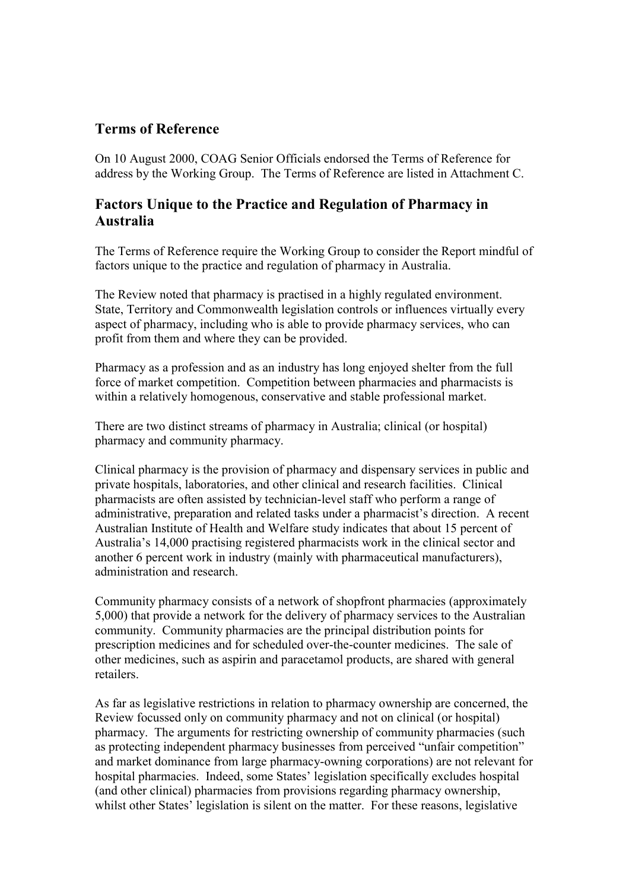## Terms of Reference

On 10 August 2000, COAG Senior Officials endorsed the Terms of Reference for address by the Working Group. The Terms of Reference are listed in Attachment C.

## Factors Unique to the Practice and Regulation of Pharmacy in Australia

The Terms of Reference require the Working Group to consider the Report mindful of factors unique to the practice and regulation of pharmacy in Australia.

The Review noted that pharmacy is practised in a highly regulated environment. State, Territory and Commonwealth legislation controls or influences virtually every aspect of pharmacy, including who is able to provide pharmacy services, who can profit from them and where they can be provided.

Pharmacy as a profession and as an industry has long enjoyed shelter from the full force of market competition. Competition between pharmacies and pharmacists is within a relatively homogenous, conservative and stable professional market.

There are two distinct streams of pharmacy in Australia; clinical (or hospital) pharmacy and community pharmacy.

Clinical pharmacy is the provision of pharmacy and dispensary services in public and private hospitals, laboratories, and other clinical and research facilities. Clinical pharmacists are often assisted by technician-level staff who perform a range of administrative, preparation and related tasks under a pharmacist's direction. A recent Australian Institute of Health and Welfare study indicates that about 15 percent of Australia's 14,000 practising registered pharmacists work in the clinical sector and another 6 percent work in industry (mainly with pharmaceutical manufacturers), administration and research.

Community pharmacy consists of a network of shopfront pharmacies (approximately 5,000) that provide a network for the delivery of pharmacy services to the Australian community. Community pharmacies are the principal distribution points for prescription medicines and for scheduled over-the-counter medicines. The sale of other medicines, such as aspirin and paracetamol products, are shared with general retailers.

As far as legislative restrictions in relation to pharmacy ownership are concerned, the Review focussed only on community pharmacy and not on clinical (or hospital) pharmacy. The arguments for restricting ownership of community pharmacies (such as protecting independent pharmacy businesses from perceived "unfair competition" and market dominance from large pharmacy-owning corporations) are not relevant for hospital pharmacies. Indeed, some States' legislation specifically excludes hospital (and other clinical) pharmacies from provisions regarding pharmacy ownership, whilst other States' legislation is silent on the matter. For these reasons, legislative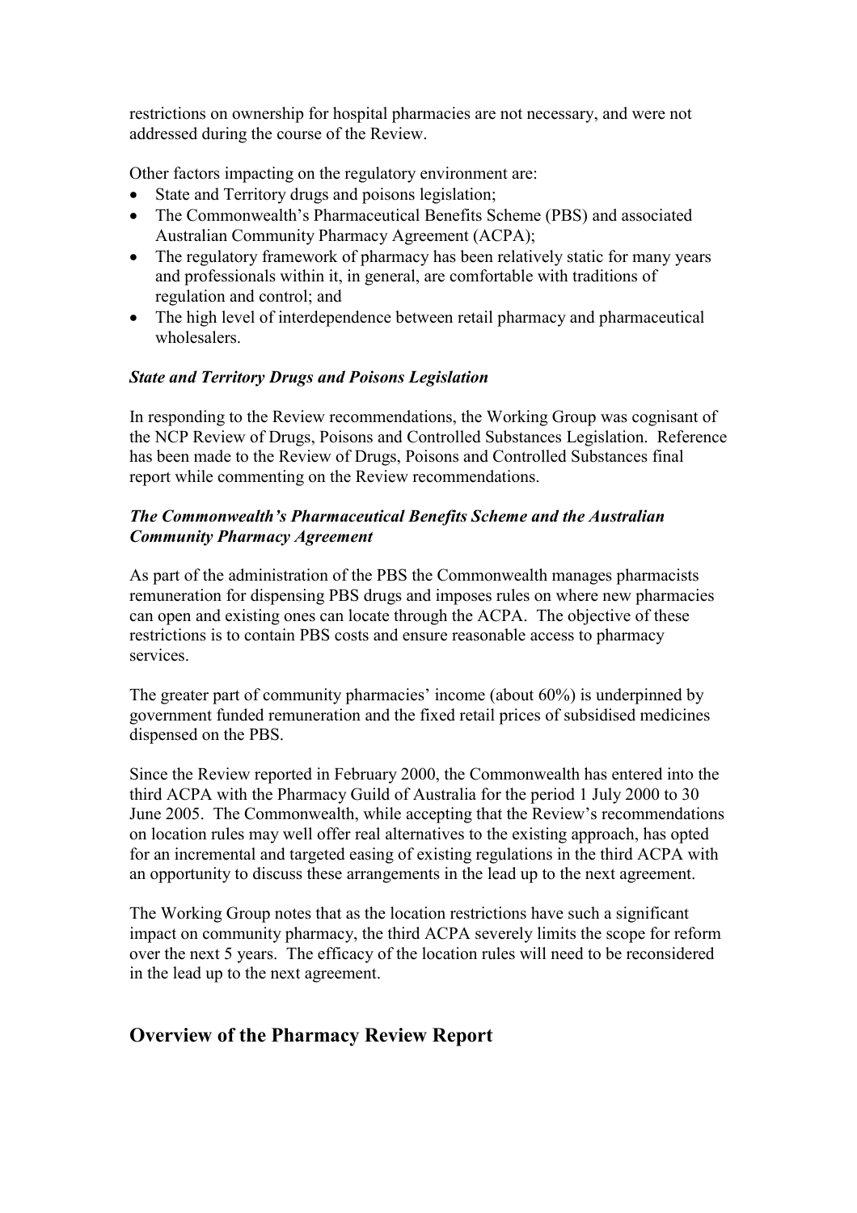restrictions on ownership for hospital pharmacies are not necessary, and were not addressed during the course of the Review.

Other factors impacting on the regulatory environment are:

- State and Territory drugs and poisons legislation;
- The Commonwealth's Pharmaceutical Benefits Scheme (PBS) and associated Australian Community Pharmacy Agreement (ACPA);
- The regulatory framework of pharmacy has been relatively static for many years and professionals within it, in general, are comfortable with traditions of regulation and control; and
- The high level of interdependence between retail pharmacy and pharmaceutical wholesalers.

***State and Territory Drugs and Poisons Legislation***

In responding to the Review recommendations, the Working Group was cognisant of the NCP Review of Drugs, Poisons and Controlled Substances Legislation. Reference has been made to the Review of Drugs, Poisons and Controlled Substances final report while commenting on the Review recommendations.

***The Commonwealth's Pharmaceutical Benefits Scheme and the Australian Community Pharmacy Agreement***

As part of the administration of the PBS the Commonwealth manages pharmacists remuneration for dispensing PBS drugs and imposes rules on where new pharmacies can open and existing ones can locate through the ACPA. The objective of these restrictions is to contain PBS costs and ensure reasonable access to pharmacy services.

The greater part of community pharmacies' income (about 60%) is underpinned by government funded remuneration and the fixed retail prices of subsidised medicines dispensed on the PBS.

Since the Review reported in February 2000, the Commonwealth has entered into the third ACPA with the Pharmacy Guild of Australia for the period 1 July 2000 to 30 June 2005. The Commonwealth, while accepting that the Review's recommendations on location rules may well offer real alternatives to the existing approach, has opted for an incremental and targeted easing of existing regulations in the third ACPA with an opportunity to discuss these arrangements in the lead up to the next agreement.

The Working Group notes that as the location restrictions have such a significant impact on community pharmacy, the third ACPA severely limits the scope for reform over the next 5 years. The efficacy of the location rules will need to be reconsidered in the lead up to the next agreement.

## Overview of the Pharmacy Review Report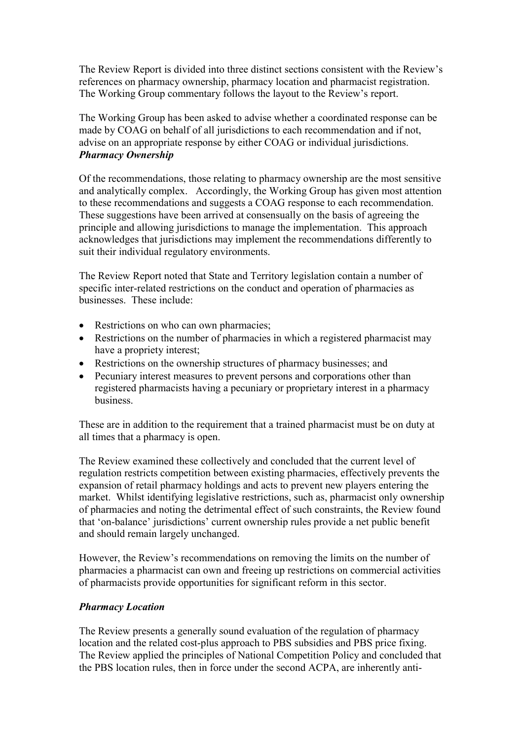The Review Report is divided into three distinct sections consistent with the Review's references on pharmacy ownership, pharmacy location and pharmacist registration. The Working Group commentary follows the layout to the Review's report.

The Working Group has been asked to advise whether a coordinated response can be made by COAG on behalf of all jurisdictions to each recommendation and if not, advise on an appropriate response by either COAG or individual jurisdictions.

***Pharmacy Ownership***

Of the recommendations, those relating to pharmacy ownership are the most sensitive and analytically complex. Accordingly, the Working Group has given most attention to these recommendations and suggests a COAG response to each recommendation. These suggestions have been arrived at consensually on the basis of agreeing the principle and allowing jurisdictions to manage the implementation. This approach acknowledges that jurisdictions may implement the recommendations differently to suit their individual regulatory environments.

The Review Report noted that State and Territory legislation contain a number of specific inter-related restrictions on the conduct and operation of pharmacies as businesses. These include:

- Restrictions on who can own pharmacies;
- Restrictions on the number of pharmacies in which a registered pharmacist may have a propriety interest;
- Restrictions on the ownership structures of pharmacy businesses; and
- Pecuniary interest measures to prevent persons and corporations other than registered pharmacists having a pecuniary or proprietary interest in a pharmacy business.

These are in addition to the requirement that a trained pharmacist must be on duty at all times that a pharmacy is open.

The Review examined these collectively and concluded that the current level of regulation restricts competition between existing pharmacies, effectively prevents the expansion of retail pharmacy holdings and acts to prevent new players entering the market. Whilst identifying legislative restrictions, such as, pharmacist only ownership of pharmacies and noting the detrimental effect of such constraints, the Review found that 'on-balance' jurisdictions' current ownership rules provide a net public benefit and should remain largely unchanged.

However, the Review's recommendations on removing the limits on the number of pharmacies a pharmacist can own and freeing up restrictions on commercial activities of pharmacists provide opportunities for significant reform in this sector.

***Pharmacy Location***

The Review presents a generally sound evaluation of the regulation of pharmacy location and the related cost-plus approach to PBS subsidies and PBS price fixing. The Review applied the principles of National Competition Policy and concluded that the PBS location rules, then in force under the second ACPA, are inherently anti-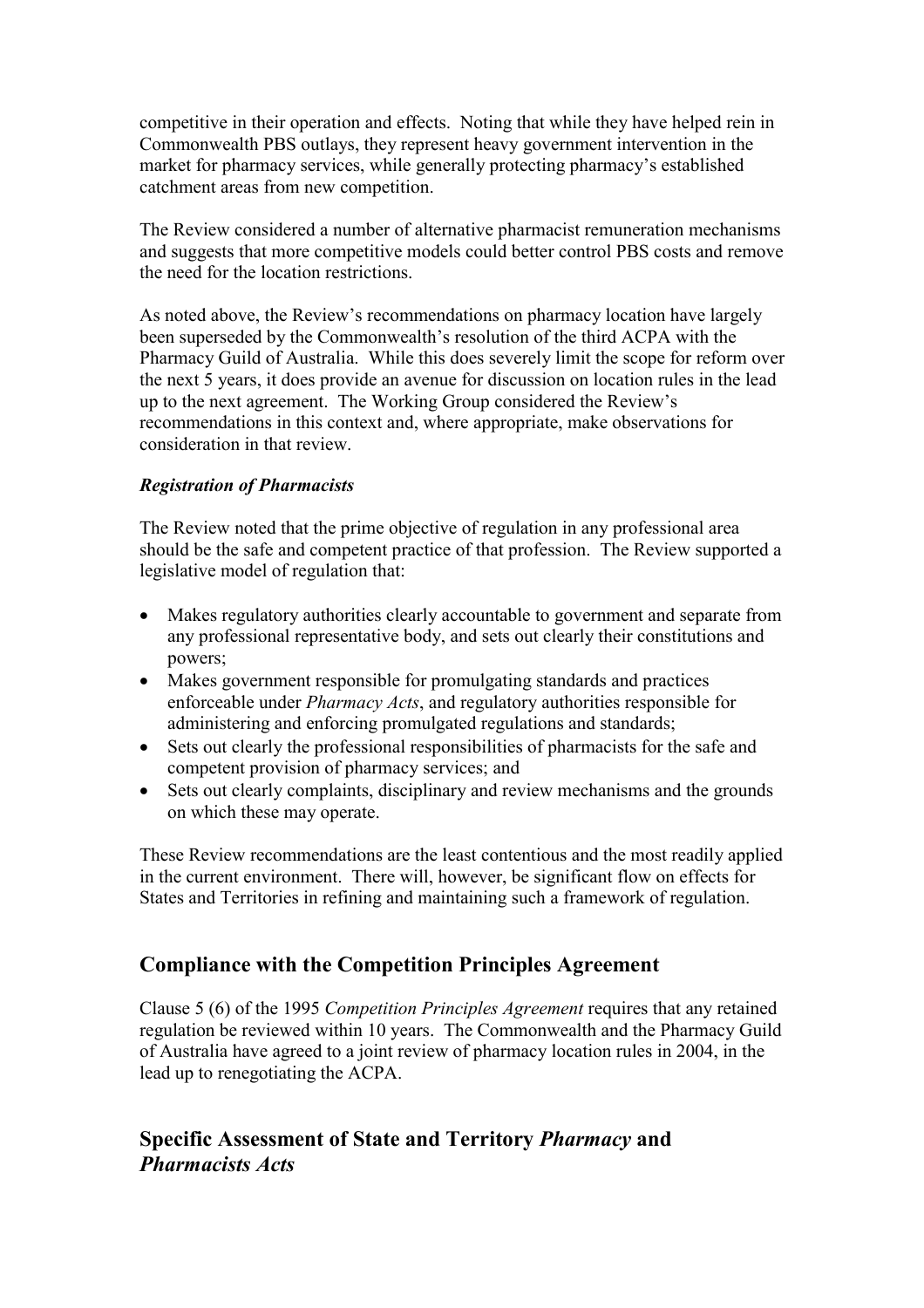competitive in their operation and effects. Noting that while they have helped rein in Commonwealth PBS outlays, they represent heavy government intervention in the market for pharmacy services, while generally protecting pharmacy's established catchment areas from new competition.

The Review considered a number of alternative pharmacist remuneration mechanisms and suggests that more competitive models could better control PBS costs and remove the need for the location restrictions.

As noted above, the Review's recommendations on pharmacy location have largely been superseded by the Commonwealth's resolution of the third ACPA with the Pharmacy Guild of Australia. While this does severely limit the scope for reform over the next 5 years, it does provide an avenue for discussion on location rules in the lead up to the next agreement. The Working Group considered the Review's recommendations in this context and, where appropriate, make observations for consideration in that review.

***Registration of Pharmacists***

The Review noted that the prime objective of regulation in any professional area should be the safe and competent practice of that profession. The Review supported a legislative model of regulation that:

- Makes regulatory authorities clearly accountable to government and separate from any professional representative body, and sets out clearly their constitutions and powers;
- Makes government responsible for promulgating standards and practices enforceable under *Pharmacy Acts*, and regulatory authorities responsible for administering and enforcing promulgated regulations and standards;
- Sets out clearly the professional responsibilities of pharmacists for the safe and competent provision of pharmacy services; and
- Sets out clearly complaints, disciplinary and review mechanisms and the grounds on which these may operate.

These Review recommendations are the least contentious and the most readily applied in the current environment. There will, however, be significant flow on effects for States and Territories in refining and maintaining such a framework of regulation.

## Compliance with the Competition Principles Agreement

Clause 5 (6) of the 1995 *Competition Principles Agreement* requires that any retained regulation be reviewed within 10 years. The Commonwealth and the Pharmacy Guild of Australia have agreed to a joint review of pharmacy location rules in 2004, in the lead up to renegotiating the ACPA.

## Specific Assessment of State and Territory *Pharmacy* and *Pharmacists Acts*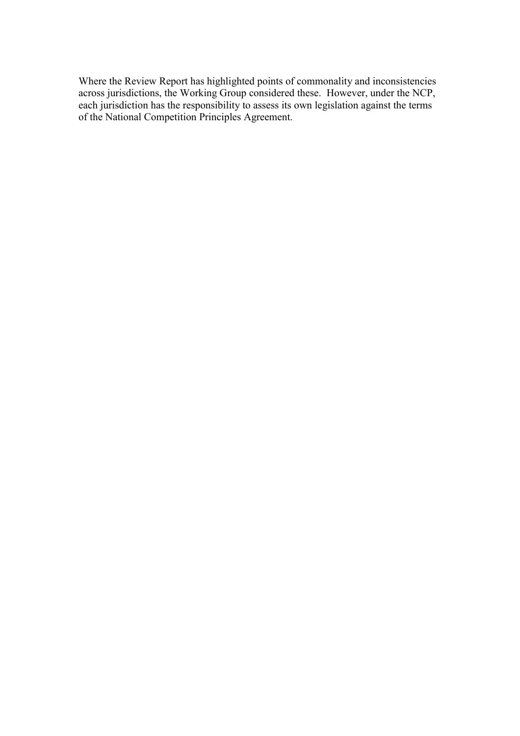Where the Review Report has highlighted points of commonality and inconsistencies across jurisdictions, the Working Group considered these. However, under the NCP, each jurisdiction has the responsibility to assess its own legislation against the terms of the National Competition Principles Agreement.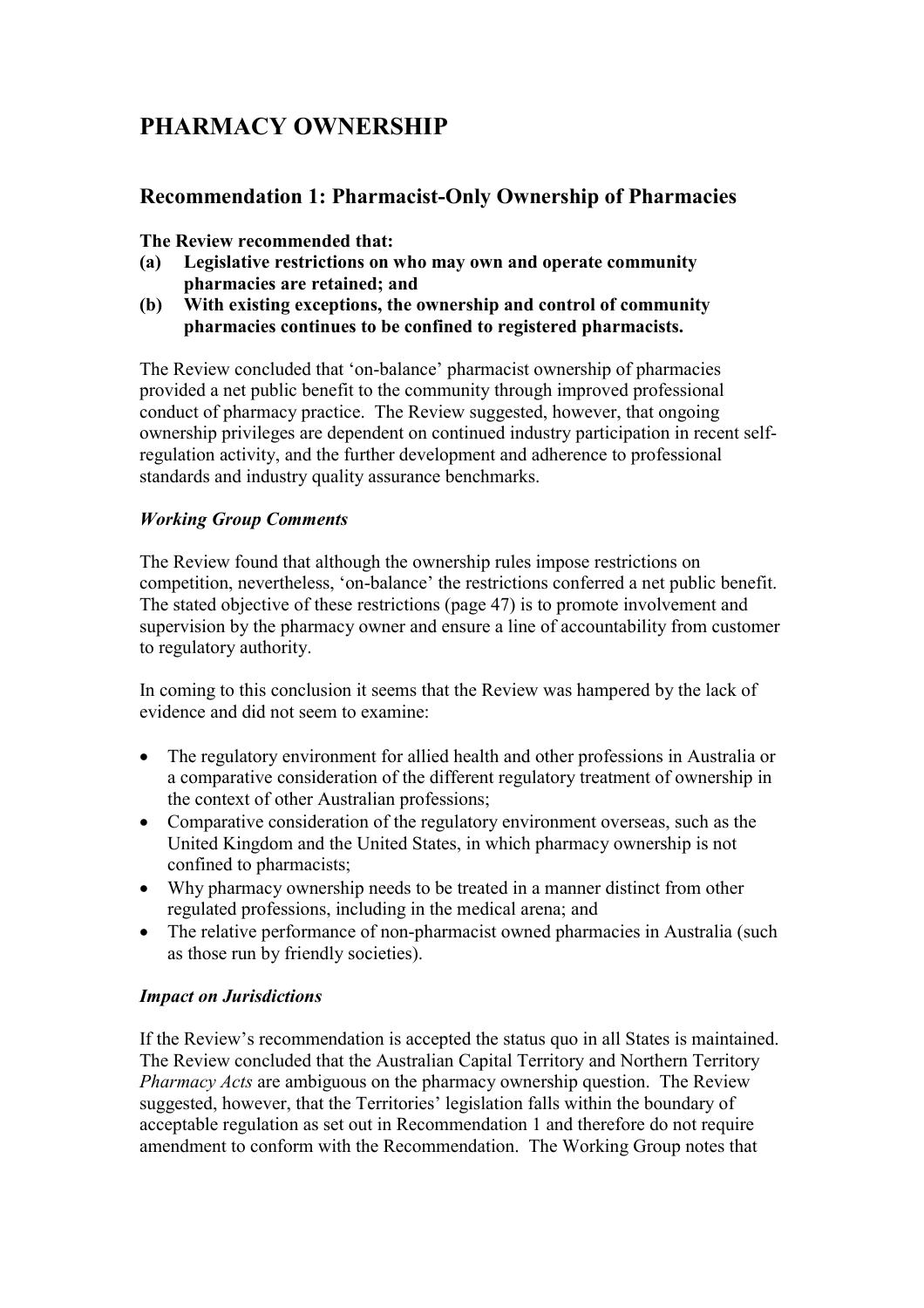# PHARMACY OWNERSHIP

## Recommendation 1: Pharmacist-Only Ownership of Pharmacies

**The Review recommended that:**

**(a) Legislative restrictions on who may own and operate community pharmacies are retained; and**

**(b) With existing exceptions, the ownership and control of community pharmacies continues to be confined to registered pharmacists.**

The Review concluded that 'on-balance' pharmacist ownership of pharmacies provided a net public benefit to the community through improved professional conduct of pharmacy practice. The Review suggested, however, that ongoing ownership privileges are dependent on continued industry participation in recent self-regulation activity, and the further development and adherence to professional standards and industry quality assurance benchmarks.

### *Working Group Comments*

The Review found that although the ownership rules impose restrictions on competition, nevertheless, 'on-balance' the restrictions conferred a net public benefit. The stated objective of these restrictions (page 47) is to promote involvement and supervision by the pharmacy owner and ensure a line of accountability from customer to regulatory authority.

In coming to this conclusion it seems that the Review was hampered by the lack of evidence and did not seem to examine:

- The regulatory environment for allied health and other professions in Australia or a comparative consideration of the different regulatory treatment of ownership in the context of other Australian professions;
- Comparative consideration of the regulatory environment overseas, such as the United Kingdom and the United States, in which pharmacy ownership is not confined to pharmacists;
- Why pharmacy ownership needs to be treated in a manner distinct from other regulated professions, including in the medical arena; and
- The relative performance of non-pharmacist owned pharmacies in Australia (such as those run by friendly societies).

### *Impact on Jurisdictions*

If the Review's recommendation is accepted the status quo in all States is maintained. The Review concluded that the Australian Capital Territory and Northern Territory *Pharmacy Acts* are ambiguous on the pharmacy ownership question. The Review suggested, however, that the Territories' legislation falls within the boundary of acceptable regulation as set out in Recommendation 1 and therefore do not require amendment to conform with the Recommendation. The Working Group notes that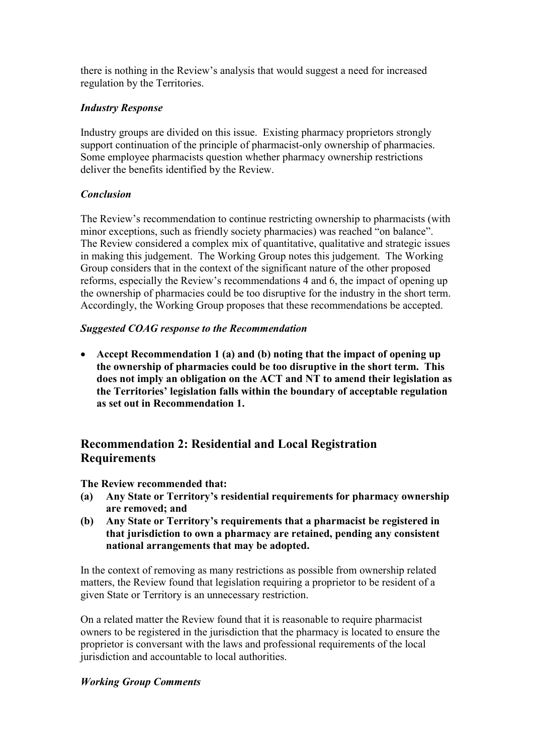there is nothing in the Review's analysis that would suggest a need for increased regulation by the Territories.

### *Industry Response*

Industry groups are divided on this issue. Existing pharmacy proprietors strongly support continuation of the principle of pharmacist-only ownership of pharmacies. Some employee pharmacists question whether pharmacy ownership restrictions deliver the benefits identified by the Review.

### *Conclusion*

The Review's recommendation to continue restricting ownership to pharmacists (with minor exceptions, such as friendly society pharmacies) was reached "on balance". The Review considered a complex mix of quantitative, qualitative and strategic issues in making this judgement. The Working Group notes this judgement. The Working Group considers that in the context of the significant nature of the other proposed reforms, especially the Review's recommendations 4 and 6, the impact of opening up the ownership of pharmacies could be too disruptive for the industry in the short term. Accordingly, the Working Group proposes that these recommendations be accepted.

### *Suggested COAG response to the Recommendation*

- **Accept Recommendation 1 (a) and (b) noting that the impact of opening up the ownership of pharmacies could be too disruptive in the short term. This does not imply an obligation on the ACT and NT to amend their legislation as the Territories' legislation falls within the boundary of acceptable regulation as set out in Recommendation 1.**

## Recommendation 2: Residential and Local Registration Requirements

**The Review recommended that:**

**(a) Any State or Territory's residential requirements for pharmacy ownership are removed; and**

**(b) Any State or Territory's requirements that a pharmacist be registered in that jurisdiction to own a pharmacy are retained, pending any consistent national arrangements that may be adopted.**

In the context of removing as many restrictions as possible from ownership related matters, the Review found that legislation requiring a proprietor to be resident of a given State or Territory is an unnecessary restriction.

On a related matter the Review found that it is reasonable to require pharmacist owners to be registered in the jurisdiction that the pharmacy is located to ensure the proprietor is conversant with the laws and professional requirements of the local jurisdiction and accountable to local authorities.

### *Working Group Comments*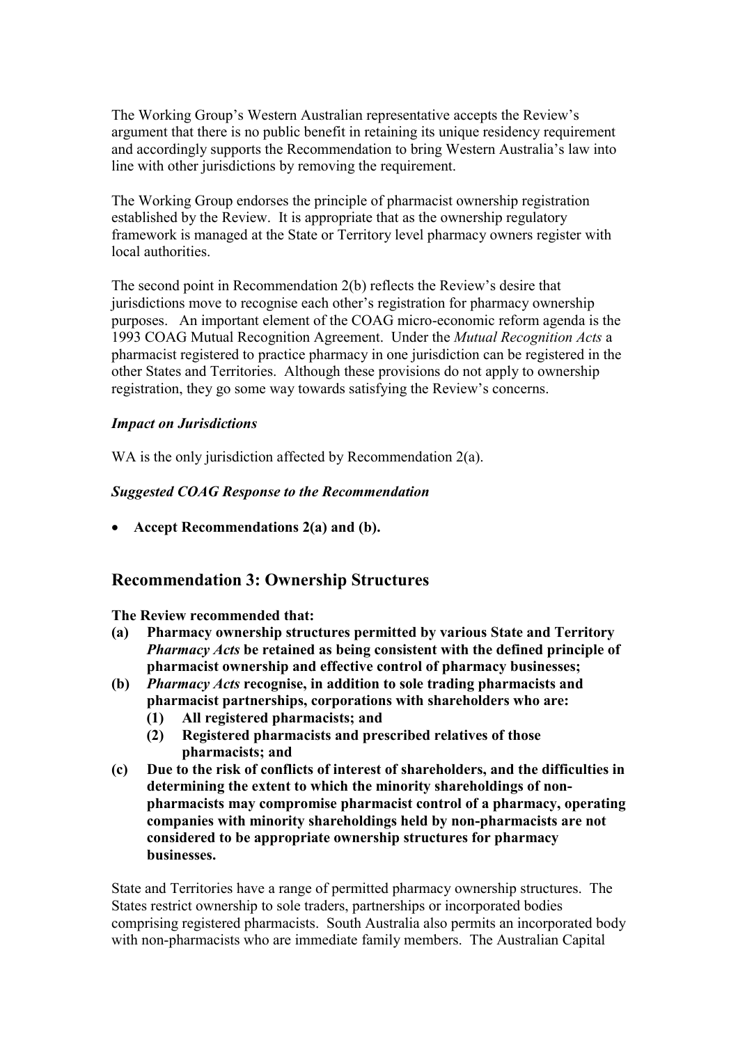The Working Group's Western Australian representative accepts the Review's argument that there is no public benefit in retaining its unique residency requirement and accordingly supports the Recommendation to bring Western Australia's law into line with other jurisdictions by removing the requirement.

The Working Group endorses the principle of pharmacist ownership registration established by the Review. It is appropriate that as the ownership regulatory framework is managed at the State or Territory level pharmacy owners register with local authorities.

The second point in Recommendation 2(b) reflects the Review's desire that jurisdictions move to recognise each other's registration for pharmacy ownership purposes. An important element of the COAG micro-economic reform agenda is the 1993 COAG Mutual Recognition Agreement. Under the *Mutual Recognition Acts* a pharmacist registered to practice pharmacy in one jurisdiction can be registered in the other States and Territories. Although these provisions do not apply to ownership registration, they go some way towards satisfying the Review's concerns.

***Impact on Jurisdictions***

WA is the only jurisdiction affected by Recommendation 2(a).

***Suggested COAG Response to the Recommendation***

- **Accept Recommendations 2(a) and (b).**

## Recommendation 3: Ownership Structures

**The Review recommended that:**

**(a) Pharmacy ownership structures permitted by various State and Territory *Pharmacy Acts* be retained as being consistent with the defined principle of pharmacist ownership and effective control of pharmacy businesses;**

**(b) *Pharmacy Acts* recognise, in addition to sole trading pharmacists and pharmacist partnerships, corporations with shareholders who are:**

**(1) All registered pharmacists; and**

**(2) Registered pharmacists and prescribed relatives of those pharmacists; and**

**(c) Due to the risk of conflicts of interest of shareholders, and the difficulties in determining the extent to which the minority shareholdings of non-pharmacists may compromise pharmacist control of a pharmacy, operating companies with minority shareholdings held by non-pharmacists are not considered to be appropriate ownership structures for pharmacy businesses.**

State and Territories have a range of permitted pharmacy ownership structures. The States restrict ownership to sole traders, partnerships or incorporated bodies comprising registered pharmacists. South Australia also permits an incorporated body with non-pharmacists who are immediate family members. The Australian Capital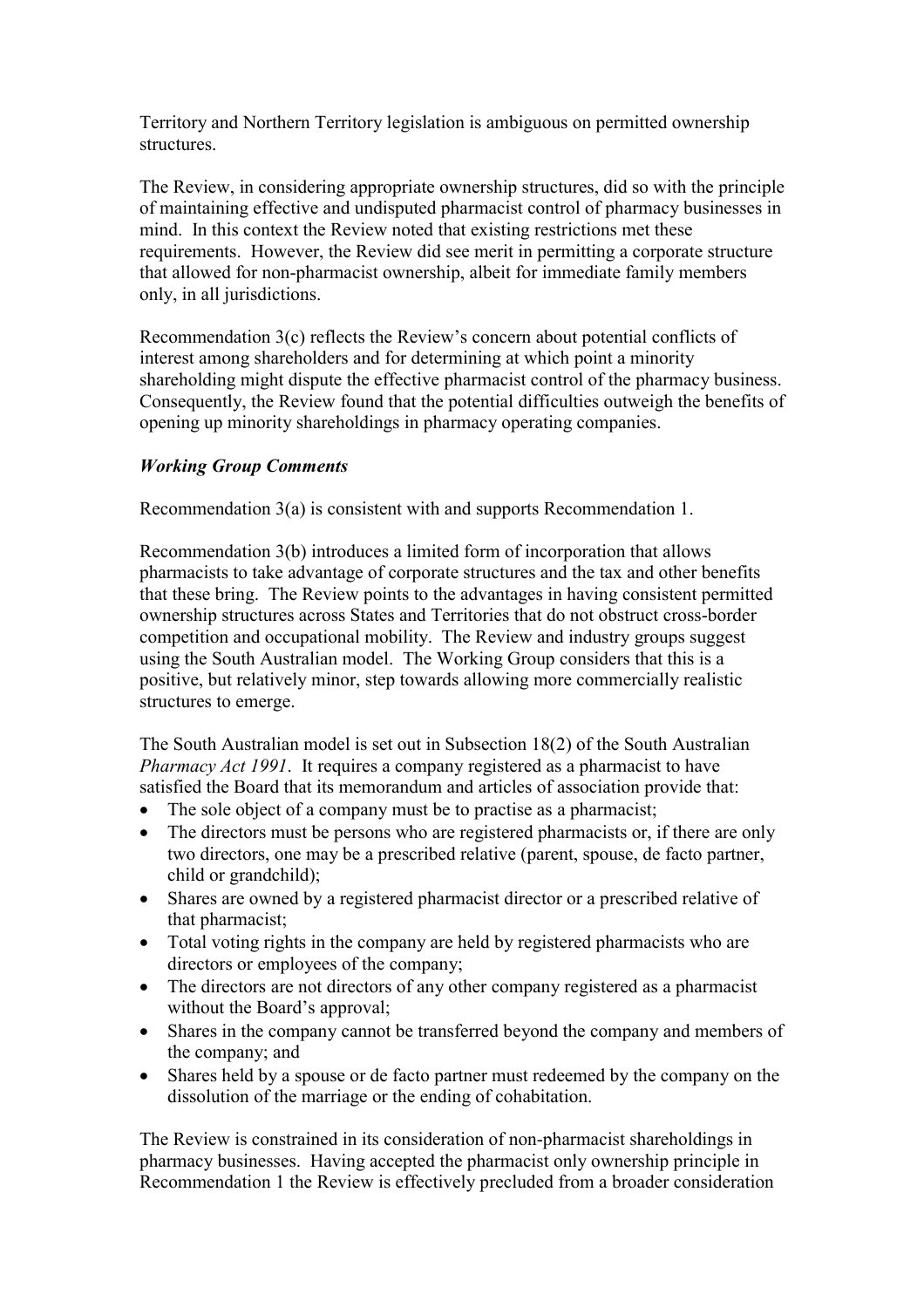Territory and Northern Territory legislation is ambiguous on permitted ownership structures.

The Review, in considering appropriate ownership structures, did so with the principle of maintaining effective and undisputed pharmacist control of pharmacy businesses in mind. In this context the Review noted that existing restrictions met these requirements. However, the Review did see merit in permitting a corporate structure that allowed for non-pharmacist ownership, albeit for immediate family members only, in all jurisdictions.

Recommendation 3(c) reflects the Review's concern about potential conflicts of interest among shareholders and for determining at which point a minority shareholding might dispute the effective pharmacist control of the pharmacy business. Consequently, the Review found that the potential difficulties outweigh the benefits of opening up minority shareholdings in pharmacy operating companies.

### *Working Group Comments*

Recommendation 3(a) is consistent with and supports Recommendation 1.

Recommendation 3(b) introduces a limited form of incorporation that allows pharmacists to take advantage of corporate structures and the tax and other benefits that these bring. The Review points to the advantages in having consistent permitted ownership structures across States and Territories that do not obstruct cross-border competition and occupational mobility. The Review and industry groups suggest using the South Australian model. The Working Group considers that this is a positive, but relatively minor, step towards allowing more commercially realistic structures to emerge.

The South Australian model is set out in Subsection 18(2) of the South Australian *Pharmacy Act 1991*. It requires a company registered as a pharmacist to have satisfied the Board that its memorandum and articles of association provide that:

- The sole object of a company must be to practise as a pharmacist;
- The directors must be persons who are registered pharmacists or, if there are only two directors, one may be a prescribed relative (parent, spouse, de facto partner, child or grandchild);
- Shares are owned by a registered pharmacist director or a prescribed relative of that pharmacist;
- Total voting rights in the company are held by registered pharmacists who are directors or employees of the company;
- The directors are not directors of any other company registered as a pharmacist without the Board's approval;
- Shares in the company cannot be transferred beyond the company and members of the company; and
- Shares held by a spouse or de facto partner must redeemed by the company on the dissolution of the marriage or the ending of cohabitation.

The Review is constrained in its consideration of non-pharmacist shareholdings in pharmacy businesses. Having accepted the pharmacist only ownership principle in Recommendation 1 the Review is effectively precluded from a broader consideration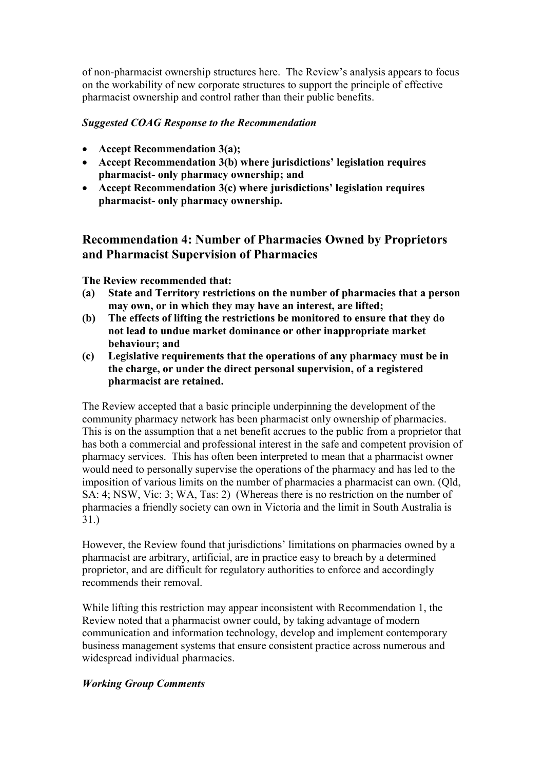of non-pharmacist ownership structures here. The Review's analysis appears to focus on the workability of new corporate structures to support the principle of effective pharmacist ownership and control rather than their public benefits.

***Suggested COAG Response to the Recommendation***

- **Accept Recommendation 3(a);**
- **Accept Recommendation 3(b) where jurisdictions' legislation requires pharmacist- only pharmacy ownership; and**
- **Accept Recommendation 3(c) where jurisdictions' legislation requires pharmacist- only pharmacy ownership.**

## Recommendation 4: Number of Pharmacies Owned by Proprietors and Pharmacist Supervision of Pharmacies

**The Review recommended that:**

**(a) State and Territory restrictions on the number of pharmacies that a person may own, or in which they may have an interest, are lifted;**

**(b) The effects of lifting the restrictions be monitored to ensure that they do not lead to undue market dominance or other inappropriate market behaviour; and**

**(c) Legislative requirements that the operations of any pharmacy must be in the charge, or under the direct personal supervision, of a registered pharmacist are retained.**

The Review accepted that a basic principle underpinning the development of the community pharmacy network has been pharmacist only ownership of pharmacies. This is on the assumption that a net benefit accrues to the public from a proprietor that has both a commercial and professional interest in the safe and competent provision of pharmacy services. This has often been interpreted to mean that a pharmacist owner would need to personally supervise the operations of the pharmacy and has led to the imposition of various limits on the number of pharmacies a pharmacist can own. (Qld, SA: 4; NSW, Vic: 3; WA, Tas: 2) (Whereas there is no restriction on the number of pharmacies a friendly society can own in Victoria and the limit in South Australia is 31.)

However, the Review found that jurisdictions' limitations on pharmacies owned by a pharmacist are arbitrary, artificial, are in practice easy to breach by a determined proprietor, and are difficult for regulatory authorities to enforce and accordingly recommends their removal.

While lifting this restriction may appear inconsistent with Recommendation 1, the Review noted that a pharmacist owner could, by taking advantage of modern communication and information technology, develop and implement contemporary business management systems that ensure consistent practice across numerous and widespread individual pharmacies.

***Working Group Comments***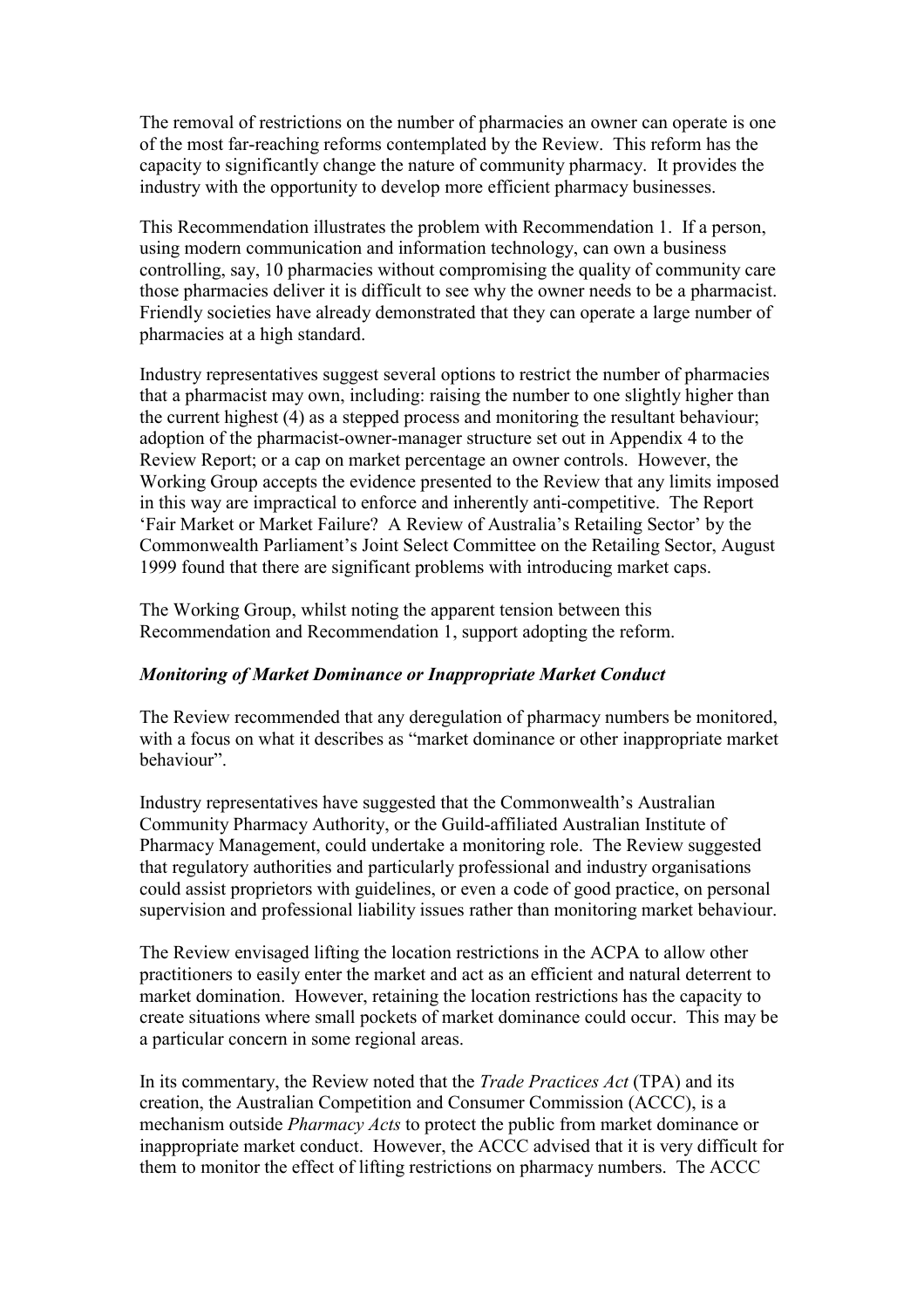The removal of restrictions on the number of pharmacies an owner can operate is one of the most far-reaching reforms contemplated by the Review. This reform has the capacity to significantly change the nature of community pharmacy. It provides the industry with the opportunity to develop more efficient pharmacy businesses.

This Recommendation illustrates the problem with Recommendation 1. If a person, using modern communication and information technology, can own a business controlling, say, 10 pharmacies without compromising the quality of community care those pharmacies deliver it is difficult to see why the owner needs to be a pharmacist. Friendly societies have already demonstrated that they can operate a large number of pharmacies at a high standard.

Industry representatives suggest several options to restrict the number of pharmacies that a pharmacist may own, including: raising the number to one slightly higher than the current highest (4) as a stepped process and monitoring the resultant behaviour; adoption of the pharmacist-owner-manager structure set out in Appendix 4 to the Review Report; or a cap on market percentage an owner controls. However, the Working Group accepts the evidence presented to the Review that any limits imposed in this way are impractical to enforce and inherently anti-competitive. The Report 'Fair Market or Market Failure? A Review of Australia's Retailing Sector' by the Commonwealth Parliament's Joint Select Committee on the Retailing Sector, August 1999 found that there are significant problems with introducing market caps.

The Working Group, whilst noting the apparent tension between this Recommendation and Recommendation 1, support adopting the reform.

***Monitoring of Market Dominance or Inappropriate Market Conduct***

The Review recommended that any deregulation of pharmacy numbers be monitored, with a focus on what it describes as "market dominance or other inappropriate market behaviour".

Industry representatives have suggested that the Commonwealth's Australian Community Pharmacy Authority, or the Guild-affiliated Australian Institute of Pharmacy Management, could undertake a monitoring role. The Review suggested that regulatory authorities and particularly professional and industry organisations could assist proprietors with guidelines, or even a code of good practice, on personal supervision and professional liability issues rather than monitoring market behaviour.

The Review envisaged lifting the location restrictions in the ACPA to allow other practitioners to easily enter the market and act as an efficient and natural deterrent to market domination. However, retaining the location restrictions has the capacity to create situations where small pockets of market dominance could occur. This may be a particular concern in some regional areas.

In its commentary, the Review noted that the *Trade Practices Act* (TPA) and its creation, the Australian Competition and Consumer Commission (ACCC), is a mechanism outside *Pharmacy Acts* to protect the public from market dominance or inappropriate market conduct. However, the ACCC advised that it is very difficult for them to monitor the effect of lifting restrictions on pharmacy numbers. The ACCC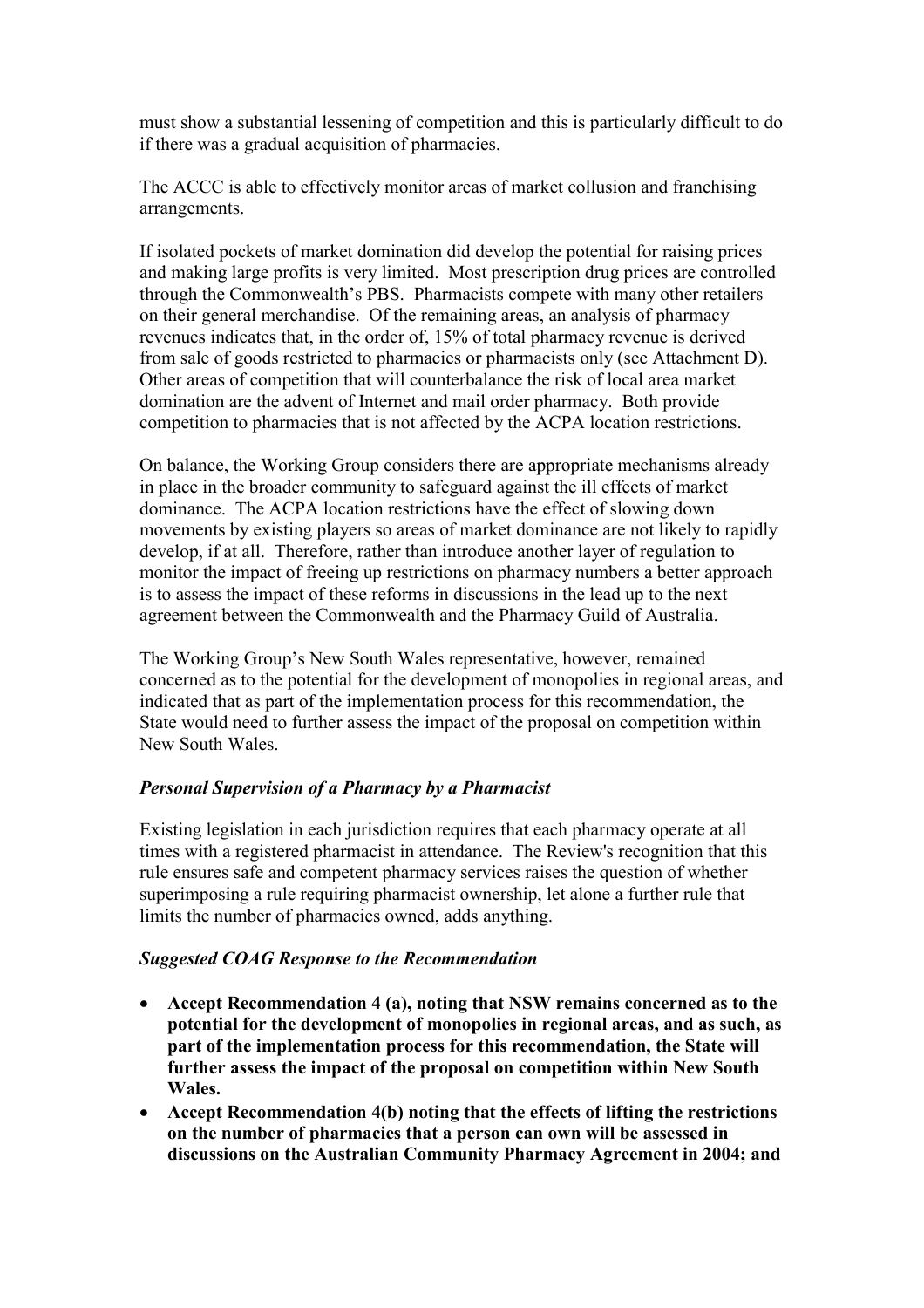must show a substantial lessening of competition and this is particularly difficult to do if there was a gradual acquisition of pharmacies.

The ACCC is able to effectively monitor areas of market collusion and franchising arrangements.

If isolated pockets of market domination did develop the potential for raising prices and making large profits is very limited. Most prescription drug prices are controlled through the Commonwealth's PBS. Pharmacists compete with many other retailers on their general merchandise. Of the remaining areas, an analysis of pharmacy revenues indicates that, in the order of, 15% of total pharmacy revenue is derived from sale of goods restricted to pharmacies or pharmacists only (see Attachment D). Other areas of competition that will counterbalance the risk of local area market domination are the advent of Internet and mail order pharmacy. Both provide competition to pharmacies that is not affected by the ACPA location restrictions.

On balance, the Working Group considers there are appropriate mechanisms already in place in the broader community to safeguard against the ill effects of market dominance. The ACPA location restrictions have the effect of slowing down movements by existing players so areas of market dominance are not likely to rapidly develop, if at all. Therefore, rather than introduce another layer of regulation to monitor the impact of freeing up restrictions on pharmacy numbers a better approach is to assess the impact of these reforms in discussions in the lead up to the next agreement between the Commonwealth and the Pharmacy Guild of Australia.

The Working Group's New South Wales representative, however, remained concerned as to the potential for the development of monopolies in regional areas, and indicated that as part of the implementation process for this recommendation, the State would need to further assess the impact of the proposal on competition within New South Wales.

### *Personal Supervision of a Pharmacy by a Pharmacist*

Existing legislation in each jurisdiction requires that each pharmacy operate at all times with a registered pharmacist in attendance. The Review's recognition that this rule ensures safe and competent pharmacy services raises the question of whether superimposing a rule requiring pharmacist ownership, let alone a further rule that limits the number of pharmacies owned, adds anything.

### *Suggested COAG Response to the Recommendation*

- **Accept Recommendation 4 (a), noting that NSW remains concerned as to the potential for the development of monopolies in regional areas, and as such, as part of the implementation process for this recommendation, the State will further assess the impact of the proposal on competition within New South Wales.**
- **Accept Recommendation 4(b) noting that the effects of lifting the restrictions on the number of pharmacies that a person can own will be assessed in discussions on the Australian Community Pharmacy Agreement in 2004; and**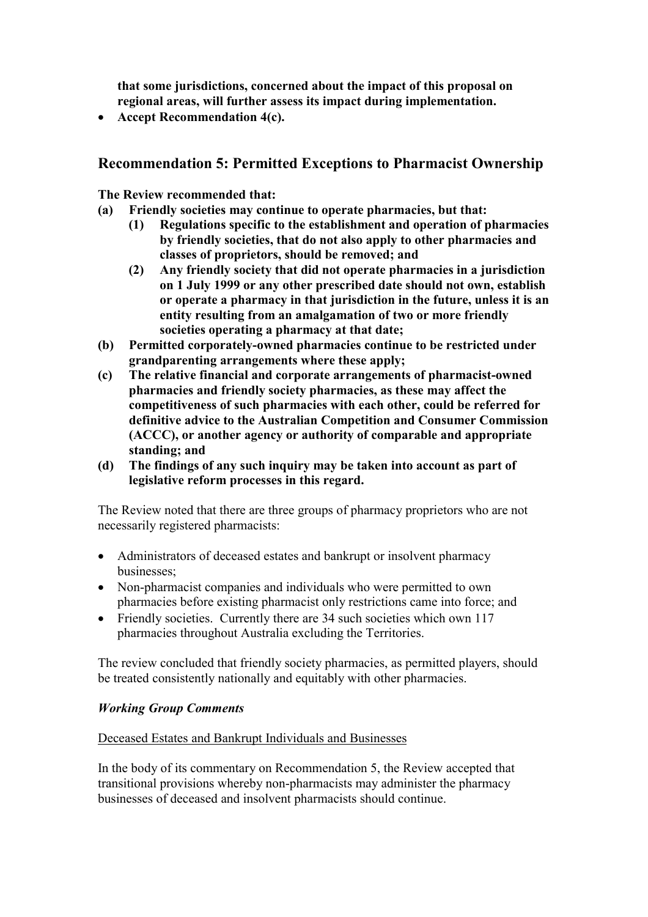**that some jurisdictions, concerned about the impact of this proposal on regional areas, will further assess its impact during implementation.**

- **Accept Recommendation 4(c).**

## Recommendation 5: Permitted Exceptions to Pharmacist Ownership

**The Review recommended that:**

**(a) Friendly societies may continue to operate pharmacies, but that:**

  **(1) Regulations specific to the establishment and operation of pharmacies by friendly societies, that do not also apply to other pharmacies and classes of proprietors, should be removed; and**

  **(2) Any friendly society that did not operate pharmacies in a jurisdiction on 1 July 1999 or any other prescribed date should not own, establish or operate a pharmacy in that jurisdiction in the future, unless it is an entity resulting from an amalgamation of two or more friendly societies operating a pharmacy at that date;**

**(b) Permitted corporately-owned pharmacies continue to be restricted under grandparenting arrangements where these apply;**

**(c) The relative financial and corporate arrangements of pharmacist-owned pharmacies and friendly society pharmacies, as these may affect the competitiveness of such pharmacies with each other, could be referred for definitive advice to the Australian Competition and Consumer Commission (ACCC), or another agency or authority of comparable and appropriate standing; and**

**(d) The findings of any such inquiry may be taken into account as part of legislative reform processes in this regard.**

The Review noted that there are three groups of pharmacy proprietors who are not necessarily registered pharmacists:

- Administrators of deceased estates and bankrupt or insolvent pharmacy businesses;
- Non-pharmacist companies and individuals who were permitted to own pharmacies before existing pharmacist only restrictions came into force; and
- Friendly societies. Currently there are 34 such societies which own 117 pharmacies throughout Australia excluding the Territories.

The review concluded that friendly society pharmacies, as permitted players, should be treated consistently nationally and equitably with other pharmacies.

### *Working Group Comments*

<u>Deceased Estates and Bankrupt Individuals and Businesses</u>

In the body of its commentary on Recommendation 5, the Review accepted that transitional provisions whereby non-pharmacists may administer the pharmacy businesses of deceased and insolvent pharmacists should continue.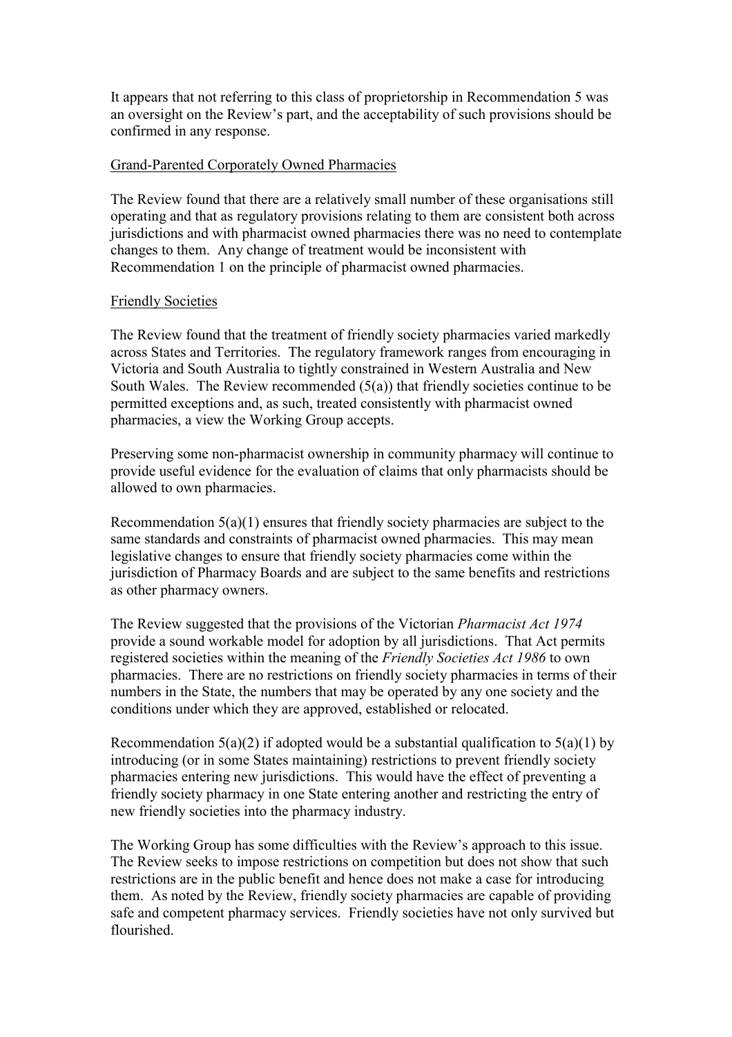It appears that not referring to this class of proprietorship in Recommendation 5 was an oversight on the Review's part, and the acceptability of such provisions should be confirmed in any response.

Grand-Parented Corporately Owned Pharmacies

The Review found that there are a relatively small number of these organisations still operating and that as regulatory provisions relating to them are consistent both across jurisdictions and with pharmacist owned pharmacies there was no need to contemplate changes to them. Any change of treatment would be inconsistent with Recommendation 1 on the principle of pharmacist owned pharmacies.

Friendly Societies

The Review found that the treatment of friendly society pharmacies varied markedly across States and Territories. The regulatory framework ranges from encouraging in Victoria and South Australia to tightly constrained in Western Australia and New South Wales. The Review recommended (5(a)) that friendly societies continue to be permitted exceptions and, as such, treated consistently with pharmacist owned pharmacies, a view the Working Group accepts.

Preserving some non-pharmacist ownership in community pharmacy will continue to provide useful evidence for the evaluation of claims that only pharmacists should be allowed to own pharmacies.

Recommendation 5(a)(1) ensures that friendly society pharmacies are subject to the same standards and constraints of pharmacist owned pharmacies. This may mean legislative changes to ensure that friendly society pharmacies come within the jurisdiction of Pharmacy Boards and are subject to the same benefits and restrictions as other pharmacy owners.

The Review suggested that the provisions of the Victorian *Pharmacist Act 1974* provide a sound workable model for adoption by all jurisdictions. That Act permits registered societies within the meaning of the *Friendly Societies Act 1986* to own pharmacies. There are no restrictions on friendly society pharmacies in terms of their numbers in the State, the numbers that may be operated by any one society and the conditions under which they are approved, established or relocated.

Recommendation 5(a)(2) if adopted would be a substantial qualification to 5(a)(1) by introducing (or in some States maintaining) restrictions to prevent friendly society pharmacies entering new jurisdictions. This would have the effect of preventing a friendly society pharmacy in one State entering another and restricting the entry of new friendly societies into the pharmacy industry.

The Working Group has some difficulties with the Review's approach to this issue. The Review seeks to impose restrictions on competition but does not show that such restrictions are in the public benefit and hence does not make a case for introducing them. As noted by the Review, friendly society pharmacies are capable of providing safe and competent pharmacy services. Friendly societies have not only survived but flourished.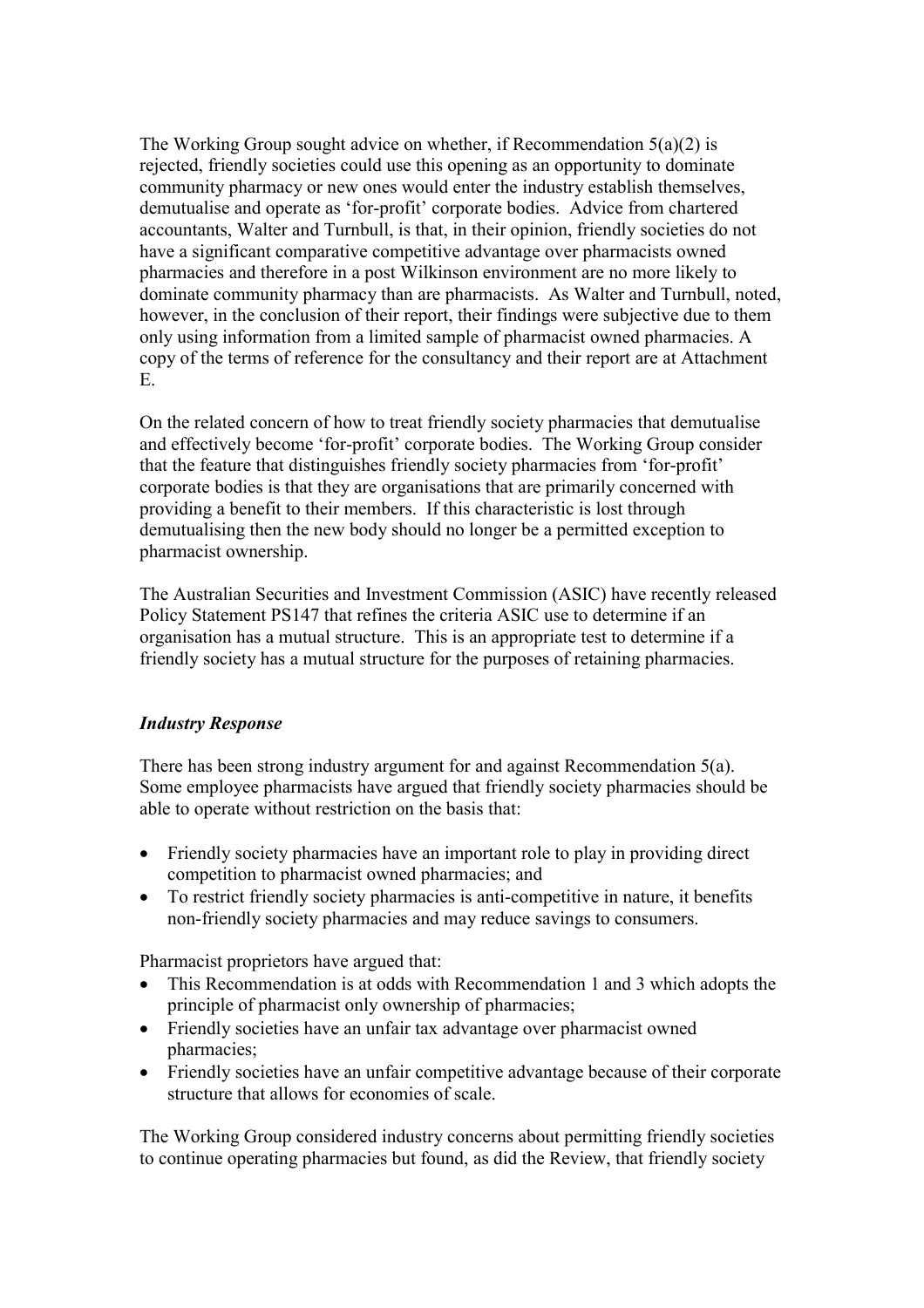The Working Group sought advice on whether, if Recommendation 5(a)(2) is rejected, friendly societies could use this opening as an opportunity to dominate community pharmacy or new ones would enter the industry establish themselves, demutualise and operate as 'for-profit' corporate bodies. Advice from chartered accountants, Walter and Turnbull, is that, in their opinion, friendly societies do not have a significant comparative competitive advantage over pharmacists owned pharmacies and therefore in a post Wilkinson environment are no more likely to dominate community pharmacy than are pharmacists. As Walter and Turnbull, noted, however, in the conclusion of their report, their findings were subjective due to them only using information from a limited sample of pharmacist owned pharmacies. A copy of the terms of reference for the consultancy and their report are at Attachment E.

On the related concern of how to treat friendly society pharmacies that demutualise and effectively become 'for-profit' corporate bodies. The Working Group consider that the feature that distinguishes friendly society pharmacies from 'for-profit' corporate bodies is that they are organisations that are primarily concerned with providing a benefit to their members. If this characteristic is lost through demutualising then the new body should no longer be a permitted exception to pharmacist ownership.

The Australian Securities and Investment Commission (ASIC) have recently released Policy Statement PS147 that refines the criteria ASIC use to determine if an organisation has a mutual structure. This is an appropriate test to determine if a friendly society has a mutual structure for the purposes of retaining pharmacies.

### *Industry Response*

There has been strong industry argument for and against Recommendation 5(a). Some employee pharmacists have argued that friendly society pharmacies should be able to operate without restriction on the basis that:

- Friendly society pharmacies have an important role to play in providing direct competition to pharmacist owned pharmacies; and
- To restrict friendly society pharmacies is anti-competitive in nature, it benefits non-friendly society pharmacies and may reduce savings to consumers.

Pharmacist proprietors have argued that:

- This Recommendation is at odds with Recommendation 1 and 3 which adopts the principle of pharmacist only ownership of pharmacies;
- Friendly societies have an unfair tax advantage over pharmacist owned pharmacies;
- Friendly societies have an unfair competitive advantage because of their corporate structure that allows for economies of scale.

The Working Group considered industry concerns about permitting friendly societies to continue operating pharmacies but found, as did the Review, that friendly society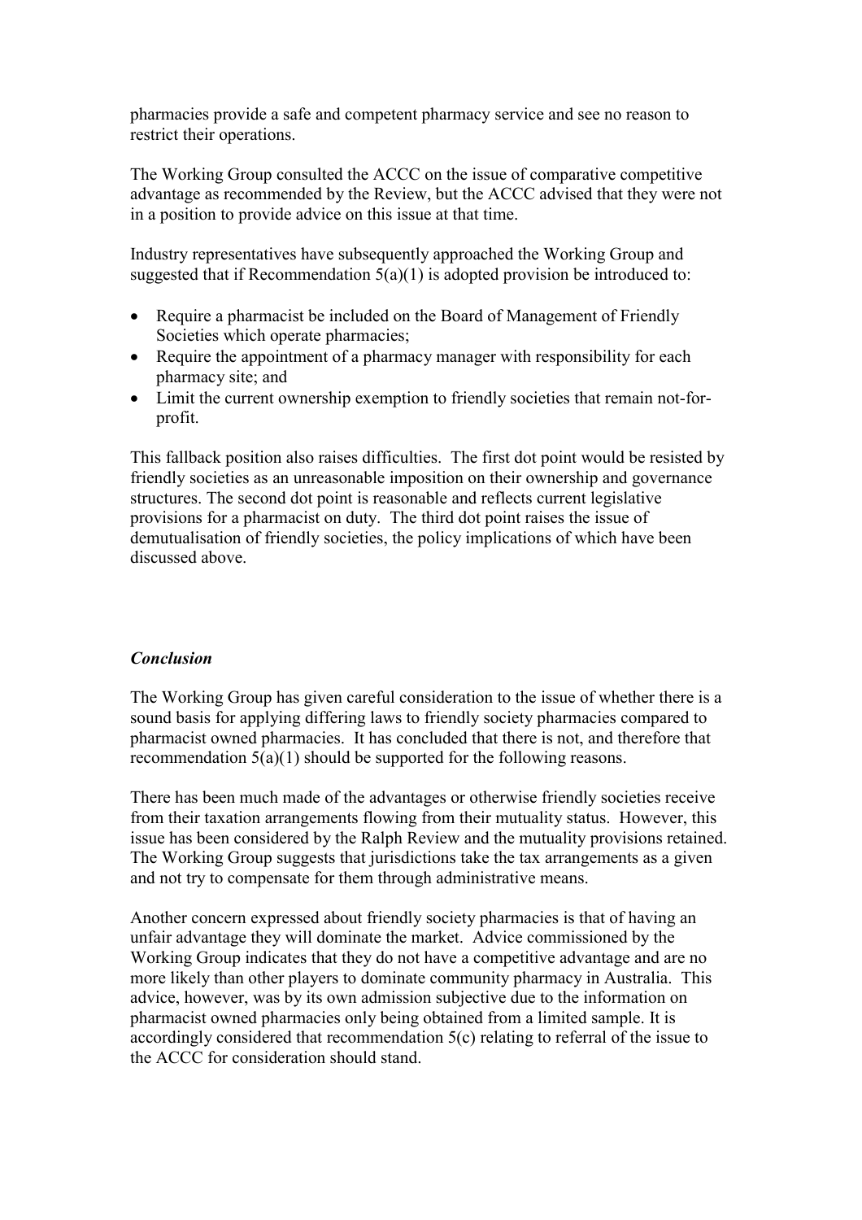pharmacies provide a safe and competent pharmacy service and see no reason to restrict their operations.

The Working Group consulted the ACCC on the issue of comparative competitive advantage as recommended by the Review, but the ACCC advised that they were not in a position to provide advice on this issue at that time.

Industry representatives have subsequently approached the Working Group and suggested that if Recommendation 5(a)(1) is adopted provision be introduced to:

- Require a pharmacist be included on the Board of Management of Friendly Societies which operate pharmacies;
- Require the appointment of a pharmacy manager with responsibility for each pharmacy site; and
- Limit the current ownership exemption to friendly societies that remain not-for-profit.

This fallback position also raises difficulties. The first dot point would be resisted by friendly societies as an unreasonable imposition on their ownership and governance structures. The second dot point is reasonable and reflects current legislative provisions for a pharmacist on duty. The third dot point raises the issue of demutualisation of friendly societies, the policy implications of which have been discussed above.

### *Conclusion*

The Working Group has given careful consideration to the issue of whether there is a sound basis for applying differing laws to friendly society pharmacies compared to pharmacist owned pharmacies. It has concluded that there is not, and therefore that recommendation 5(a)(1) should be supported for the following reasons.

There has been much made of the advantages or otherwise friendly societies receive from their taxation arrangements flowing from their mutuality status. However, this issue has been considered by the Ralph Review and the mutuality provisions retained. The Working Group suggests that jurisdictions take the tax arrangements as a given and not try to compensate for them through administrative means.

Another concern expressed about friendly society pharmacies is that of having an unfair advantage they will dominate the market. Advice commissioned by the Working Group indicates that they do not have a competitive advantage and are no more likely than other players to dominate community pharmacy in Australia. This advice, however, was by its own admission subjective due to the information on pharmacist owned pharmacies only being obtained from a limited sample. It is accordingly considered that recommendation 5(c) relating to referral of the issue to the ACCC for consideration should stand.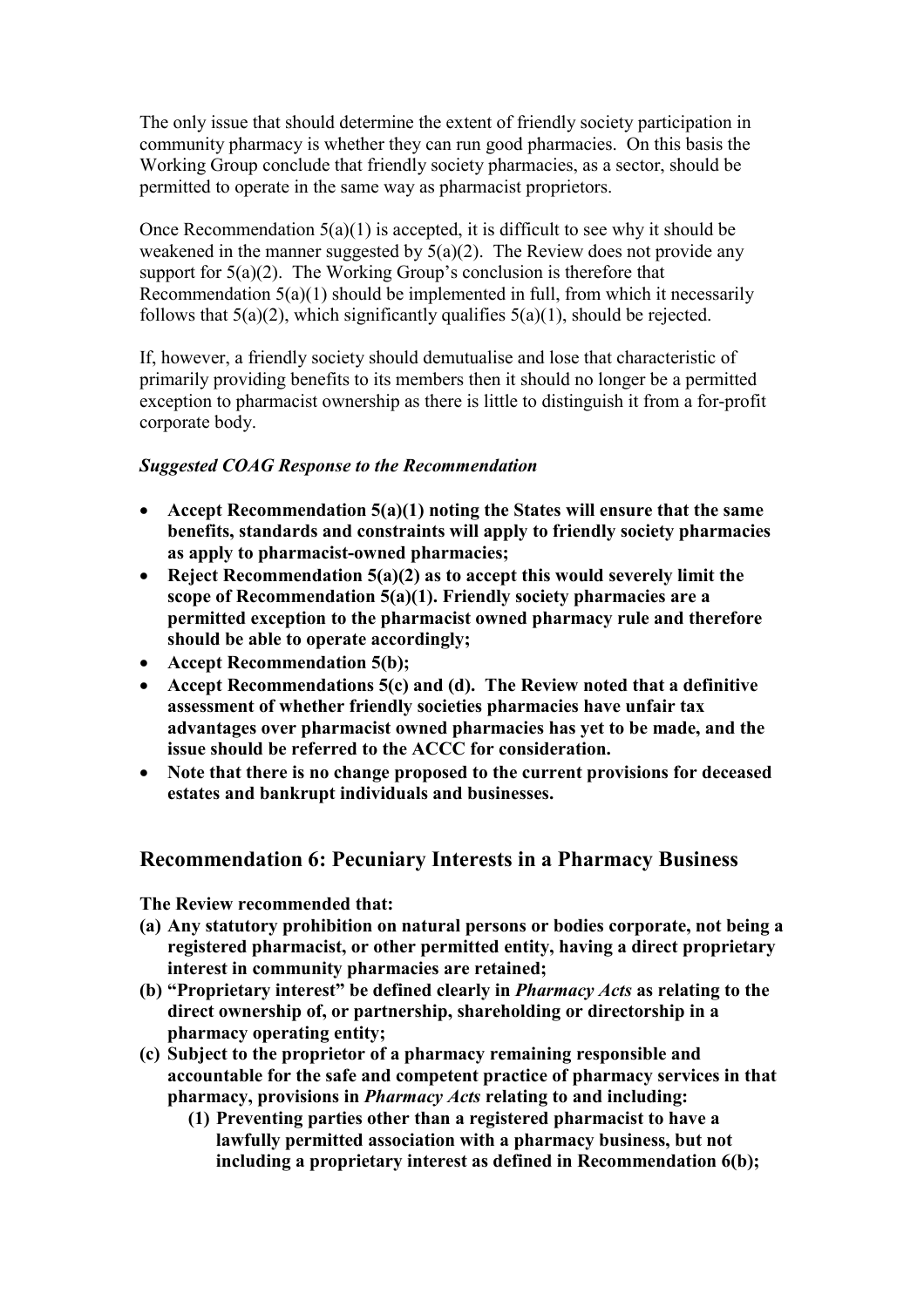The only issue that should determine the extent of friendly society participation in community pharmacy is whether they can run good pharmacies. On this basis the Working Group conclude that friendly society pharmacies, as a sector, should be permitted to operate in the same way as pharmacist proprietors.

Once Recommendation 5(a)(1) is accepted, it is difficult to see why it should be weakened in the manner suggested by 5(a)(2). The Review does not provide any support for 5(a)(2). The Working Group's conclusion is therefore that Recommendation 5(a)(1) should be implemented in full, from which it necessarily follows that 5(a)(2), which significantly qualifies 5(a)(1), should be rejected.

If, however, a friendly society should demutualise and lose that characteristic of primarily providing benefits to its members then it should no longer be a permitted exception to pharmacist ownership as there is little to distinguish it from a for-profit corporate body.

***Suggested COAG Response to the Recommendation***

- **Accept Recommendation 5(a)(1) noting the States will ensure that the same benefits, standards and constraints will apply to friendly society pharmacies as apply to pharmacist-owned pharmacies;**
- **Reject Recommendation 5(a)(2) as to accept this would severely limit the scope of Recommendation 5(a)(1). Friendly society pharmacies are a permitted exception to the pharmacist owned pharmacy rule and therefore should be able to operate accordingly;**
- **Accept Recommendation 5(b);**
- **Accept Recommendations 5(c) and (d). The Review noted that a definitive assessment of whether friendly societies pharmacies have unfair tax advantages over pharmacist owned pharmacies has yet to be made, and the issue should be referred to the ACCC for consideration.**
- **Note that there is no change proposed to the current provisions for deceased estates and bankrupt individuals and businesses.**

## Recommendation 6: Pecuniary Interests in a Pharmacy Business

**The Review recommended that:**

**(a) Any statutory prohibition on natural persons or bodies corporate, not being a registered pharmacist, or other permitted entity, having a direct proprietary interest in community pharmacies are retained;**

**(b) "Proprietary interest" be defined clearly in *Pharmacy Acts* as relating to the direct ownership of, or partnership, shareholding or directorship in a pharmacy operating entity;**

**(c) Subject to the proprietor of a pharmacy remaining responsible and accountable for the safe and competent practice of pharmacy services in that pharmacy, provisions in *Pharmacy Acts* relating to and including:**

**(1) Preventing parties other than a registered pharmacist to have a lawfully permitted association with a pharmacy business, but not including a proprietary interest as defined in Recommendation 6(b);**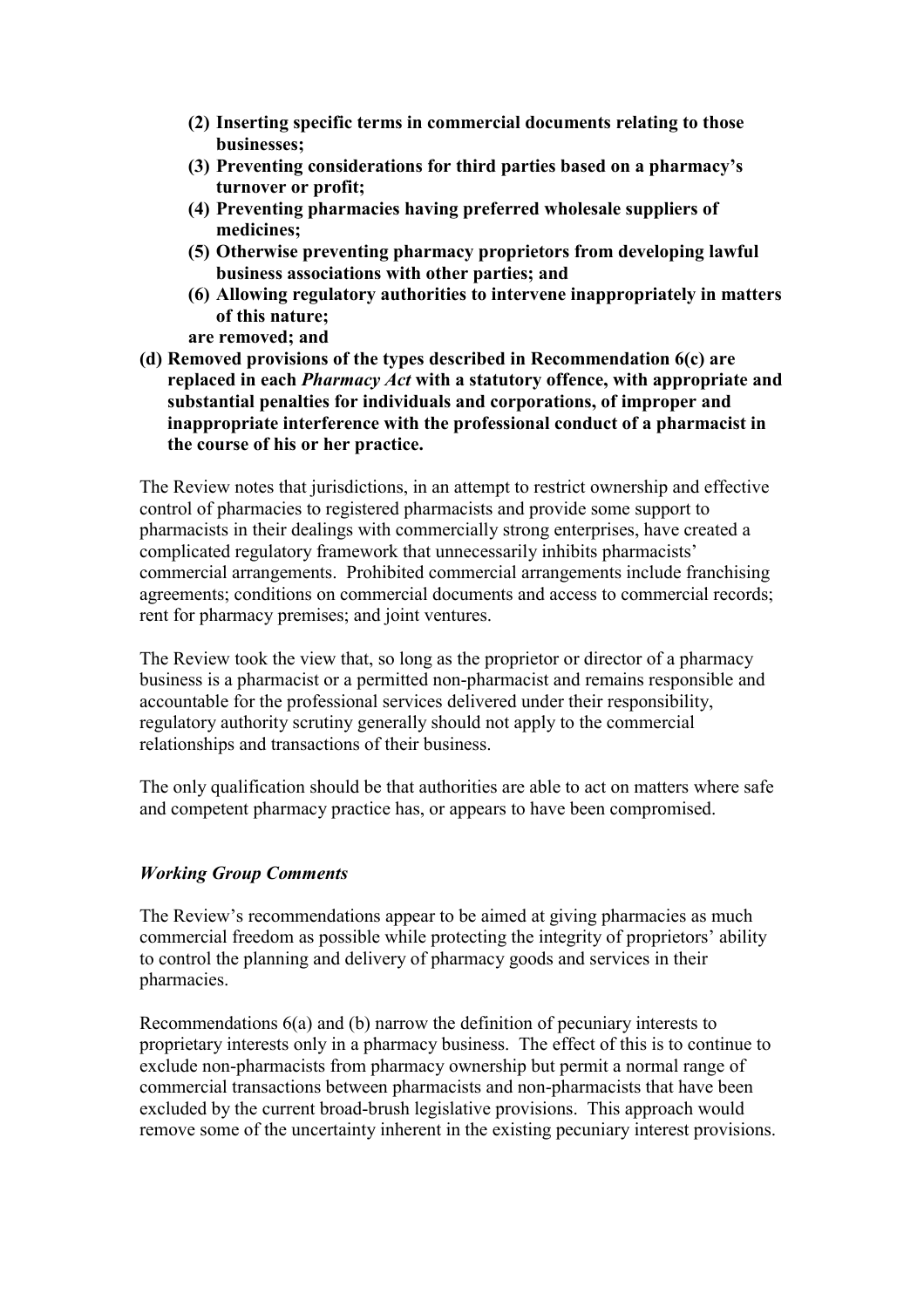- **(2) Inserting specific terms in commercial documents relating to those businesses;**
- **(3) Preventing considerations for third parties based on a pharmacy's turnover or profit;**
- **(4) Preventing pharmacies having preferred wholesale suppliers of medicines;**
- **(5) Otherwise preventing pharmacy proprietors from developing lawful business associations with other parties; and**
- **(6) Allowing regulatory authorities to intervene inappropriately in matters of this nature;**

**are removed; and**

**(d) Removed provisions of the types described in Recommendation 6(c) are replaced in each *Pharmacy Act* with a statutory offence, with appropriate and substantial penalties for individuals and corporations, of improper and inappropriate interference with the professional conduct of a pharmacist in the course of his or her practice.**

The Review notes that jurisdictions, in an attempt to restrict ownership and effective control of pharmacies to registered pharmacists and provide some support to pharmacists in their dealings with commercially strong enterprises, have created a complicated regulatory framework that unnecessarily inhibits pharmacists' commercial arrangements. Prohibited commercial arrangements include franchising agreements; conditions on commercial documents and access to commercial records; rent for pharmacy premises; and joint ventures.

The Review took the view that, so long as the proprietor or director of a pharmacy business is a pharmacist or a permitted non-pharmacist and remains responsible and accountable for the professional services delivered under their responsibility, regulatory authority scrutiny generally should not apply to the commercial relationships and transactions of their business.

The only qualification should be that authorities are able to act on matters where safe and competent pharmacy practice has, or appears to have been compromised.

### *Working Group Comments*

The Review's recommendations appear to be aimed at giving pharmacies as much commercial freedom as possible while protecting the integrity of proprietors' ability to control the planning and delivery of pharmacy goods and services in their pharmacies.

Recommendations 6(a) and (b) narrow the definition of pecuniary interests to proprietary interests only in a pharmacy business. The effect of this is to continue to exclude non-pharmacists from pharmacy ownership but permit a normal range of commercial transactions between pharmacists and non-pharmacists that have been excluded by the current broad-brush legislative provisions. This approach would remove some of the uncertainty inherent in the existing pecuniary interest provisions.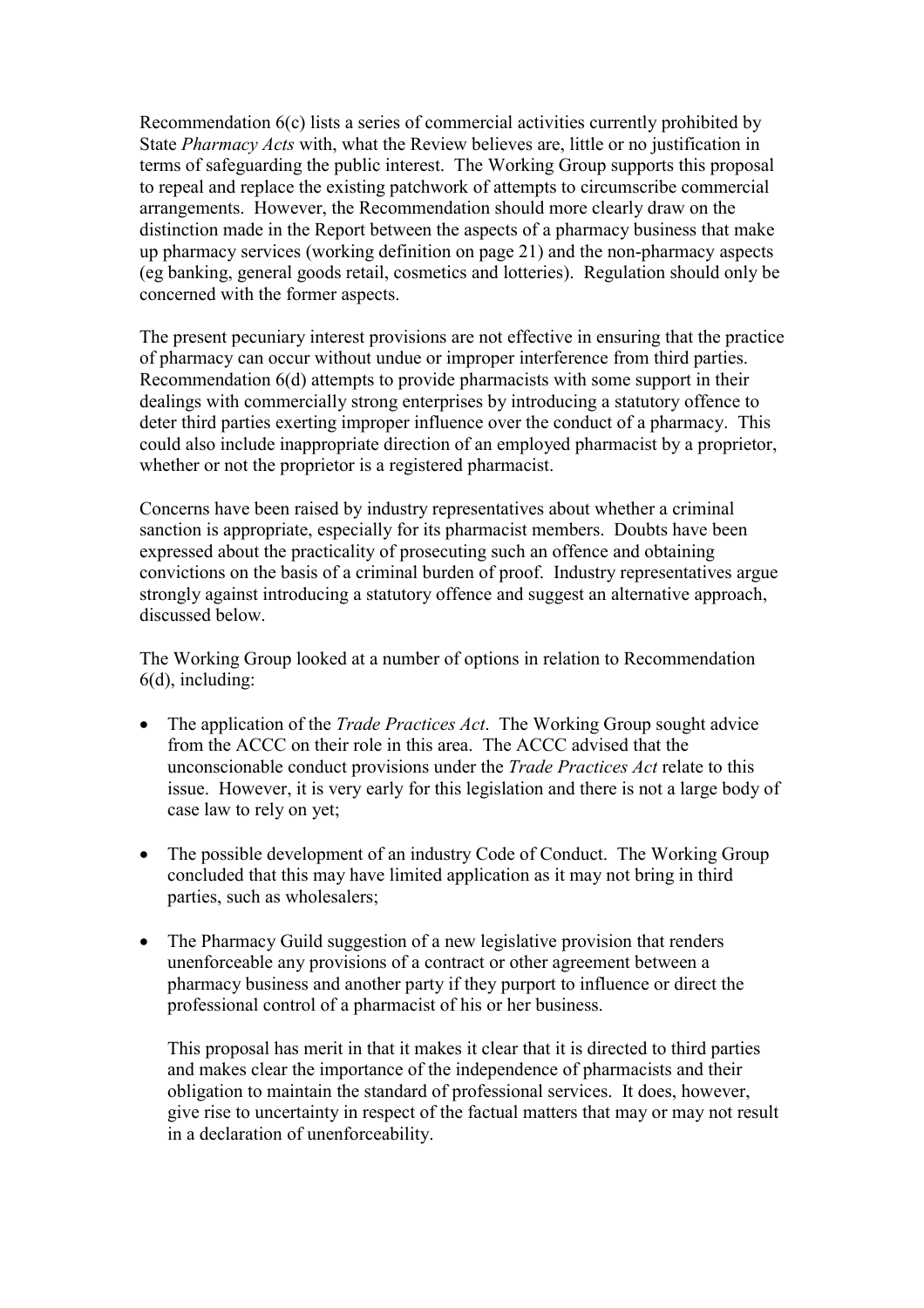Recommendation 6(c) lists a series of commercial activities currently prohibited by State *Pharmacy Acts* with, what the Review believes are, little or no justification in terms of safeguarding the public interest. The Working Group supports this proposal to repeal and replace the existing patchwork of attempts to circumscribe commercial arrangements. However, the Recommendation should more clearly draw on the distinction made in the Report between the aspects of a pharmacy business that make up pharmacy services (working definition on page 21) and the non-pharmacy aspects (eg banking, general goods retail, cosmetics and lotteries). Regulation should only be concerned with the former aspects.

The present pecuniary interest provisions are not effective in ensuring that the practice of pharmacy can occur without undue or improper interference from third parties. Recommendation 6(d) attempts to provide pharmacists with some support in their dealings with commercially strong enterprises by introducing a statutory offence to deter third parties exerting improper influence over the conduct of a pharmacy. This could also include inappropriate direction of an employed pharmacist by a proprietor, whether or not the proprietor is a registered pharmacist.

Concerns have been raised by industry representatives about whether a criminal sanction is appropriate, especially for its pharmacist members. Doubts have been expressed about the practicality of prosecuting such an offence and obtaining convictions on the basis of a criminal burden of proof. Industry representatives argue strongly against introducing a statutory offence and suggest an alternative approach, discussed below.

The Working Group looked at a number of options in relation to Recommendation 6(d), including:

- The application of the *Trade Practices Act*. The Working Group sought advice from the ACCC on their role in this area. The ACCC advised that the unconscionable conduct provisions under the *Trade Practices Act* relate to this issue. However, it is very early for this legislation and there is not a large body of case law to rely on yet;

- The possible development of an industry Code of Conduct. The Working Group concluded that this may have limited application as it may not bring in third parties, such as wholesalers;

- The Pharmacy Guild suggestion of a new legislative provision that renders unenforceable any provisions of a contract or other agreement between a pharmacy business and another party if they purport to influence or direct the professional control of a pharmacist of his or her business.

  This proposal has merit in that it makes it clear that it is directed to third parties and makes clear the importance of the independence of pharmacists and their obligation to maintain the standard of professional services. It does, however, give rise to uncertainty in respect of the factual matters that may or may not result in a declaration of unenforceability.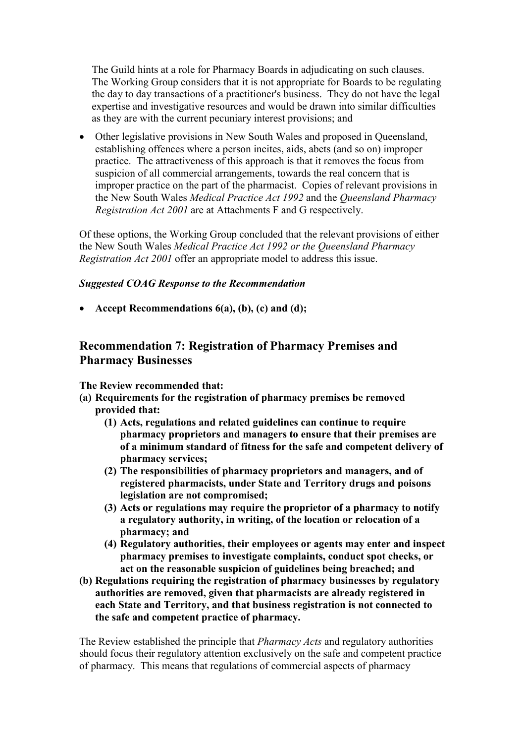The Guild hints at a role for Pharmacy Boards in adjudicating on such clauses. The Working Group considers that it is not appropriate for Boards to be regulating the day to day transactions of a practitioner's business. They do not have the legal expertise and investigative resources and would be drawn into similar difficulties as they are with the current pecuniary interest provisions; and

- Other legislative provisions in New South Wales and proposed in Queensland, establishing offences where a person incites, aids, abets (and so on) improper practice. The attractiveness of this approach is that it removes the focus from suspicion of all commercial arrangements, towards the real concern that is improper practice on the part of the pharmacist. Copies of relevant provisions in the New South Wales *Medical Practice Act 1992* and the *Queensland Pharmacy Registration Act 2001* are at Attachments F and G respectively.

Of these options, the Working Group concluded that the relevant provisions of either the New South Wales *Medical Practice Act 1992 or the Queensland Pharmacy Registration Act 2001* offer an appropriate model to address this issue.

***Suggested COAG Response to the Recommendation***

- **Accept Recommendations 6(a), (b), (c) and (d);**

## Recommendation 7: Registration of Pharmacy Premises and Pharmacy Businesses

**The Review recommended that:**

**(a) Requirements for the registration of pharmacy premises be removed provided that:**

**(1) Acts, regulations and related guidelines can continue to require pharmacy proprietors and managers to ensure that their premises are of a minimum standard of fitness for the safe and competent delivery of pharmacy services;**

**(2) The responsibilities of pharmacy proprietors and managers, and of registered pharmacists, under State and Territory drugs and poisons legislation are not compromised;**

**(3) Acts or regulations may require the proprietor of a pharmacy to notify a regulatory authority, in writing, of the location or relocation of a pharmacy; and**

**(4) Regulatory authorities, their employees or agents may enter and inspect pharmacy premises to investigate complaints, conduct spot checks, or act on the reasonable suspicion of guidelines being breached; and**

**(b) Regulations requiring the registration of pharmacy businesses by regulatory authorities are removed, given that pharmacists are already registered in each State and Territory, and that business registration is not connected to the safe and competent practice of pharmacy.**

The Review established the principle that *Pharmacy Acts* and regulatory authorities should focus their regulatory attention exclusively on the safe and competent practice of pharmacy. This means that regulations of commercial aspects of pharmacy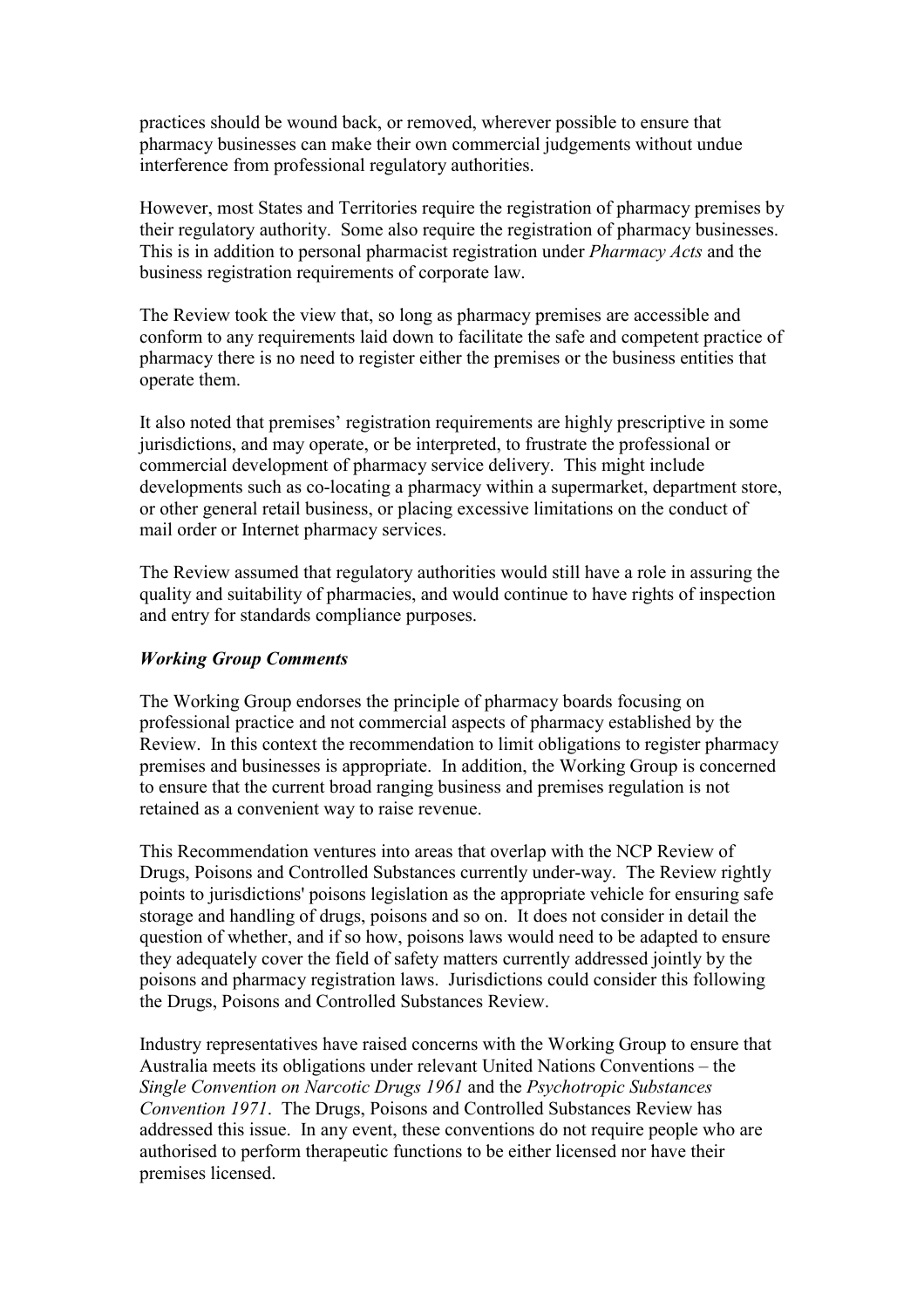practices should be wound back, or removed, wherever possible to ensure that pharmacy businesses can make their own commercial judgements without undue interference from professional regulatory authorities.

However, most States and Territories require the registration of pharmacy premises by their regulatory authority. Some also require the registration of pharmacy businesses. This is in addition to personal pharmacist registration under *Pharmacy Acts* and the business registration requirements of corporate law.

The Review took the view that, so long as pharmacy premises are accessible and conform to any requirements laid down to facilitate the safe and competent practice of pharmacy there is no need to register either the premises or the business entities that operate them.

It also noted that premises' registration requirements are highly prescriptive in some jurisdictions, and may operate, or be interpreted, to frustrate the professional or commercial development of pharmacy service delivery. This might include developments such as co-locating a pharmacy within a supermarket, department store, or other general retail business, or placing excessive limitations on the conduct of mail order or Internet pharmacy services.

The Review assumed that regulatory authorities would still have a role in assuring the quality and suitability of pharmacies, and would continue to have rights of inspection and entry for standards compliance purposes.

### *Working Group Comments*

The Working Group endorses the principle of pharmacy boards focusing on professional practice and not commercial aspects of pharmacy established by the Review. In this context the recommendation to limit obligations to register pharmacy premises and businesses is appropriate. In addition, the Working Group is concerned to ensure that the current broad ranging business and premises regulation is not retained as a convenient way to raise revenue.

This Recommendation ventures into areas that overlap with the NCP Review of Drugs, Poisons and Controlled Substances currently under-way. The Review rightly points to jurisdictions' poisons legislation as the appropriate vehicle for ensuring safe storage and handling of drugs, poisons and so on. It does not consider in detail the question of whether, and if so how, poisons laws would need to be adapted to ensure they adequately cover the field of safety matters currently addressed jointly by the poisons and pharmacy registration laws. Jurisdictions could consider this following the Drugs, Poisons and Controlled Substances Review.

Industry representatives have raised concerns with the Working Group to ensure that Australia meets its obligations under relevant United Nations Conventions – the *Single Convention on Narcotic Drugs 1961* and the *Psychotropic Substances Convention 1971*. The Drugs, Poisons and Controlled Substances Review has addressed this issue. In any event, these conventions do not require people who are authorised to perform therapeutic functions to be either licensed nor have their premises licensed.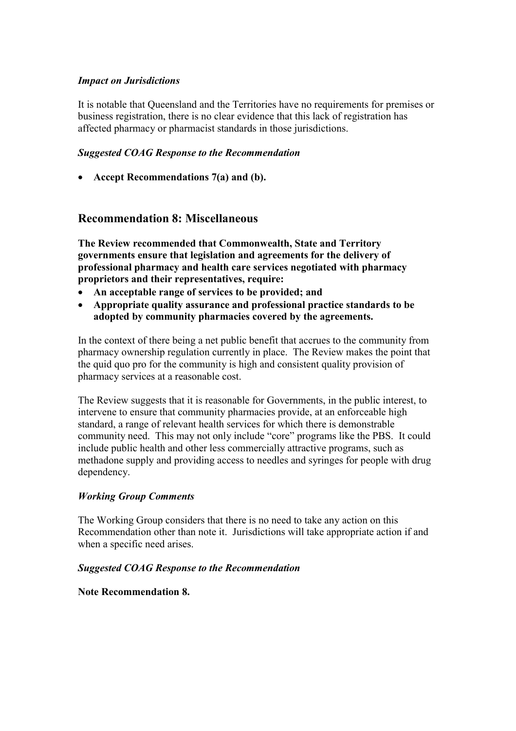### *Impact on Jurisdictions*

It is notable that Queensland and the Territories have no requirements for premises or business registration, there is no clear evidence that this lack of registration has affected pharmacy or pharmacist standards in those jurisdictions.

### *Suggested COAG Response to the Recommendation*

- **Accept Recommendations 7(a) and (b).**

## Recommendation 8: Miscellaneous

**The Review recommended that Commonwealth, State and Territory governments ensure that legislation and agreements for the delivery of professional pharmacy and health care services negotiated with pharmacy proprietors and their representatives, require:**

- **An acceptable range of services to be provided; and**
- **Appropriate quality assurance and professional practice standards to be adopted by community pharmacies covered by the agreements.**

In the context of there being a net public benefit that accrues to the community from pharmacy ownership regulation currently in place. The Review makes the point that the quid quo pro for the community is high and consistent quality provision of pharmacy services at a reasonable cost.

The Review suggests that it is reasonable for Governments, in the public interest, to intervene to ensure that community pharmacies provide, at an enforceable high standard, a range of relevant health services for which there is demonstrable community need. This may not only include "core" programs like the PBS. It could include public health and other less commercially attractive programs, such as methadone supply and providing access to needles and syringes for people with drug dependency.

### *Working Group Comments*

The Working Group considers that there is no need to take any action on this Recommendation other than note it. Jurisdictions will take appropriate action if and when a specific need arises.

### *Suggested COAG Response to the Recommendation*

**Note Recommendation 8.**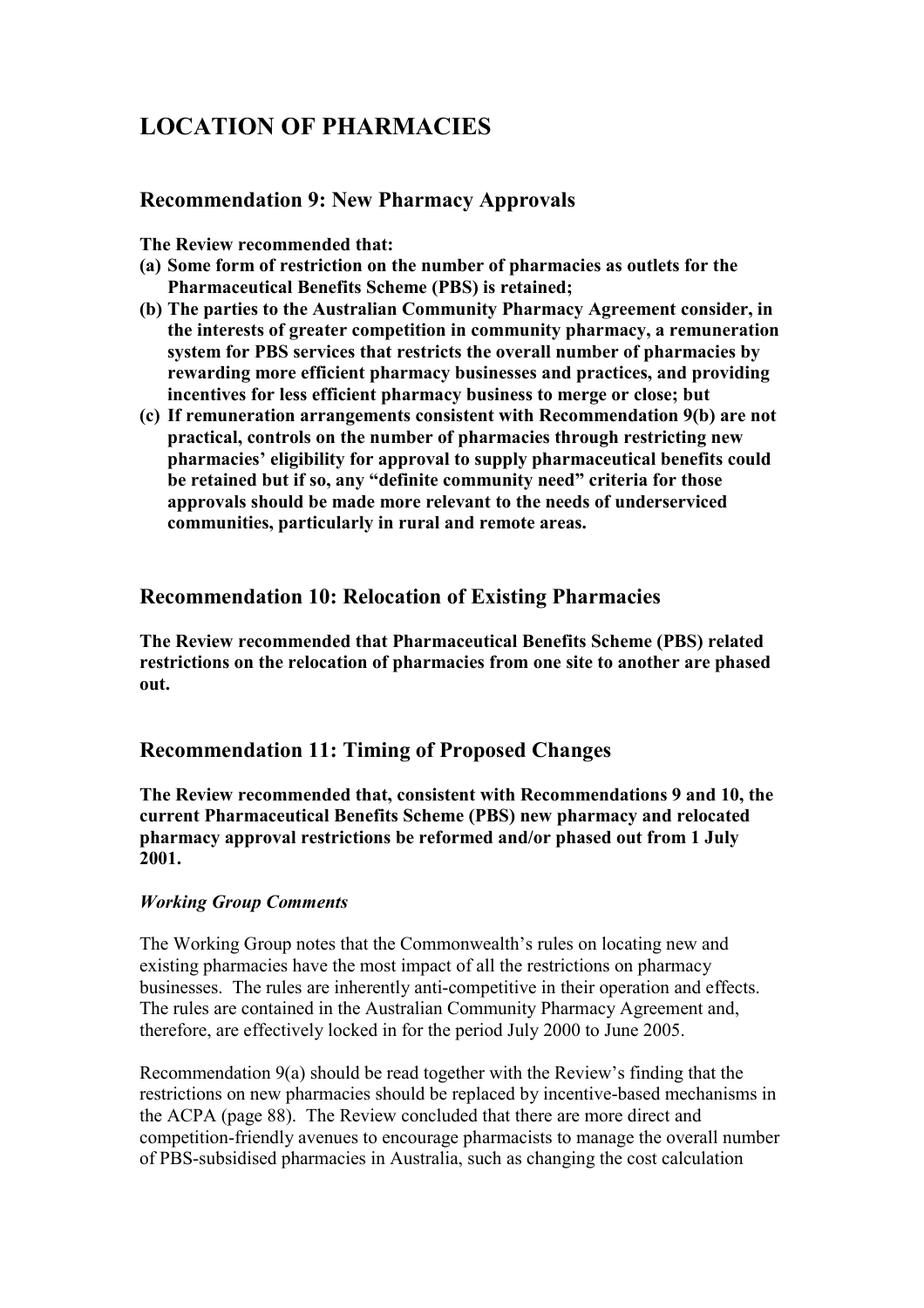# LOCATION OF PHARMACIES

## Recommendation 9: New Pharmacy Approvals

**The Review recommended that:**

**(a) Some form of restriction on the number of pharmacies as outlets for the Pharmaceutical Benefits Scheme (PBS) is retained;**

**(b) The parties to the Australian Community Pharmacy Agreement consider, in the interests of greater competition in community pharmacy, a remuneration system for PBS services that restricts the overall number of pharmacies by rewarding more efficient pharmacy businesses and practices, and providing incentives for less efficient pharmacy business to merge or close; but**

**(c) If remuneration arrangements consistent with Recommendation 9(b) are not practical, controls on the number of pharmacies through restricting new pharmacies' eligibility for approval to supply pharmaceutical benefits could be retained but if so, any "definite community need" criteria for those approvals should be made more relevant to the needs of underserviced communities, particularly in rural and remote areas.**

## Recommendation 10: Relocation of Existing Pharmacies

**The Review recommended that Pharmaceutical Benefits Scheme (PBS) related restrictions on the relocation of pharmacies from one site to another are phased out.**

## Recommendation 11: Timing of Proposed Changes

**The Review recommended that, consistent with Recommendations 9 and 10, the current Pharmaceutical Benefits Scheme (PBS) new pharmacy and relocated pharmacy approval restrictions be reformed and/or phased out from 1 July 2001.**

***Working Group Comments***

The Working Group notes that the Commonwealth's rules on locating new and existing pharmacies have the most impact of all the restrictions on pharmacy businesses. The rules are inherently anti-competitive in their operation and effects. The rules are contained in the Australian Community Pharmacy Agreement and, therefore, are effectively locked in for the period July 2000 to June 2005.

Recommendation 9(a) should be read together with the Review's finding that the restrictions on new pharmacies should be replaced by incentive-based mechanisms in the ACPA (page 88). The Review concluded that there are more direct and competition-friendly avenues to encourage pharmacists to manage the overall number of PBS-subsidised pharmacies in Australia, such as changing the cost calculation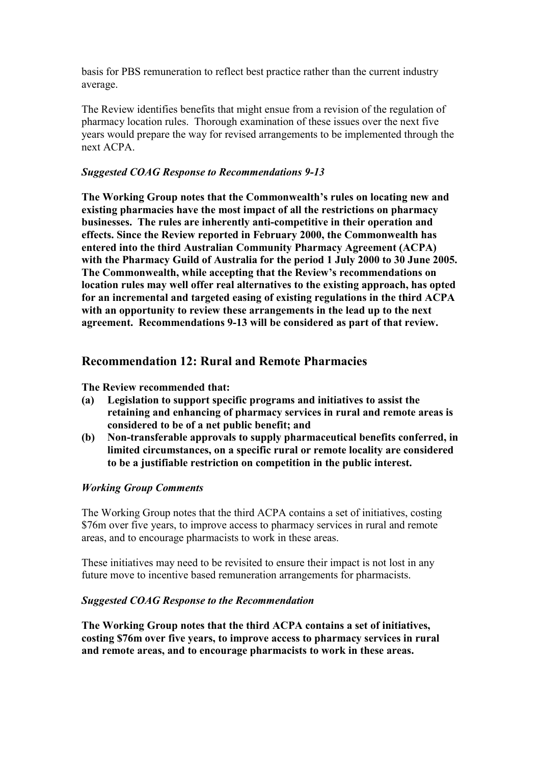basis for PBS remuneration to reflect best practice rather than the current industry average.

The Review identifies benefits that might ensue from a revision of the regulation of pharmacy location rules. Thorough examination of these issues over the next five years would prepare the way for revised arrangements to be implemented through the next ACPA.

***Suggested COAG Response to Recommendations 9-13***

**The Working Group notes that the Commonwealth's rules on locating new and existing pharmacies have the most impact of all the restrictions on pharmacy businesses. The rules are inherently anti-competitive in their operation and effects. Since the Review reported in February 2000, the Commonwealth has entered into the third Australian Community Pharmacy Agreement (ACPA) with the Pharmacy Guild of Australia for the period 1 July 2000 to 30 June 2005. The Commonwealth, while accepting that the Review's recommendations on location rules may well offer real alternatives to the existing approach, has opted for an incremental and targeted easing of existing regulations in the third ACPA with an opportunity to review these arrangements in the lead up to the next agreement. Recommendations 9-13 will be considered as part of that review.**

## Recommendation 12: Rural and Remote Pharmacies

**The Review recommended that:**

- **(a) Legislation to support specific programs and initiatives to assist the retaining and enhancing of pharmacy services in rural and remote areas is considered to be of a net public benefit; and**
- **(b) Non-transferable approvals to supply pharmaceutical benefits conferred, in limited circumstances, on a specific rural or remote locality are considered to be a justifiable restriction on competition in the public interest.**

***Working Group Comments***

The Working Group notes that the third ACPA contains a set of initiatives, costing $76m over five years, to improve access to pharmacy services in rural and remote areas, and to encourage pharmacists to work in these areas.

These initiatives may need to be revisited to ensure their impact is not lost in any future move to incentive based remuneration arrangements for pharmacists.

***Suggested COAG Response to the Recommendation***

**The Working Group notes that the third ACPA contains a set of initiatives, costing $76m over five years, to improve access to pharmacy services in rural and remote areas, and to encourage pharmacists to work in these areas.**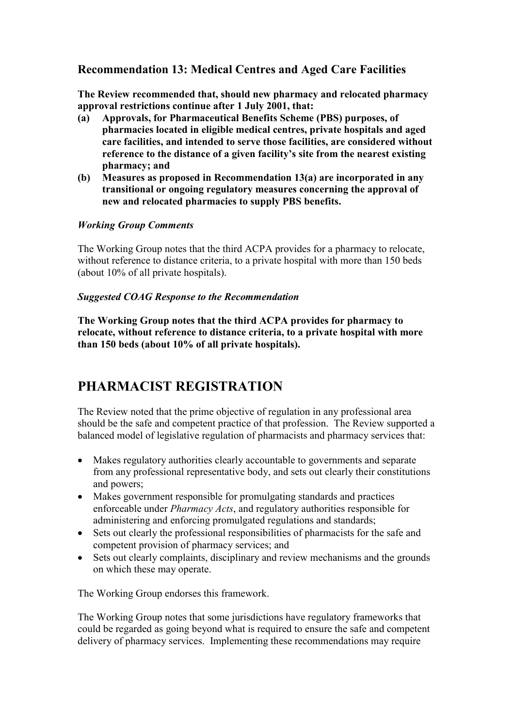### Recommendation 13: Medical Centres and Aged Care Facilities

**The Review recommended that, should new pharmacy and relocated pharmacy approval restrictions continue after 1 July 2001, that:**

**(a) Approvals, for Pharmaceutical Benefits Scheme (PBS) purposes, of pharmacies located in eligible medical centres, private hospitals and aged care facilities, and intended to serve those facilities, are considered without reference to the distance of a given facility's site from the nearest existing pharmacy; and**

**(b) Measures as proposed in Recommendation 13(a) are incorporated in any transitional or ongoing regulatory measures concerning the approval of new and relocated pharmacies to supply PBS benefits.**

#### *Working Group Comments*

The Working Group notes that the third ACPA provides for a pharmacy to relocate, without reference to distance criteria, to a private hospital with more than 150 beds (about 10% of all private hospitals).

#### *Suggested COAG Response to the Recommendation*

**The Working Group notes that the third ACPA provides for pharmacy to relocate, without reference to distance criteria, to a private hospital with more than 150 beds (about 10% of all private hospitals).**

## PHARMACIST REGISTRATION

The Review noted that the prime objective of regulation in any professional area should be the safe and competent practice of that profession. The Review supported a balanced model of legislative regulation of pharmacists and pharmacy services that:

- Makes regulatory authorities clearly accountable to governments and separate from any professional representative body, and sets out clearly their constitutions and powers;
- Makes government responsible for promulgating standards and practices enforceable under *Pharmacy Acts*, and regulatory authorities responsible for administering and enforcing promulgated regulations and standards;
- Sets out clearly the professional responsibilities of pharmacists for the safe and competent provision of pharmacy services; and
- Sets out clearly complaints, disciplinary and review mechanisms and the grounds on which these may operate.

The Working Group endorses this framework.

The Working Group notes that some jurisdictions have regulatory frameworks that could be regarded as going beyond what is required to ensure the safe and competent delivery of pharmacy services. Implementing these recommendations may require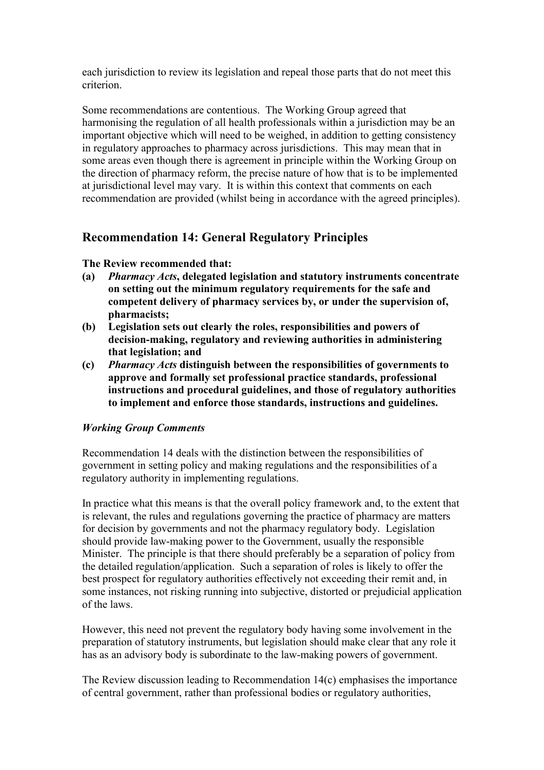each jurisdiction to review its legislation and repeal those parts that do not meet this criterion.

Some recommendations are contentious. The Working Group agreed that harmonising the regulation of all health professionals within a jurisdiction may be an important objective which will need to be weighed, in addition to getting consistency in regulatory approaches to pharmacy across jurisdictions. This may mean that in some areas even though there is agreement in principle within the Working Group on the direction of pharmacy reform, the precise nature of how that is to be implemented at jurisdictional level may vary. It is within this context that comments on each recommendation are provided (whilst being in accordance with the agreed principles).

## Recommendation 14: General Regulatory Principles

**The Review recommended that:**

- **(a)** ***Pharmacy Acts*, delegated legislation and statutory instruments concentrate on setting out the minimum regulatory requirements for the safe and competent delivery of pharmacy services by, or under the supervision of, pharmacists;**
- **(b)** **Legislation sets out clearly the roles, responsibilities and powers of decision-making, regulatory and reviewing authorities in administering that legislation; and**
- **(c)** ***Pharmacy Acts* distinguish between the responsibilities of governments to approve and formally set professional practice standards, professional instructions and procedural guidelines, and those of regulatory authorities to implement and enforce those standards, instructions and guidelines.**

***Working Group Comments***

Recommendation 14 deals with the distinction between the responsibilities of government in setting policy and making regulations and the responsibilities of a regulatory authority in implementing regulations.

In practice what this means is that the overall policy framework and, to the extent that is relevant, the rules and regulations governing the practice of pharmacy are matters for decision by governments and not the pharmacy regulatory body. Legislation should provide law-making power to the Government, usually the responsible Minister. The principle is that there should preferably be a separation of policy from the detailed regulation/application. Such a separation of roles is likely to offer the best prospect for regulatory authorities effectively not exceeding their remit and, in some instances, not risking running into subjective, distorted or prejudicial application of the laws.

However, this need not prevent the regulatory body having some involvement in the preparation of statutory instruments, but legislation should make clear that any role it has as an advisory body is subordinate to the law-making powers of government.

The Review discussion leading to Recommendation 14(c) emphasises the importance of central government, rather than professional bodies or regulatory authorities,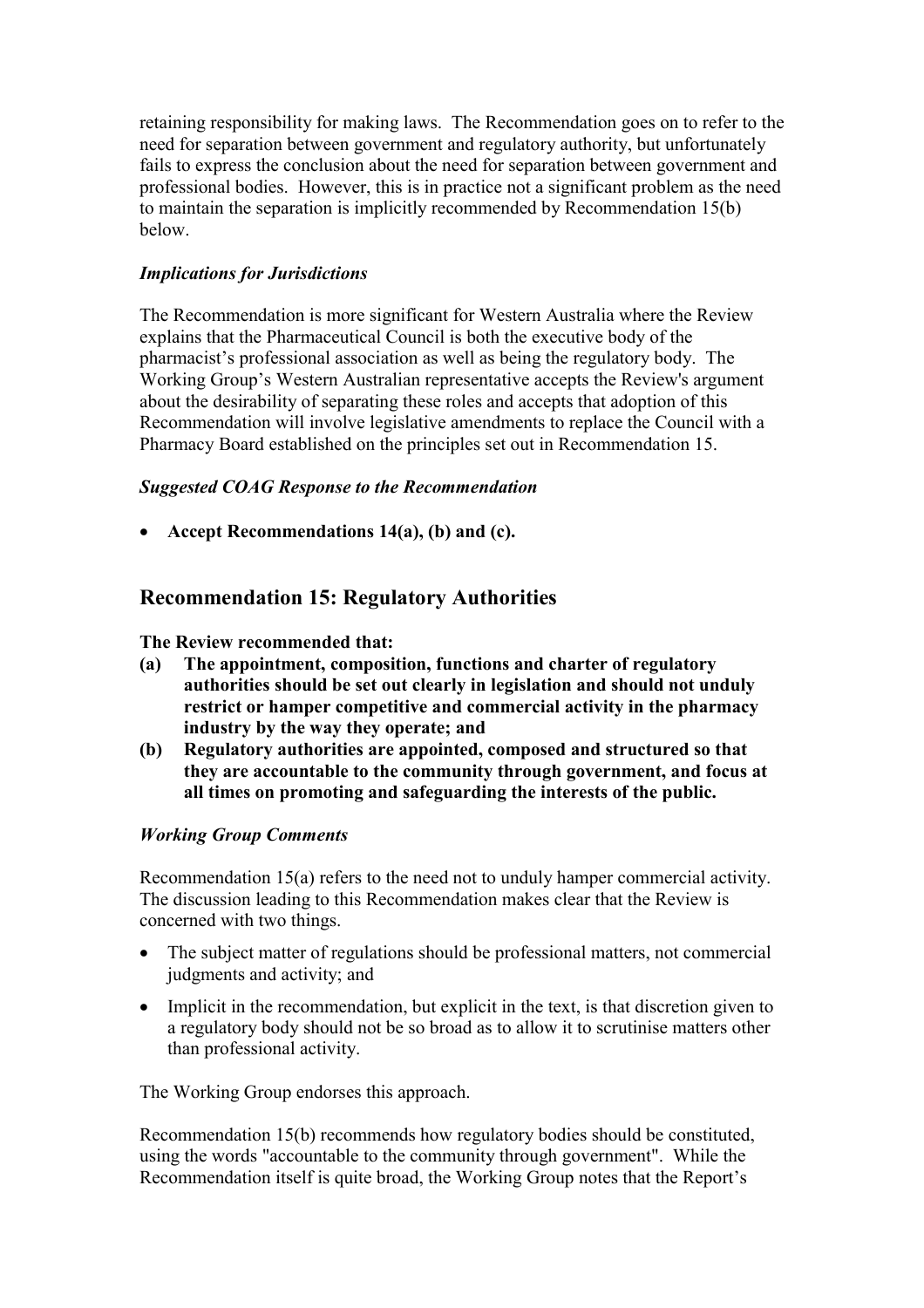retaining responsibility for making laws. The Recommendation goes on to refer to the need for separation between government and regulatory authority, but unfortunately fails to express the conclusion about the need for separation between government and professional bodies. However, this is in practice not a significant problem as the need to maintain the separation is implicitly recommended by Recommendation 15(b) below.

### *Implications for Jurisdictions*

The Recommendation is more significant for Western Australia where the Review explains that the Pharmaceutical Council is both the executive body of the pharmacist's professional association as well as being the regulatory body. The Working Group's Western Australian representative accepts the Review's argument about the desirability of separating these roles and accepts that adoption of this Recommendation will involve legislative amendments to replace the Council with a Pharmacy Board established on the principles set out in Recommendation 15.

### *Suggested COAG Response to the Recommendation*

- **Accept Recommendations 14(a), (b) and (c).**

## Recommendation 15: Regulatory Authorities

**The Review recommended that:**

**(a) The appointment, composition, functions and charter of regulatory authorities should be set out clearly in legislation and should not unduly restrict or hamper competitive and commercial activity in the pharmacy industry by the way they operate; and**

**(b) Regulatory authorities are appointed, composed and structured so that they are accountable to the community through government, and focus at all times on promoting and safeguarding the interests of the public.**

### *Working Group Comments*

Recommendation 15(a) refers to the need not to unduly hamper commercial activity. The discussion leading to this Recommendation makes clear that the Review is concerned with two things.

- The subject matter of regulations should be professional matters, not commercial judgments and activity; and
- Implicit in the recommendation, but explicit in the text, is that discretion given to a regulatory body should not be so broad as to allow it to scrutinise matters other than professional activity.

The Working Group endorses this approach.

Recommendation 15(b) recommends how regulatory bodies should be constituted, using the words "accountable to the community through government". While the Recommendation itself is quite broad, the Working Group notes that the Report's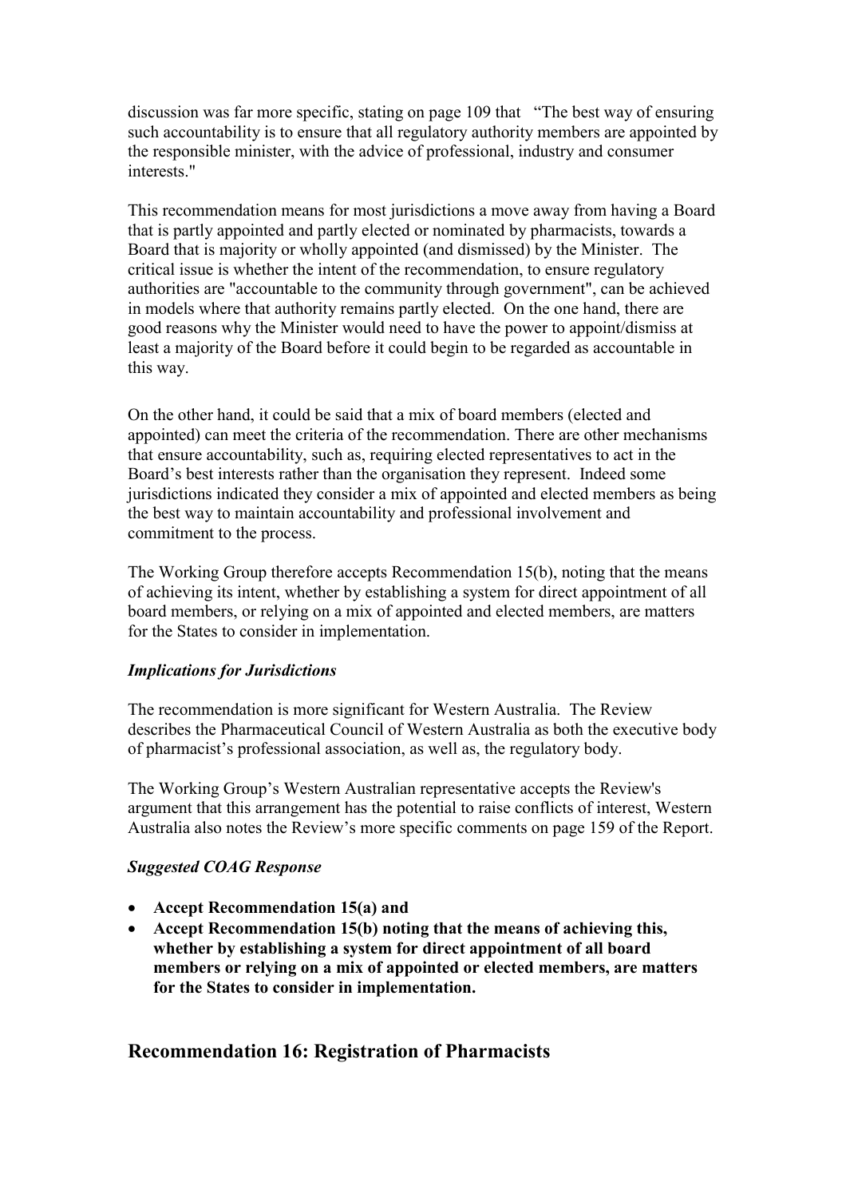discussion was far more specific, stating on page 109 that "The best way of ensuring such accountability is to ensure that all regulatory authority members are appointed by the responsible minister, with the advice of professional, industry and consumer interests."

This recommendation means for most jurisdictions a move away from having a Board that is partly appointed and partly elected or nominated by pharmacists, towards a Board that is majority or wholly appointed (and dismissed) by the Minister. The critical issue is whether the intent of the recommendation, to ensure regulatory authorities are "accountable to the community through government", can be achieved in models where that authority remains partly elected. On the one hand, there are good reasons why the Minister would need to have the power to appoint/dismiss at least a majority of the Board before it could begin to be regarded as accountable in this way.

On the other hand, it could be said that a mix of board members (elected and appointed) can meet the criteria of the recommendation. There are other mechanisms that ensure accountability, such as, requiring elected representatives to act in the Board's best interests rather than the organisation they represent. Indeed some jurisdictions indicated they consider a mix of appointed and elected members as being the best way to maintain accountability and professional involvement and commitment to the process.

The Working Group therefore accepts Recommendation 15(b), noting that the means of achieving its intent, whether by establishing a system for direct appointment of all board members, or relying on a mix of appointed and elected members, are matters for the States to consider in implementation.

### *Implications for Jurisdictions*

The recommendation is more significant for Western Australia. The Review describes the Pharmaceutical Council of Western Australia as both the executive body of pharmacist's professional association, as well as, the regulatory body.

The Working Group's Western Australian representative accepts the Review's argument that this arrangement has the potential to raise conflicts of interest, Western Australia also notes the Review's more specific comments on page 159 of the Report.

### *Suggested COAG Response*

- **Accept Recommendation 15(a) and**
- **Accept Recommendation 15(b) noting that the means of achieving this, whether by establishing a system for direct appointment of all board members or relying on a mix of appointed or elected members, are matters for the States to consider in implementation.**

## Recommendation 16: Registration of Pharmacists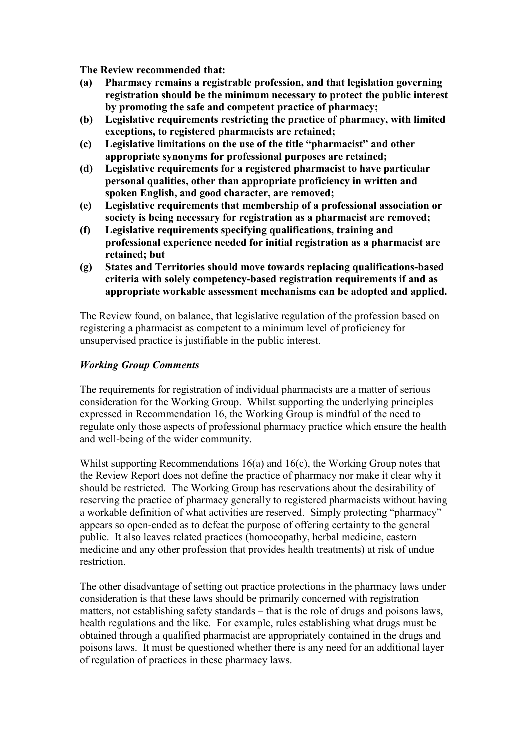**The Review recommended that:**

**(a) Pharmacy remains a registrable profession, and that legislation governing registration should be the minimum necessary to protect the public interest by promoting the safe and competent practice of pharmacy;**

**(b) Legislative requirements restricting the practice of pharmacy, with limited exceptions, to registered pharmacists are retained;**

**(c) Legislative limitations on the use of the title "pharmacist" and other appropriate synonyms for professional purposes are retained;**

**(d) Legislative requirements for a registered pharmacist to have particular personal qualities, other than appropriate proficiency in written and spoken English, and good character, are removed;**

**(e) Legislative requirements that membership of a professional association or society is being necessary for registration as a pharmacist are removed;**

**(f) Legislative requirements specifying qualifications, training and professional experience needed for initial registration as a pharmacist are retained; but**

**(g) States and Territories should move towards replacing qualifications-based criteria with solely competency-based registration requirements if and as appropriate workable assessment mechanisms can be adopted and applied.**

The Review found, on balance, that legislative regulation of the profession based on registering a pharmacist as competent to a minimum level of proficiency for unsupervised practice is justifiable in the public interest.

***Working Group Comments***

The requirements for registration of individual pharmacists are a matter of serious consideration for the Working Group. Whilst supporting the underlying principles expressed in Recommendation 16, the Working Group is mindful of the need to regulate only those aspects of professional pharmacy practice which ensure the health and well-being of the wider community.

Whilst supporting Recommendations 16(a) and 16(c), the Working Group notes that the Review Report does not define the practice of pharmacy nor make it clear why it should be restricted. The Working Group has reservations about the desirability of reserving the practice of pharmacy generally to registered pharmacists without having a workable definition of what activities are reserved. Simply protecting "pharmacy" appears so open-ended as to defeat the purpose of offering certainty to the general public. It also leaves related practices (homoeopathy, herbal medicine, eastern medicine and any other profession that provides health treatments) at risk of undue restriction.

The other disadvantage of setting out practice protections in the pharmacy laws under consideration is that these laws should be primarily concerned with registration matters, not establishing safety standards – that is the role of drugs and poisons laws, health regulations and the like. For example, rules establishing what drugs must be obtained through a qualified pharmacist are appropriately contained in the drugs and poisons laws. It must be questioned whether there is any need for an additional layer of regulation of practices in these pharmacy laws.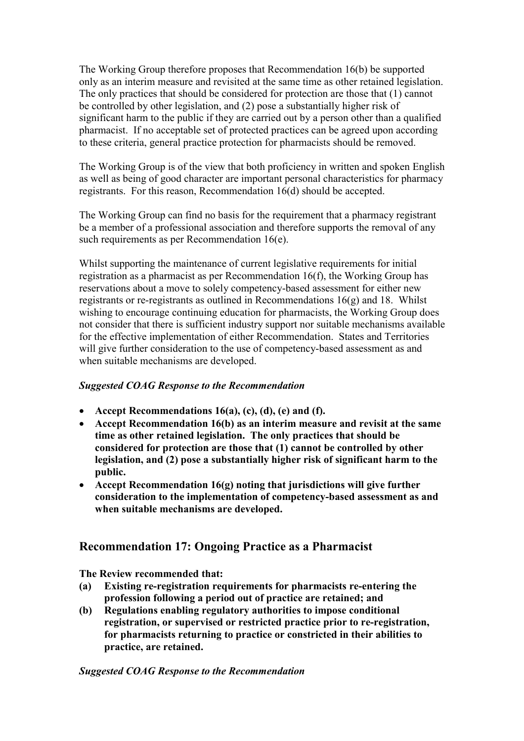The Working Group therefore proposes that Recommendation 16(b) be supported only as an interim measure and revisited at the same time as other retained legislation. The only practices that should be considered for protection are those that (1) cannot be controlled by other legislation, and (2) pose a substantially higher risk of significant harm to the public if they are carried out by a person other than a qualified pharmacist. If no acceptable set of protected practices can be agreed upon according to these criteria, general practice protection for pharmacists should be removed.

The Working Group is of the view that both proficiency in written and spoken English as well as being of good character are important personal characteristics for pharmacy registrants. For this reason, Recommendation 16(d) should be accepted.

The Working Group can find no basis for the requirement that a pharmacy registrant be a member of a professional association and therefore supports the removal of any such requirements as per Recommendation 16(e).

Whilst supporting the maintenance of current legislative requirements for initial registration as a pharmacist as per Recommendation 16(f), the Working Group has reservations about a move to solely competency-based assessment for either new registrants or re-registrants as outlined in Recommendations 16(g) and 18. Whilst wishing to encourage continuing education for pharmacists, the Working Group does not consider that there is sufficient industry support nor suitable mechanisms available for the effective implementation of either Recommendation. States and Territories will give further consideration to the use of competency-based assessment as and when suitable mechanisms are developed.

***Suggested COAG Response to the Recommendation***

- **Accept Recommendations 16(a), (c), (d), (e) and (f).**
- **Accept Recommendation 16(b) as an interim measure and revisit at the same time as other retained legislation. The only practices that should be considered for protection are those that (1) cannot be controlled by other legislation, and (2) pose a substantially higher risk of significant harm to the public.**
- **Accept Recommendation 16(g) noting that jurisdictions will give further consideration to the implementation of competency-based assessment as and when suitable mechanisms are developed.**

## Recommendation 17: Ongoing Practice as a Pharmacist

**The Review recommended that:**

**(a) Existing re-registration requirements for pharmacists re-entering the profession following a period out of practice are retained; and**

**(b) Regulations enabling regulatory authorities to impose conditional registration, or supervised or restricted practice prior to re-registration, for pharmacists returning to practice or constricted in their abilities to practice, are retained.**

***Suggested COAG Response to the Recommendation***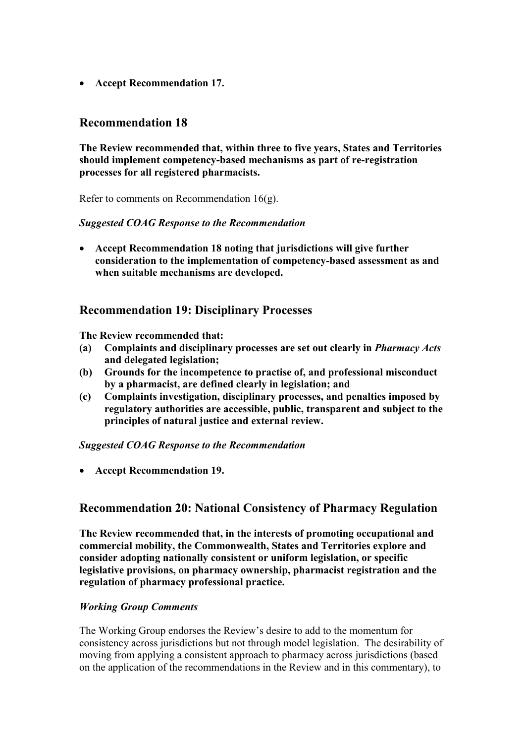- **Accept Recommendation 17.**

## Recommendation 18

**The Review recommended that, within three to five years, States and Territories should implement competency-based mechanisms as part of re-registration processes for all registered pharmacists.**

Refer to comments on Recommendation 16(g).

***Suggested COAG Response to the Recommendation***

- **Accept Recommendation 18 noting that jurisdictions will give further consideration to the implementation of competency-based assessment as and when suitable mechanisms are developed.**

## Recommendation 19: Disciplinary Processes

**The Review recommended that:**

**(a) Complaints and disciplinary processes are set out clearly in *Pharmacy Acts* and delegated legislation;**

**(b) Grounds for the incompetence to practise of, and professional misconduct by a pharmacist, are defined clearly in legislation; and**

**(c) Complaints investigation, disciplinary processes, and penalties imposed by regulatory authorities are accessible, public, transparent and subject to the principles of natural justice and external review.**

***Suggested COAG Response to the Recommendation***

- **Accept Recommendation 19.**

## Recommendation 20: National Consistency of Pharmacy Regulation

**The Review recommended that, in the interests of promoting occupational and commercial mobility, the Commonwealth, States and Territories explore and consider adopting nationally consistent or uniform legislation, or specific legislative provisions, on pharmacy ownership, pharmacist registration and the regulation of pharmacy professional practice.**

***Working Group Comments***

The Working Group endorses the Review's desire to add to the momentum for consistency across jurisdictions but not through model legislation. The desirability of moving from applying a consistent approach to pharmacy across jurisdictions (based on the application of the recommendations in the Review and in this commentary), to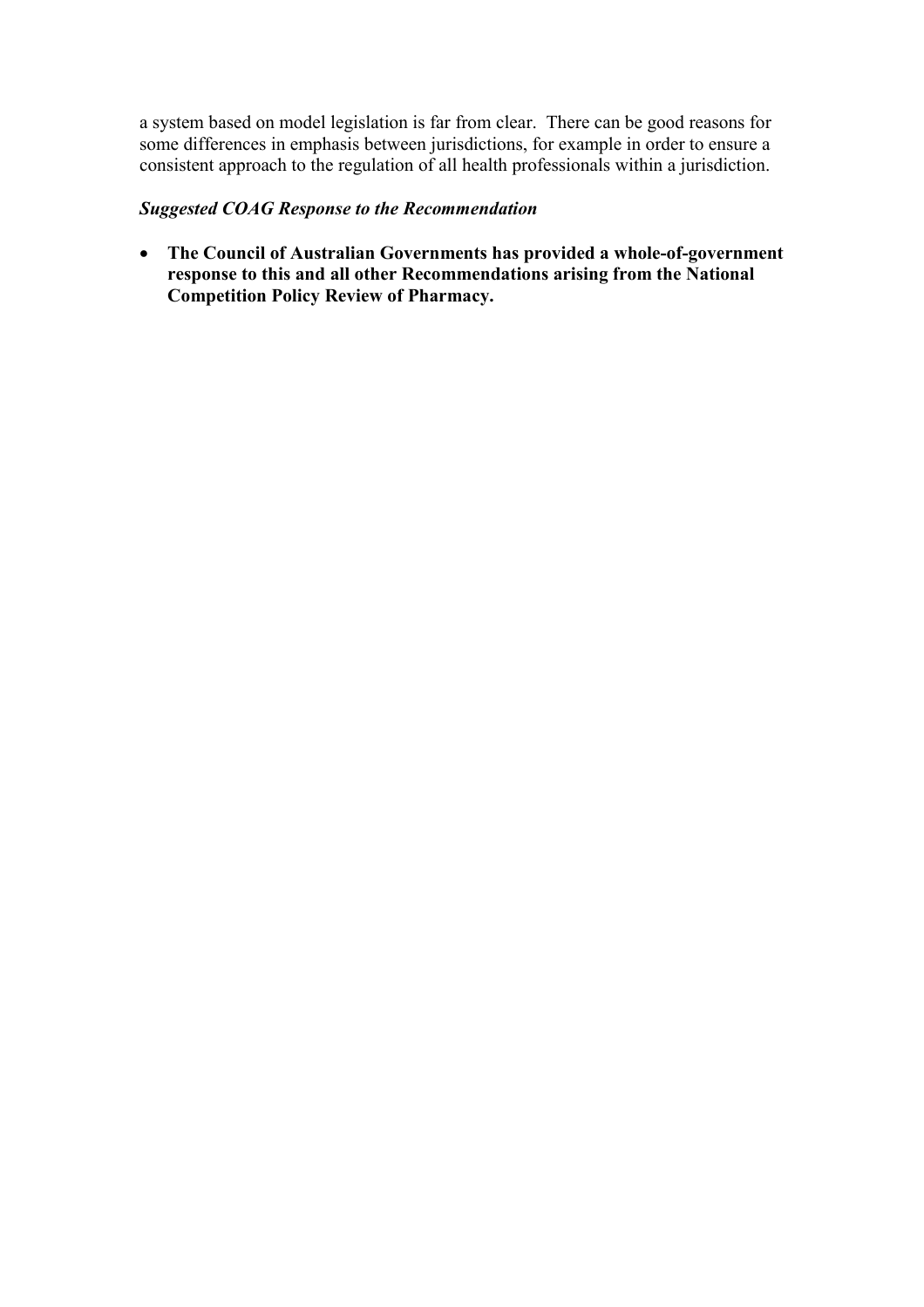a system based on model legislation is far from clear. There can be good reasons for some differences in emphasis between jurisdictions, for example in order to ensure a consistent approach to the regulation of all health professionals within a jurisdiction.

***Suggested COAG Response to the Recommendation***

- **The Council of Australian Governments has provided a whole-of-government response to this and all other Recommendations arising from the National Competition Policy Review of Pharmacy.**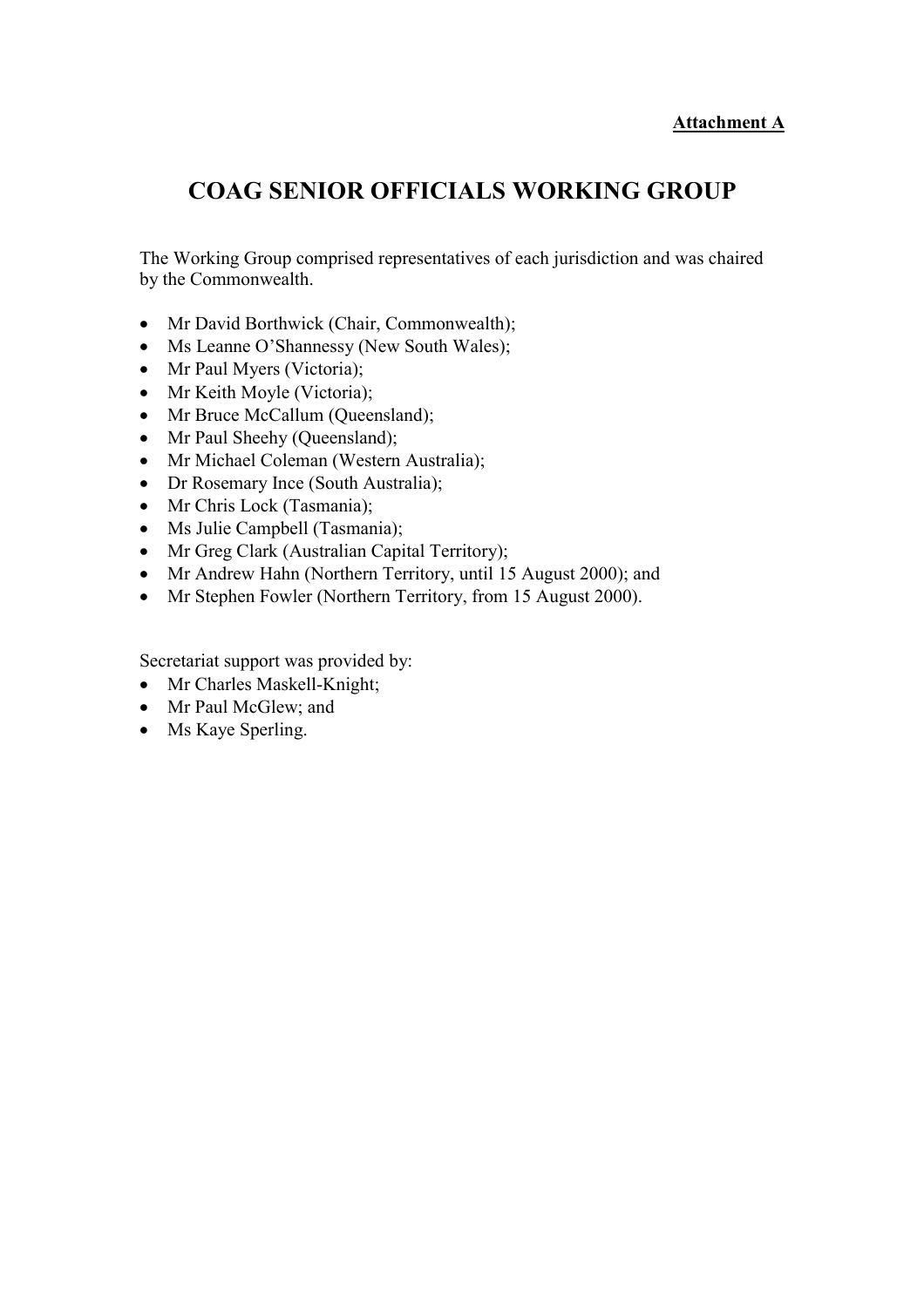**Attachment A**

# COAG SENIOR OFFICIALS WORKING GROUP

The Working Group comprised representatives of each jurisdiction and was chaired by the Commonwealth.

- Mr David Borthwick (Chair, Commonwealth);
- Ms Leanne O'Shannessy (New South Wales);
- Mr Paul Myers (Victoria);
- Mr Keith Moyle (Victoria);
- Mr Bruce McCallum (Queensland);
- Mr Paul Sheehy (Queensland);
- Mr Michael Coleman (Western Australia);
- Dr Rosemary Ince (South Australia);
- Mr Chris Lock (Tasmania);
- Ms Julie Campbell (Tasmania);
- Mr Greg Clark (Australian Capital Territory);
- Mr Andrew Hahn (Northern Territory, until 15 August 2000); and
- Mr Stephen Fowler (Northern Territory, from 15 August 2000).

Secretariat support was provided by:

- Mr Charles Maskell-Knight;
- Mr Paul McGlew; and
- Ms Kaye Sperling.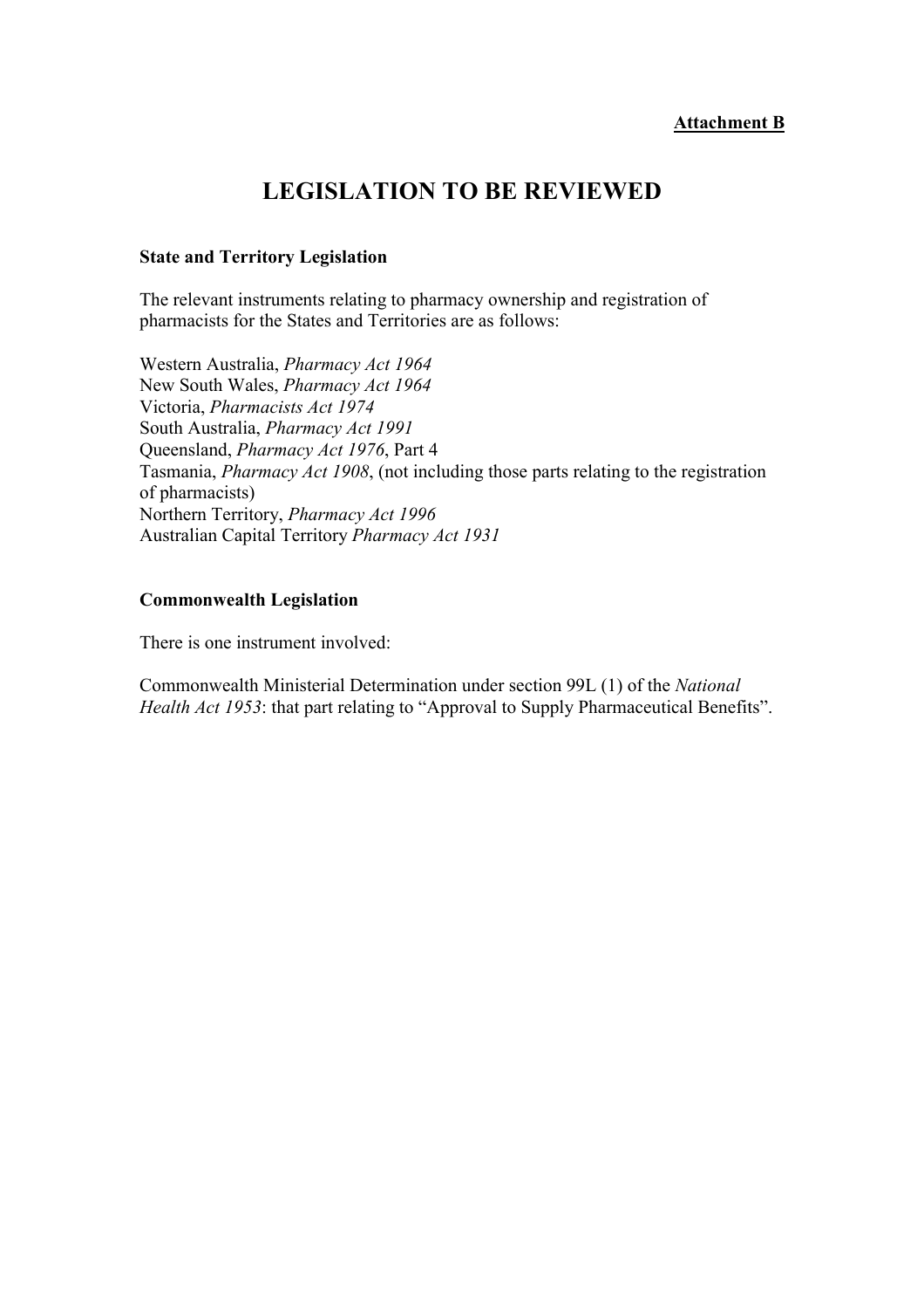**Attachment B**

# LEGISLATION TO BE REVIEWED

### State and Territory Legislation

The relevant instruments relating to pharmacy ownership and registration of pharmacists for the States and Territories are as follows:

Western Australia, *Pharmacy Act 1964*
New South Wales, *Pharmacy Act 1964*
Victoria, *Pharmacists Act 1974*
South Australia, *Pharmacy Act 1991*
Queensland, *Pharmacy Act 1976*, Part 4
Tasmania, *Pharmacy Act 1908*, (not including those parts relating to the registration of pharmacists)
Northern Territory, *Pharmacy Act 1996*
Australian Capital Territory *Pharmacy Act 1931*

### Commonwealth Legislation

There is one instrument involved:

Commonwealth Ministerial Determination under section 99L (1) of the *National Health Act 1953*: that part relating to "Approval to Supply Pharmaceutical Benefits".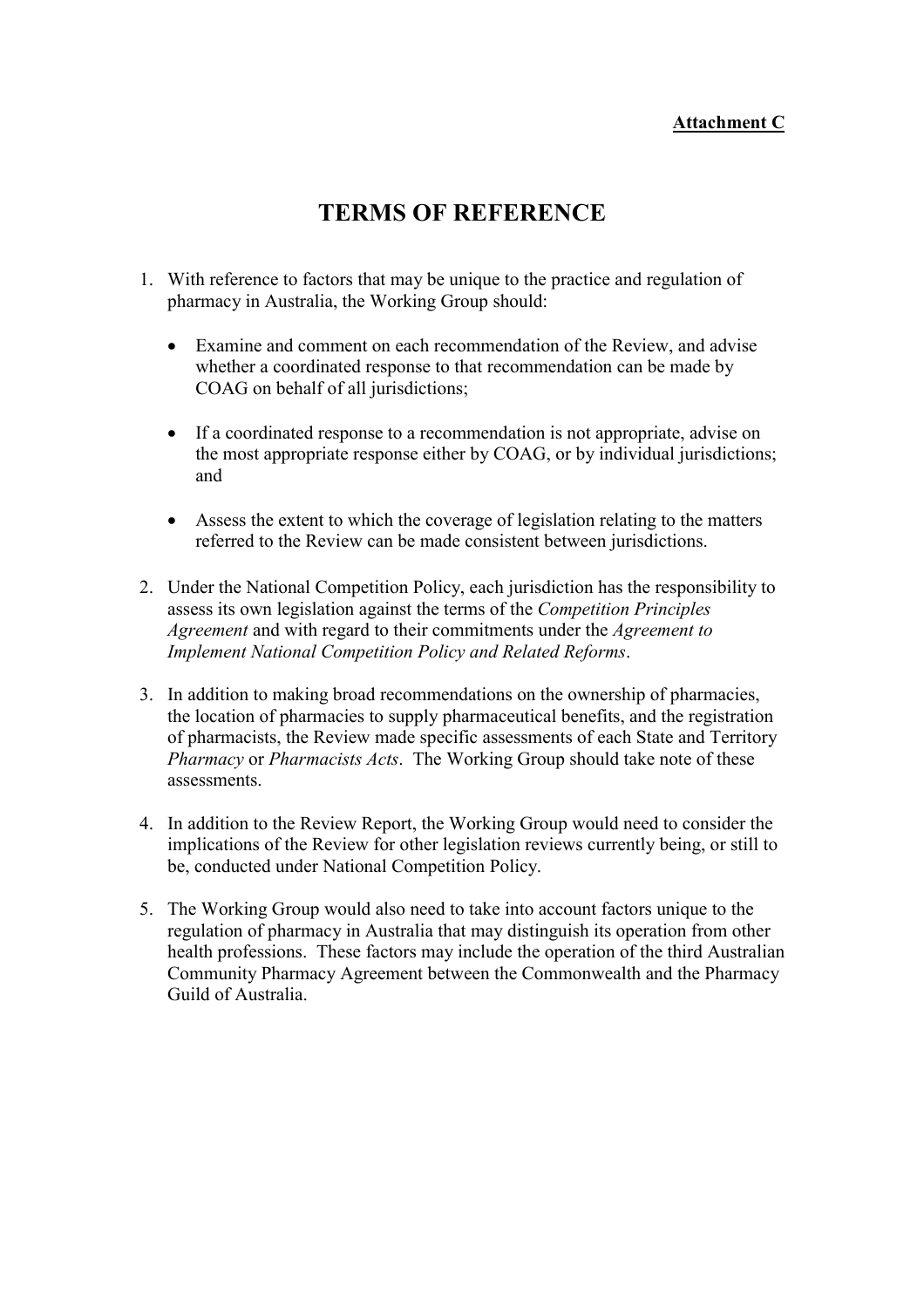**Attachment C**

# TERMS OF REFERENCE

1. With reference to factors that may be unique to the practice and regulation of pharmacy in Australia, the Working Group should:

   - Examine and comment on each recommendation of the Review, and advise whether a coordinated response to that recommendation can be made by COAG on behalf of all jurisdictions;

   - If a coordinated response to a recommendation is not appropriate, advise on the most appropriate response either by COAG, or by individual jurisdictions; and

   - Assess the extent to which the coverage of legislation relating to the matters referred to the Review can be made consistent between jurisdictions.

2. Under the National Competition Policy, each jurisdiction has the responsibility to assess its own legislation against the terms of the *Competition Principles Agreement* and with regard to their commitments under the *Agreement to Implement National Competition Policy and Related Reforms*.

3. In addition to making broad recommendations on the ownership of pharmacies, the location of pharmacies to supply pharmaceutical benefits, and the registration of pharmacists, the Review made specific assessments of each State and Territory *Pharmacy* or *Pharmacists Acts*. The Working Group should take note of these assessments.

4. In addition to the Review Report, the Working Group would need to consider the implications of the Review for other legislation reviews currently being, or still to be, conducted under National Competition Policy.

5. The Working Group would also need to take into account factors unique to the regulation of pharmacy in Australia that may distinguish its operation from other health professions. These factors may include the operation of the third Australian Community Pharmacy Agreement between the Commonwealth and the Pharmacy Guild of Australia.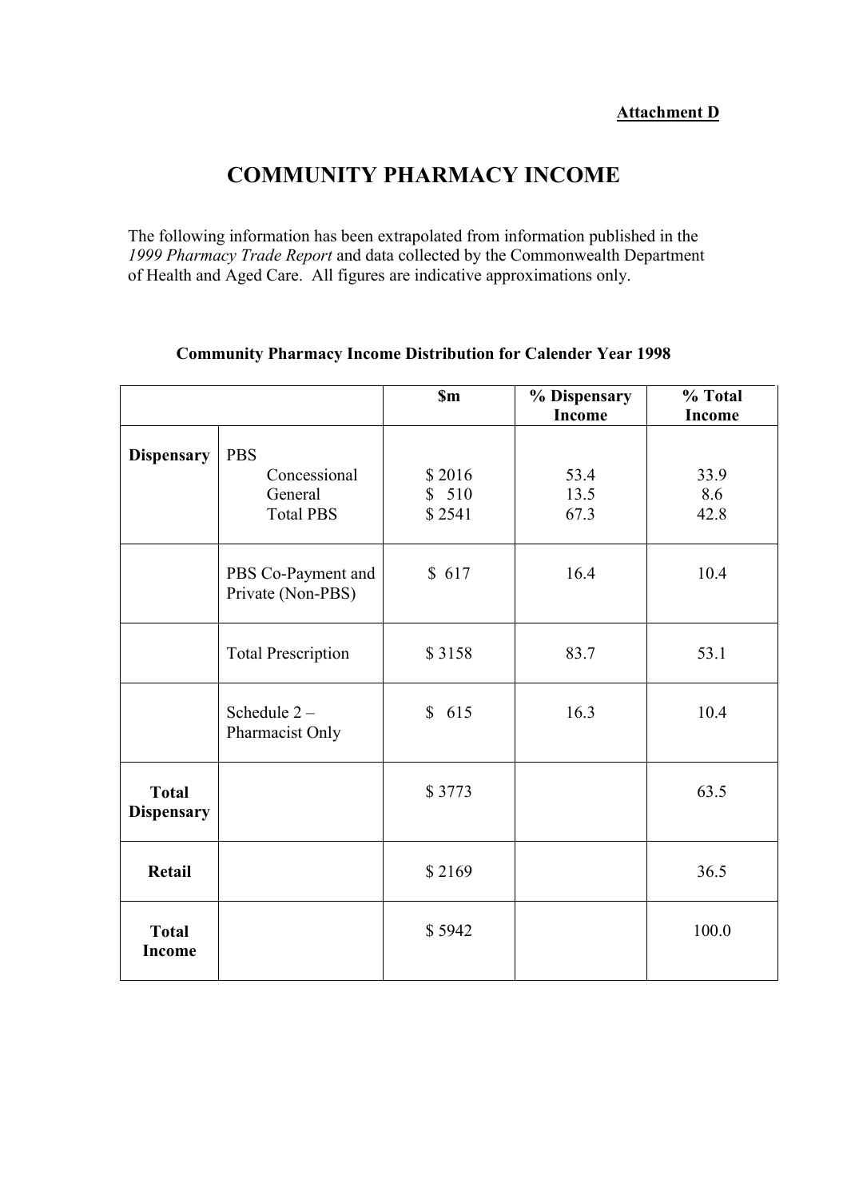**Attachment D**

# COMMUNITY PHARMACY INCOME

The following information has been extrapolated from information published in the *1999 Pharmacy Trade Report* and data collected by the Commonwealth Department of Health and Aged Care. All figures are indicative approximations only.

**Community Pharmacy Income Distribution for Calender Year 1998**

| | | $m | % Dispensary Income | % Total Income |
|---|---|---|---|---|
| **Dispensary** | PBS<br>Concessional<br>General<br>Total PBS | <br>$ 2016<br>$ 510<br>$ 2541 | <br>53.4<br>13.5<br>67.3 | <br>33.9<br>8.6<br>42.8 |
| | PBS Co-Payment and Private (Non-PBS) | $ 617 | 16.4 | 10.4 |
| | Total Prescription | $ 3158 | 83.7 | 53.1 |
| | Schedule 2 – Pharmacist Only | $ 615 | 16.3 | 10.4 |
| **Total Dispensary** | | $ 3773 | | 63.5 |
| **Retail** | | $ 2169 | | 36.5 |
| **Total Income** | | $ 5942 | | 100.0 |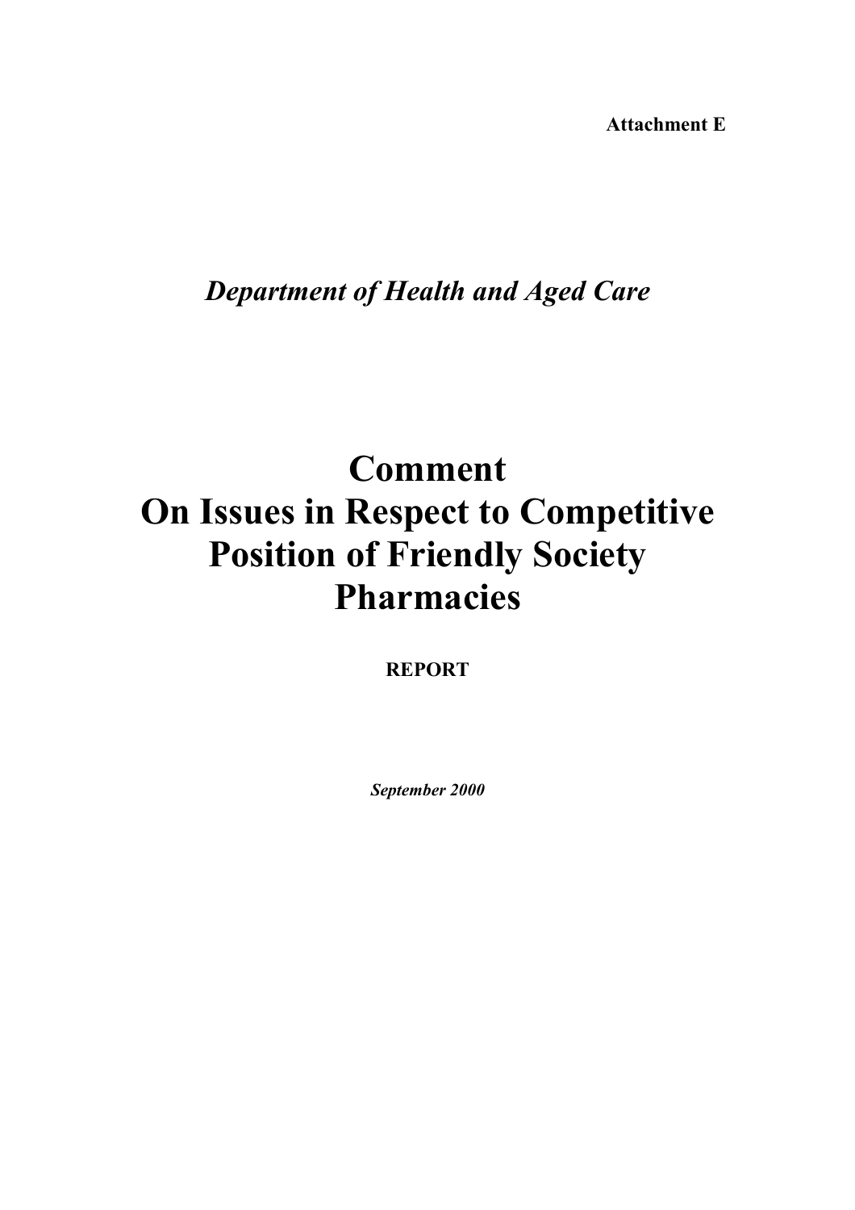**Attachment E**

*Department of Health and Aged Care*

# Comment
# On Issues in Respect to Competitive Position of Friendly Society Pharmacies

**REPORT**

***September 2000***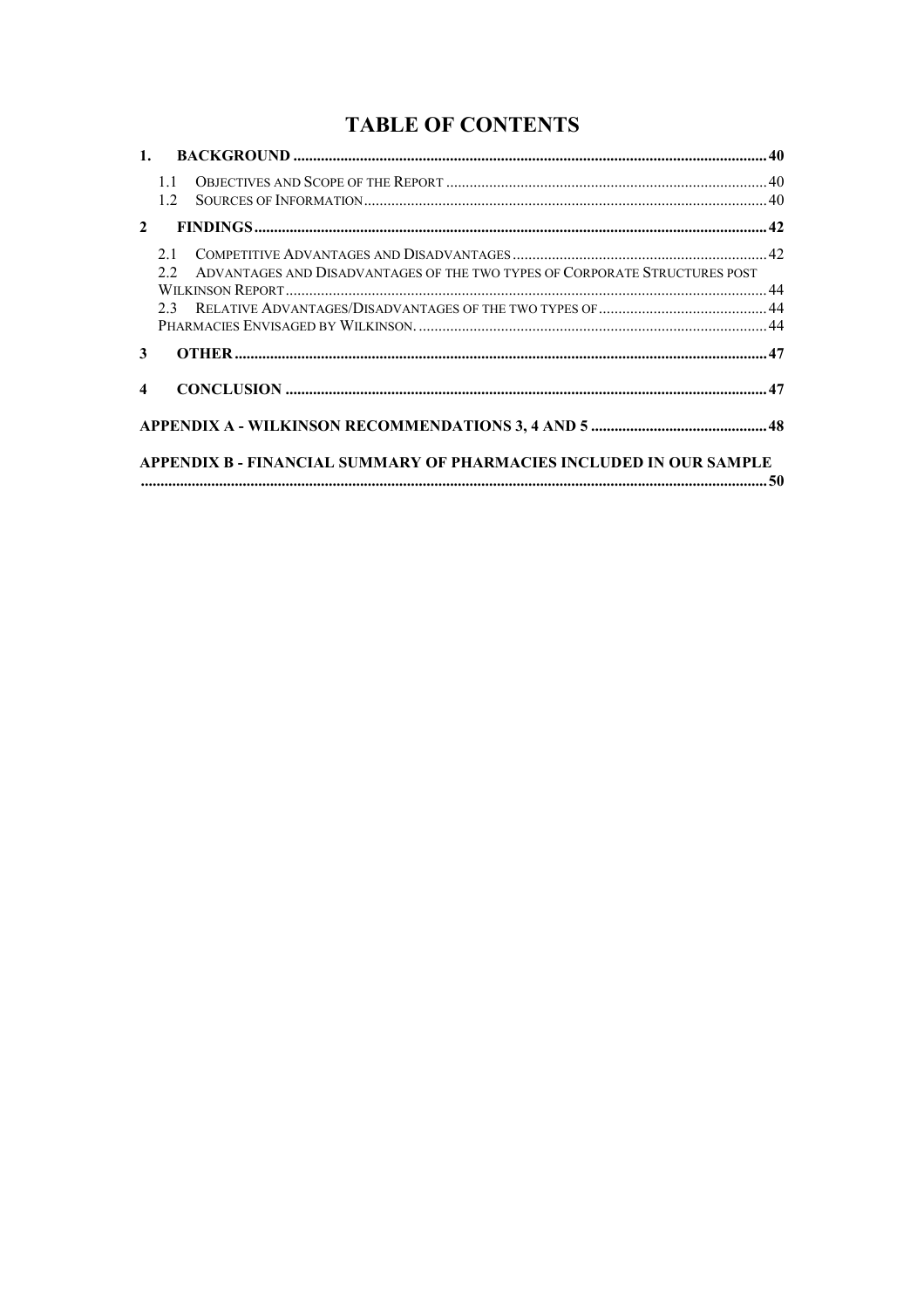# TABLE OF CONTENTS

1. BACKGROUND ........................................................ 40
   - 1.1 OBJECTIVES AND SCOPE OF THE REPORT ........................................................ 40
   - 1.2 SOURCES OF INFORMATION ........................................................ 40
2. FINDINGS ........................................................ 42
   - 2.1 COMPETITIVE ADVANTAGES AND DISADVANTAGES ........................................................ 42
   - 2.2 ADVANTAGES AND DISADVANTAGES OF THE TWO TYPES OF CORPORATE STRUCTURES POST WILKINSON REPORT ........................................................ 44
   - 2.3 RELATIVE ADVANTAGES/DISADVANTAGES OF THE TWO TYPES OF ........................................................ 44
     PHARMACIES ENVISAGED BY WILKINSON. ........................................................ 44
3. OTHER ........................................................ 47
4. CONCLUSION ........................................................ 47

APPENDIX A - WILKINSON RECOMMENDATIONS 3, 4 AND 5 ........................................................ 48

APPENDIX B - FINANCIAL SUMMARY OF PHARMACIES INCLUDED IN OUR SAMPLE ........................................................ 50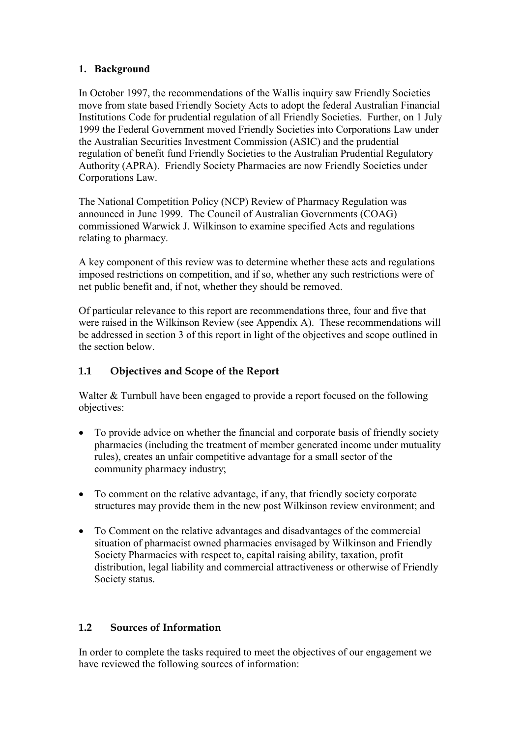## 1. Background

In October 1997, the recommendations of the Wallis inquiry saw Friendly Societies move from state based Friendly Society Acts to adopt the federal Australian Financial Institutions Code for prudential regulation of all Friendly Societies. Further, on 1 July 1999 the Federal Government moved Friendly Societies into Corporations Law under the Australian Securities Investment Commission (ASIC) and the prudential regulation of benefit fund Friendly Societies to the Australian Prudential Regulatory Authority (APRA). Friendly Society Pharmacies are now Friendly Societies under Corporations Law.

The National Competition Policy (NCP) Review of Pharmacy Regulation was announced in June 1999. The Council of Australian Governments (COAG) commissioned Warwick J. Wilkinson to examine specified Acts and regulations relating to pharmacy.

A key component of this review was to determine whether these acts and regulations imposed restrictions on competition, and if so, whether any such restrictions were of net public benefit and, if not, whether they should be removed.

Of particular relevance to this report are recommendations three, four and five that were raised in the Wilkinson Review (see Appendix A). These recommendations will be addressed in section 3 of this report in light of the objectives and scope outlined in the section below.

### 1.1 Objectives and Scope of the Report

Walter & Turnbull have been engaged to provide a report focused on the following objectives:

- To provide advice on whether the financial and corporate basis of friendly society pharmacies (including the treatment of member generated income under mutuality rules), creates an unfair competitive advantage for a small sector of the community pharmacy industry;
- To comment on the relative advantage, if any, that friendly society corporate structures may provide them in the new post Wilkinson review environment; and
- To Comment on the relative advantages and disadvantages of the commercial situation of pharmacist owned pharmacies envisaged by Wilkinson and Friendly Society Pharmacies with respect to, capital raising ability, taxation, profit distribution, legal liability and commercial attractiveness or otherwise of Friendly Society status.

### 1.2 Sources of Information

In order to complete the tasks required to meet the objectives of our engagement we have reviewed the following sources of information: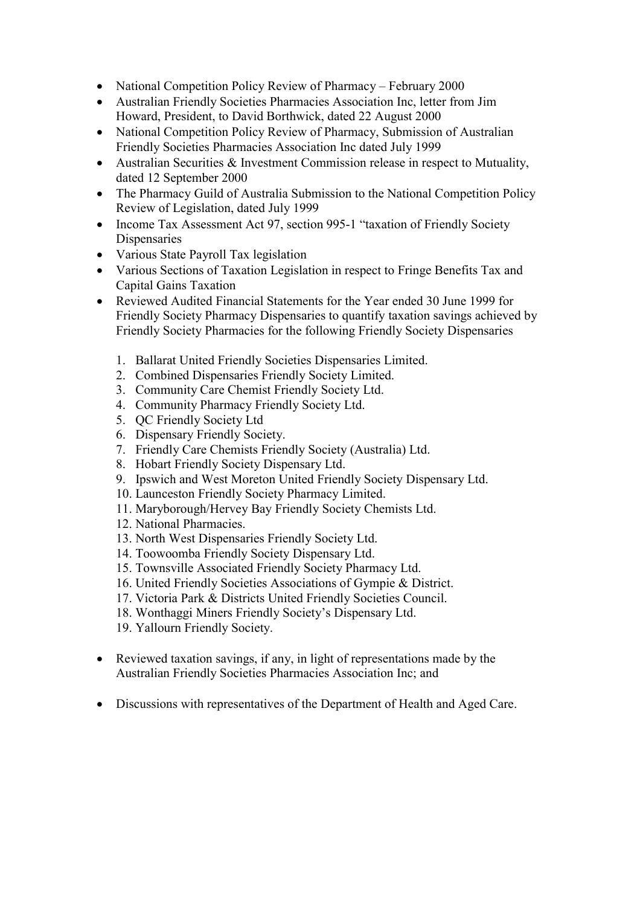- National Competition Policy Review of Pharmacy – February 2000
- Australian Friendly Societies Pharmacies Association Inc, letter from Jim Howard, President, to David Borthwick, dated 22 August 2000
- National Competition Policy Review of Pharmacy, Submission of Australian Friendly Societies Pharmacies Association Inc dated July 1999
- Australian Securities & Investment Commission release in respect to Mutuality, dated 12 September 2000
- The Pharmacy Guild of Australia Submission to the National Competition Policy Review of Legislation, dated July 1999
- Income Tax Assessment Act 97, section 995-1 "taxation of Friendly Society Dispensaries
- Various State Payroll Tax legislation
- Various Sections of Taxation Legislation in respect to Fringe Benefits Tax and Capital Gains Taxation
- Reviewed Audited Financial Statements for the Year ended 30 June 1999 for Friendly Society Pharmacy Dispensaries to quantify taxation savings achieved by Friendly Society Pharmacies for the following Friendly Society Dispensaries

    1. Ballarat United Friendly Societies Dispensaries Limited.
    2. Combined Dispensaries Friendly Society Limited.
    3. Community Care Chemist Friendly Society Ltd.
    4. Community Pharmacy Friendly Society Ltd.
    5. QC Friendly Society Ltd
    6. Dispensary Friendly Society.
    7. Friendly Care Chemists Friendly Society (Australia) Ltd.
    8. Hobart Friendly Society Dispensary Ltd.
    9. Ipswich and West Moreton United Friendly Society Dispensary Ltd.
    10. Launceston Friendly Society Pharmacy Limited.
    11. Maryborough/Hervey Bay Friendly Society Chemists Ltd.
    12. National Pharmacies.
    13. North West Dispensaries Friendly Society Ltd.
    14. Toowoomba Friendly Society Dispensary Ltd.
    15. Townsville Associated Friendly Society Pharmacy Ltd.
    16. United Friendly Societies Associations of Gympie & District.
    17. Victoria Park & Districts United Friendly Societies Council.
    18. Wonthaggi Miners Friendly Society's Dispensary Ltd.
    19. Yallourn Friendly Society.

- Reviewed taxation savings, if any, in light of representations made by the Australian Friendly Societies Pharmacies Association Inc; and

- Discussions with representatives of the Department of Health and Aged Care.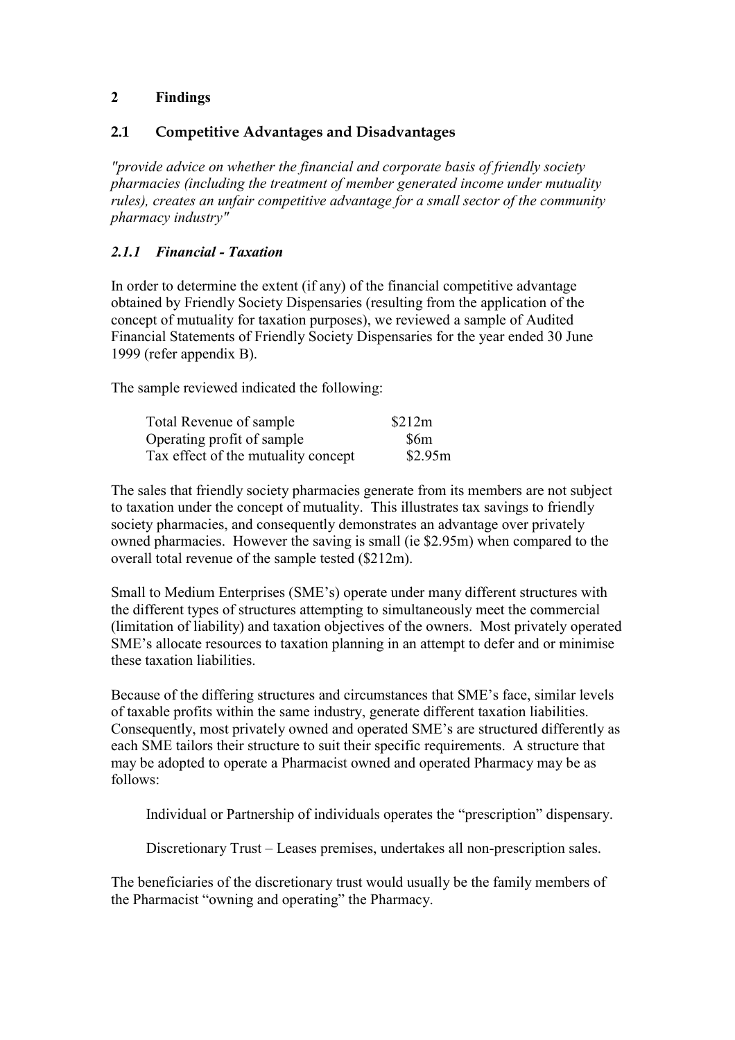## 2 Findings

### 2.1 Competitive Advantages and Disadvantages

*"provide advice on whether the financial and corporate basis of friendly society pharmacies (including the treatment of member generated income under mutuality rules), creates an unfair competitive advantage for a small sector of the community pharmacy industry"*

#### *2.1.1 Financial - Taxation*

In order to determine the extent (if any) of the financial competitive advantage obtained by Friendly Society Dispensaries (resulting from the application of the concept of mutuality for taxation purposes), we reviewed a sample of Audited Financial Statements of Friendly Society Dispensaries for the year ended 30 June 1999 (refer appendix B).

The sample reviewed indicated the following:

| | |
|---|---|
| Total Revenue of sample | \$212m |
| Operating profit of sample | \$6m |
| Tax effect of the mutuality concept | \$2.95m |

The sales that friendly society pharmacies generate from its members are not subject to taxation under the concept of mutuality. This illustrates tax savings to friendly society pharmacies, and consequently demonstrates an advantage over privately owned pharmacies. However the saving is small (ie \$2.95m) when compared to the overall total revenue of the sample tested (\$212m).

Small to Medium Enterprises (SME's) operate under many different structures with the different types of structures attempting to simultaneously meet the commercial (limitation of liability) and taxation objectives of the owners. Most privately operated SME's allocate resources to taxation planning in an attempt to defer and or minimise these taxation liabilities.

Because of the differing structures and circumstances that SME's face, similar levels of taxable profits within the same industry, generate different taxation liabilities. Consequently, most privately owned and operated SME's are structured differently as each SME tailors their structure to suit their specific requirements. A structure that may be adopted to operate a Pharmacist owned and operated Pharmacy may be as follows:

> Individual or Partnership of individuals operates the "prescription" dispensary.
>
> Discretionary Trust – Leases premises, undertakes all non-prescription sales.

The beneficiaries of the discretionary trust would usually be the family members of the Pharmacist "owning and operating" the Pharmacy.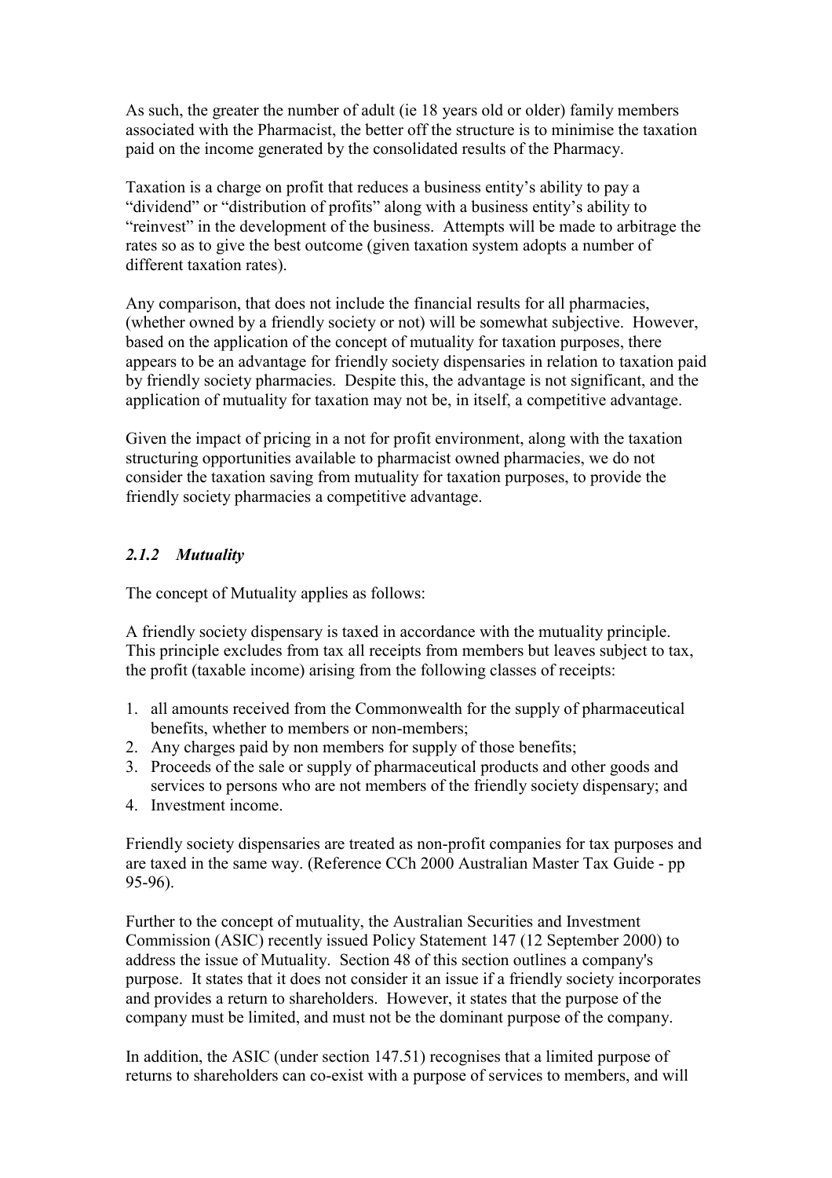As such, the greater the number of adult (ie 18 years old or older) family members associated with the Pharmacist, the better off the structure is to minimise the taxation paid on the income generated by the consolidated results of the Pharmacy.

Taxation is a charge on profit that reduces a business entity's ability to pay a "dividend" or "distribution of profits" along with a business entity's ability to "reinvest" in the development of the business. Attempts will be made to arbitrage the rates so as to give the best outcome (given taxation system adopts a number of different taxation rates).

Any comparison, that does not include the financial results for all pharmacies, (whether owned by a friendly society or not) will be somewhat subjective. However, based on the application of the concept of mutuality for taxation purposes, there appears to be an advantage for friendly society dispensaries in relation to taxation paid by friendly society pharmacies. Despite this, the advantage is not significant, and the application of mutuality for taxation may not be, in itself, a competitive advantage.

Given the impact of pricing in a not for profit environment, along with the taxation structuring opportunities available to pharmacist owned pharmacies, we do not consider the taxation saving from mutuality for taxation purposes, to provide the friendly society pharmacies a competitive advantage.

### *2.1.2 Mutuality*

The concept of Mutuality applies as follows:

A friendly society dispensary is taxed in accordance with the mutuality principle. This principle excludes from tax all receipts from members but leaves subject to tax, the profit (taxable income) arising from the following classes of receipts:

1. all amounts received from the Commonwealth for the supply of pharmaceutical benefits, whether to members or non-members;
2. Any charges paid by non members for supply of those benefits;
3. Proceeds of the sale or supply of pharmaceutical products and other goods and services to persons who are not members of the friendly society dispensary; and
4. Investment income.

Friendly society dispensaries are treated as non-profit companies for tax purposes and are taxed in the same way. (Reference CCh 2000 Australian Master Tax Guide - pp 95-96).

Further to the concept of mutuality, the Australian Securities and Investment Commission (ASIC) recently issued Policy Statement 147 (12 September 2000) to address the issue of Mutuality. Section 48 of this section outlines a company's purpose. It states that it does not consider it an issue if a friendly society incorporates and provides a return to shareholders. However, it states that the purpose of the company must be limited, and must not be the dominant purpose of the company.

In addition, the ASIC (under section 147.51) recognises that a limited purpose of returns to shareholders can co-exist with a purpose of services to members, and will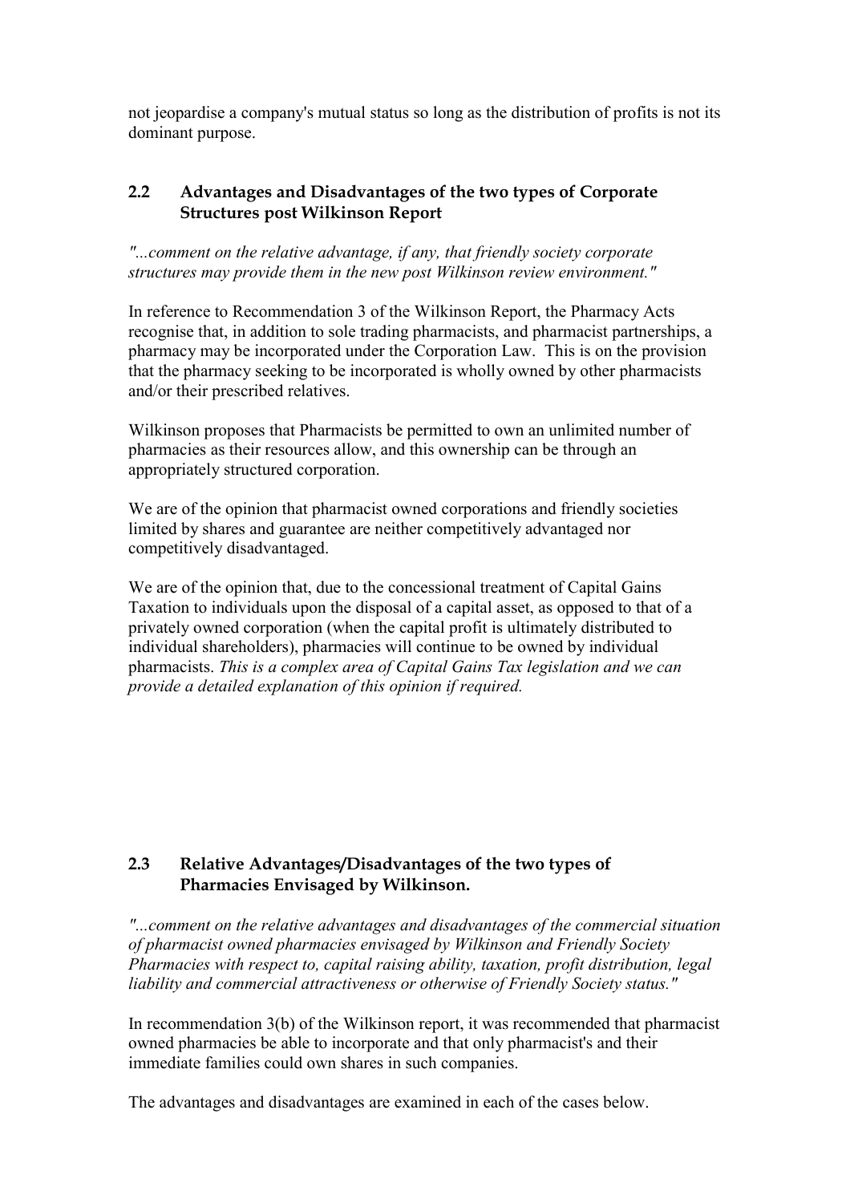not jeopardise a company's mutual status so long as the distribution of profits is not its dominant purpose.

## 2.2 Advantages and Disadvantages of the two types of Corporate Structures post Wilkinson Report

*"...comment on the relative advantage, if any, that friendly society corporate structures may provide them in the new post Wilkinson review environment."*

In reference to Recommendation 3 of the Wilkinson Report, the Pharmacy Acts recognise that, in addition to sole trading pharmacists, and pharmacist partnerships, a pharmacy may be incorporated under the Corporation Law. This is on the provision that the pharmacy seeking to be incorporated is wholly owned by other pharmacists and/or their prescribed relatives.

Wilkinson proposes that Pharmacists be permitted to own an unlimited number of pharmacies as their resources allow, and this ownership can be through an appropriately structured corporation.

We are of the opinion that pharmacist owned corporations and friendly societies limited by shares and guarantee are neither competitively advantaged nor competitively disadvantaged.

We are of the opinion that, due to the concessional treatment of Capital Gains Taxation to individuals upon the disposal of a capital asset, as opposed to that of a privately owned corporation (when the capital profit is ultimately distributed to individual shareholders), pharmacies will continue to be owned by individual pharmacists. *This is a complex area of Capital Gains Tax legislation and we can provide a detailed explanation of this opinion if required.*

## 2.3 Relative Advantages/Disadvantages of the two types of Pharmacies Envisaged by Wilkinson.

*"...comment on the relative advantages and disadvantages of the commercial situation of pharmacist owned pharmacies envisaged by Wilkinson and Friendly Society Pharmacies with respect to, capital raising ability, taxation, profit distribution, legal liability and commercial attractiveness or otherwise of Friendly Society status."*

In recommendation 3(b) of the Wilkinson report, it was recommended that pharmacist owned pharmacies be able to incorporate and that only pharmacist's and their immediate families could own shares in such companies.

The advantages and disadvantages are examined in each of the cases below.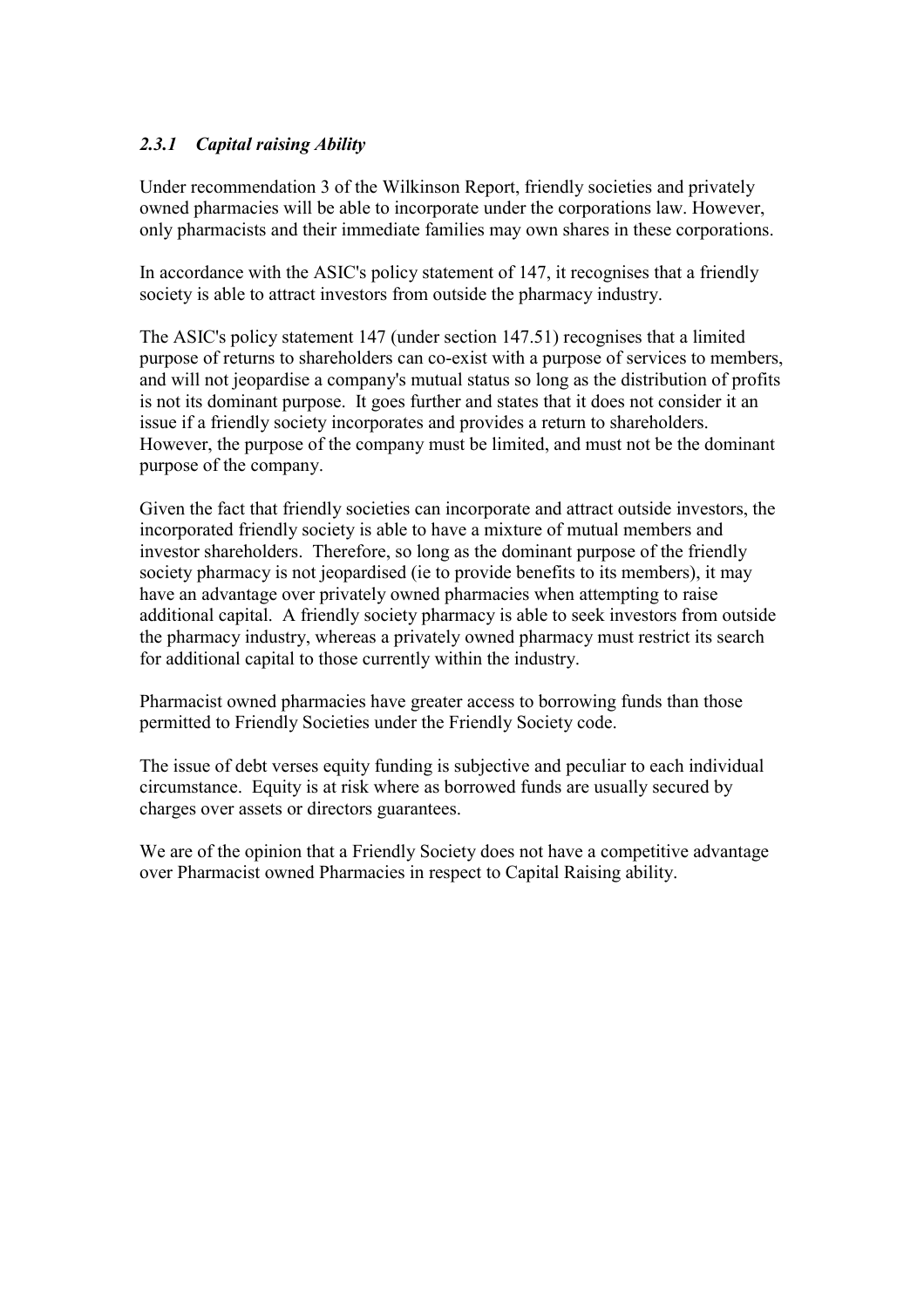### *2.3.1 Capital raising Ability*

Under recommendation 3 of the Wilkinson Report, friendly societies and privately owned pharmacies will be able to incorporate under the corporations law. However, only pharmacists and their immediate families may own shares in these corporations.

In accordance with the ASIC's policy statement of 147, it recognises that a friendly society is able to attract investors from outside the pharmacy industry.

The ASIC's policy statement 147 (under section 147.51) recognises that a limited purpose of returns to shareholders can co-exist with a purpose of services to members, and will not jeopardise a company's mutual status so long as the distribution of profits is not its dominant purpose. It goes further and states that it does not consider it an issue if a friendly society incorporates and provides a return to shareholders. However, the purpose of the company must be limited, and must not be the dominant purpose of the company.

Given the fact that friendly societies can incorporate and attract outside investors, the incorporated friendly society is able to have a mixture of mutual members and investor shareholders. Therefore, so long as the dominant purpose of the friendly society pharmacy is not jeopardised (ie to provide benefits to its members), it may have an advantage over privately owned pharmacies when attempting to raise additional capital. A friendly society pharmacy is able to seek investors from outside the pharmacy industry, whereas a privately owned pharmacy must restrict its search for additional capital to those currently within the industry.

Pharmacist owned pharmacies have greater access to borrowing funds than those permitted to Friendly Societies under the Friendly Society code.

The issue of debt verses equity funding is subjective and peculiar to each individual circumstance. Equity is at risk where as borrowed funds are usually secured by charges over assets or directors guarantees.

We are of the opinion that a Friendly Society does not have a competitive advantage over Pharmacist owned Pharmacies in respect to Capital Raising ability.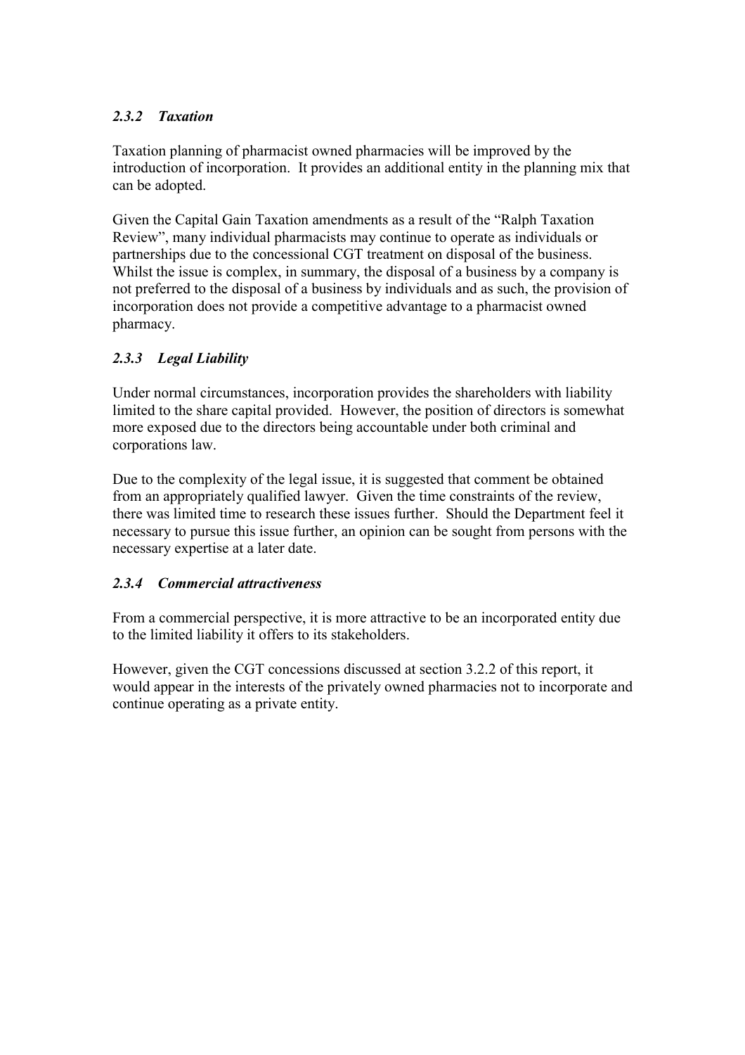### *2.3.2 Taxation*

Taxation planning of pharmacist owned pharmacies will be improved by the introduction of incorporation. It provides an additional entity in the planning mix that can be adopted.

Given the Capital Gain Taxation amendments as a result of the "Ralph Taxation Review", many individual pharmacists may continue to operate as individuals or partnerships due to the concessional CGT treatment on disposal of the business. Whilst the issue is complex, in summary, the disposal of a business by a company is not preferred to the disposal of a business by individuals and as such, the provision of incorporation does not provide a competitive advantage to a pharmacist owned pharmacy.

### *2.3.3 Legal Liability*

Under normal circumstances, incorporation provides the shareholders with liability limited to the share capital provided. However, the position of directors is somewhat more exposed due to the directors being accountable under both criminal and corporations law.

Due to the complexity of the legal issue, it is suggested that comment be obtained from an appropriately qualified lawyer. Given the time constraints of the review, there was limited time to research these issues further. Should the Department feel it necessary to pursue this issue further, an opinion can be sought from persons with the necessary expertise at a later date.

### *2.3.4 Commercial attractiveness*

From a commercial perspective, it is more attractive to be an incorporated entity due to the limited liability it offers to its stakeholders.

However, given the CGT concessions discussed at section 3.2.2 of this report, it would appear in the interests of the privately owned pharmacies not to incorporate and continue operating as a private entity.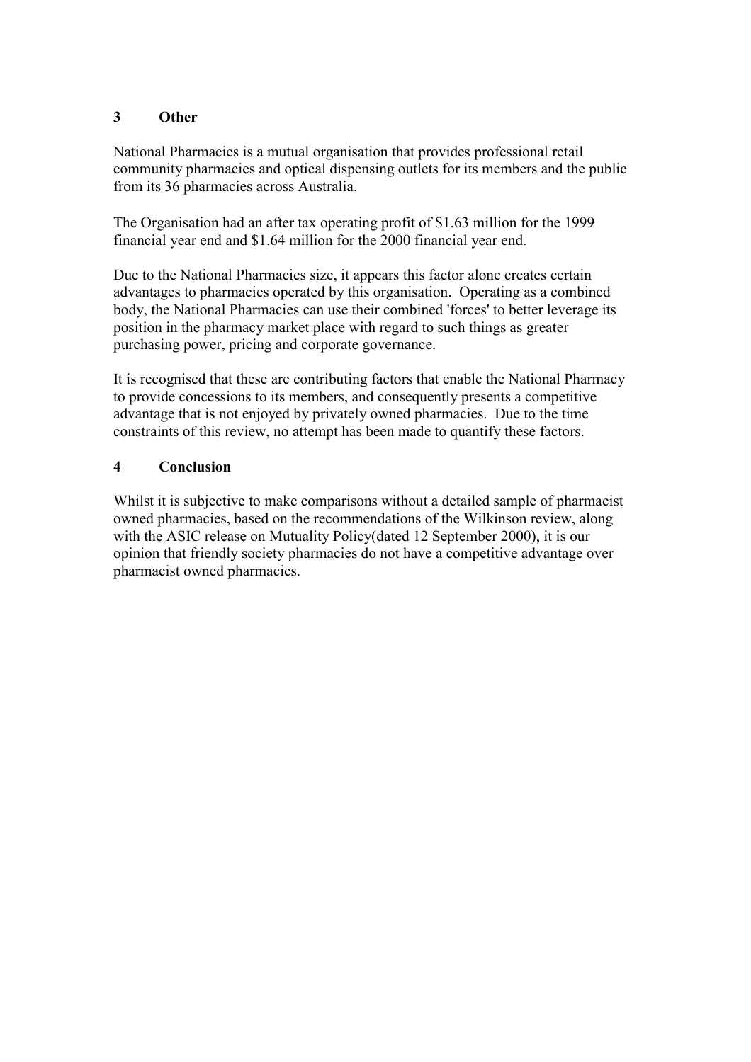## 3 Other

National Pharmacies is a mutual organisation that provides professional retail community pharmacies and optical dispensing outlets for its members and the public from its 36 pharmacies across Australia.

The Organisation had an after tax operating profit of $1.63 million for the 1999 financial year end and $1.64 million for the 2000 financial year end.

Due to the National Pharmacies size, it appears this factor alone creates certain advantages to pharmacies operated by this organisation. Operating as a combined body, the National Pharmacies can use their combined 'forces' to better leverage its position in the pharmacy market place with regard to such things as greater purchasing power, pricing and corporate governance.

It is recognised that these are contributing factors that enable the National Pharmacy to provide concessions to its members, and consequently presents a competitive advantage that is not enjoyed by privately owned pharmacies. Due to the time constraints of this review, no attempt has been made to quantify these factors.

## 4 Conclusion

Whilst it is subjective to make comparisons without a detailed sample of pharmacist owned pharmacies, based on the recommendations of the Wilkinson review, along with the ASIC release on Mutuality Policy(dated 12 September 2000), it is our opinion that friendly society pharmacies do not have a competitive advantage over pharmacist owned pharmacies.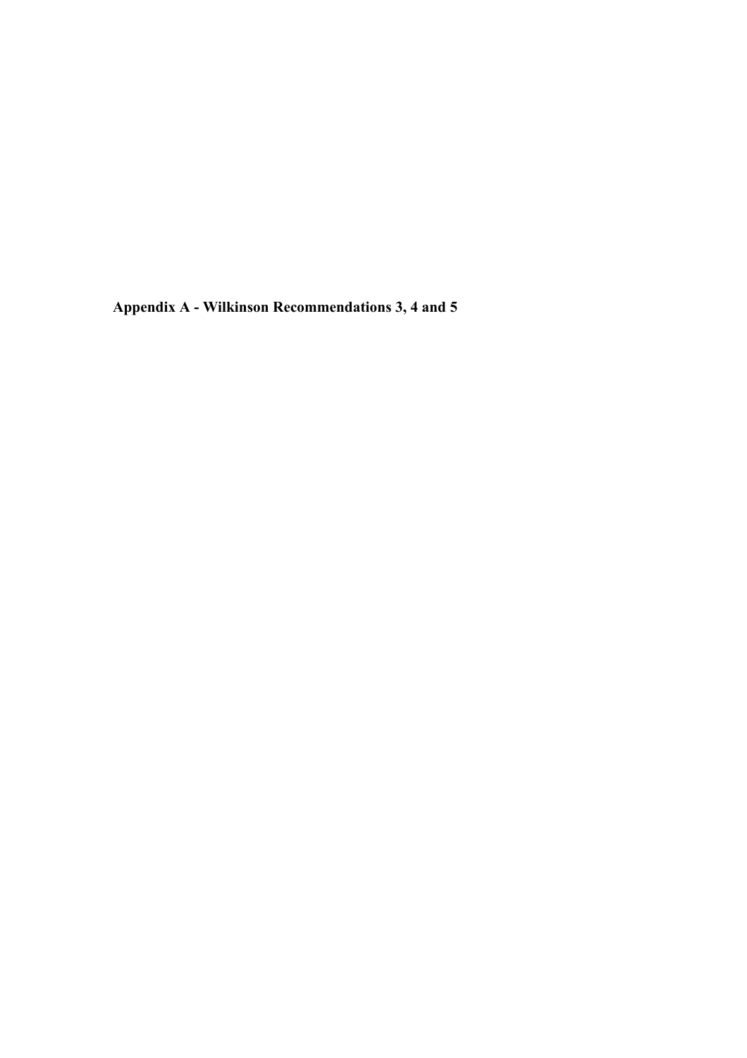# Appendix A - Wilkinson Recommendations 3, 4 and 5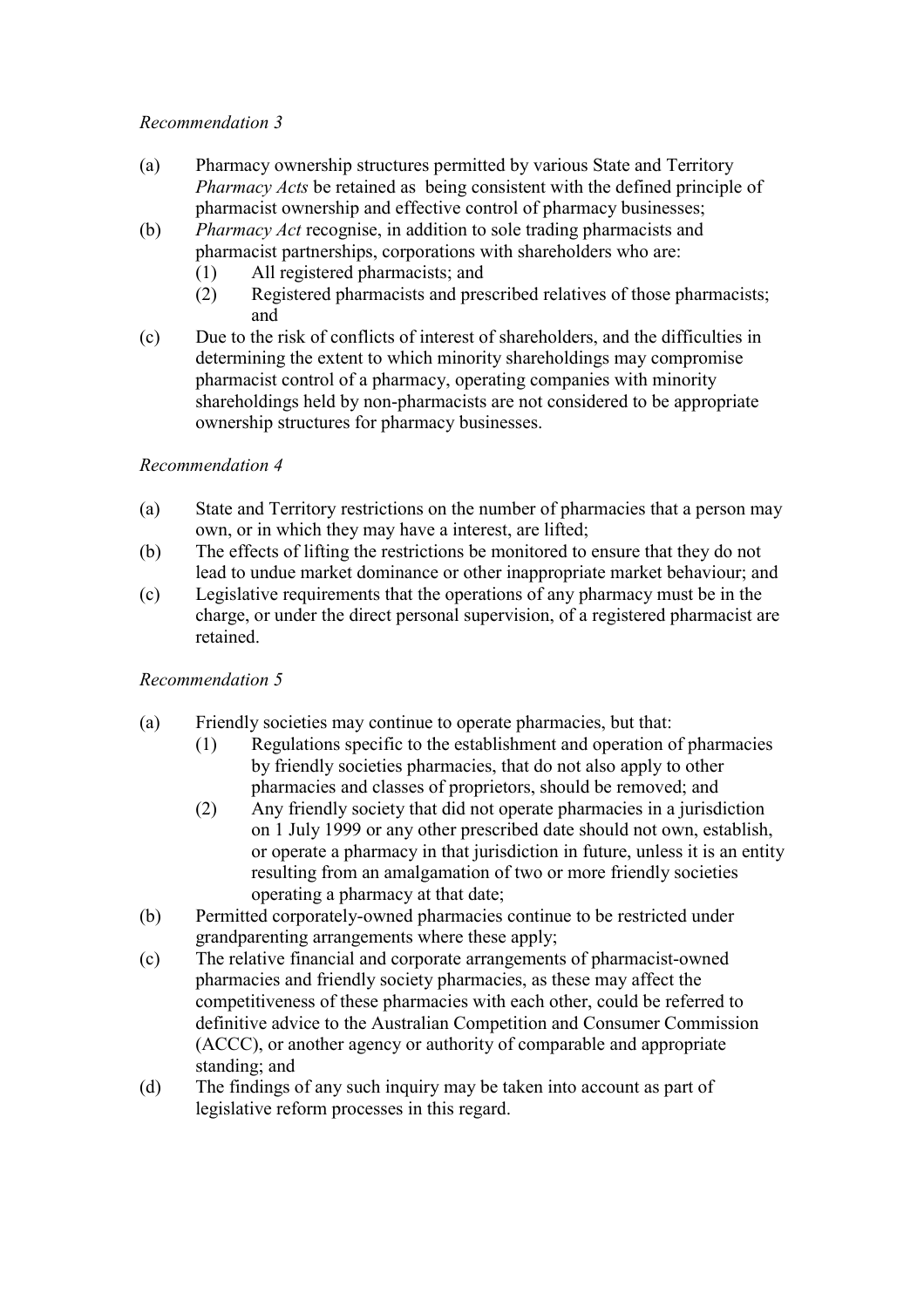*Recommendation 3*

(a) Pharmacy ownership structures permitted by various State and Territory *Pharmacy Acts* be retained as being consistent with the defined principle of pharmacist ownership and effective control of pharmacy businesses;

(b) *Pharmacy Act* recognise, in addition to sole trading pharmacists and pharmacist partnerships, corporations with shareholders who are:
   (1) All registered pharmacists; and
   (2) Registered pharmacists and prescribed relatives of those pharmacists; and

(c) Due to the risk of conflicts of interest of shareholders, and the difficulties in determining the extent to which minority shareholdings may compromise pharmacist control of a pharmacy, operating companies with minority shareholdings held by non-pharmacists are not considered to be appropriate ownership structures for pharmacy businesses.

*Recommendation 4*

(a) State and Territory restrictions on the number of pharmacies that a person may own, or in which they may have a interest, are lifted;

(b) The effects of lifting the restrictions be monitored to ensure that they do not lead to undue market dominance or other inappropriate market behaviour; and

(c) Legislative requirements that the operations of any pharmacy must be in the charge, or under the direct personal supervision, of a registered pharmacist are retained.

*Recommendation 5*

(a) Friendly societies may continue to operate pharmacies, but that:
   (1) Regulations specific to the establishment and operation of pharmacies by friendly societies pharmacies, that do not also apply to other pharmacies and classes of proprietors, should be removed; and
   (2) Any friendly society that did not operate pharmacies in a jurisdiction on 1 July 1999 or any other prescribed date should not own, establish, or operate a pharmacy in that jurisdiction in future, unless it is an entity resulting from an amalgamation of two or more friendly societies operating a pharmacy at that date;

(b) Permitted corporately-owned pharmacies continue to be restricted under grandparenting arrangements where these apply;

(c) The relative financial and corporate arrangements of pharmacist-owned pharmacies and friendly society pharmacies, as these may affect the competitiveness of these pharmacies with each other, could be referred to definitive advice to the Australian Competition and Consumer Commission (ACCC), or another agency or authority of comparable and appropriate standing; and

(d) The findings of any such inquiry may be taken into account as part of legislative reform processes in this regard.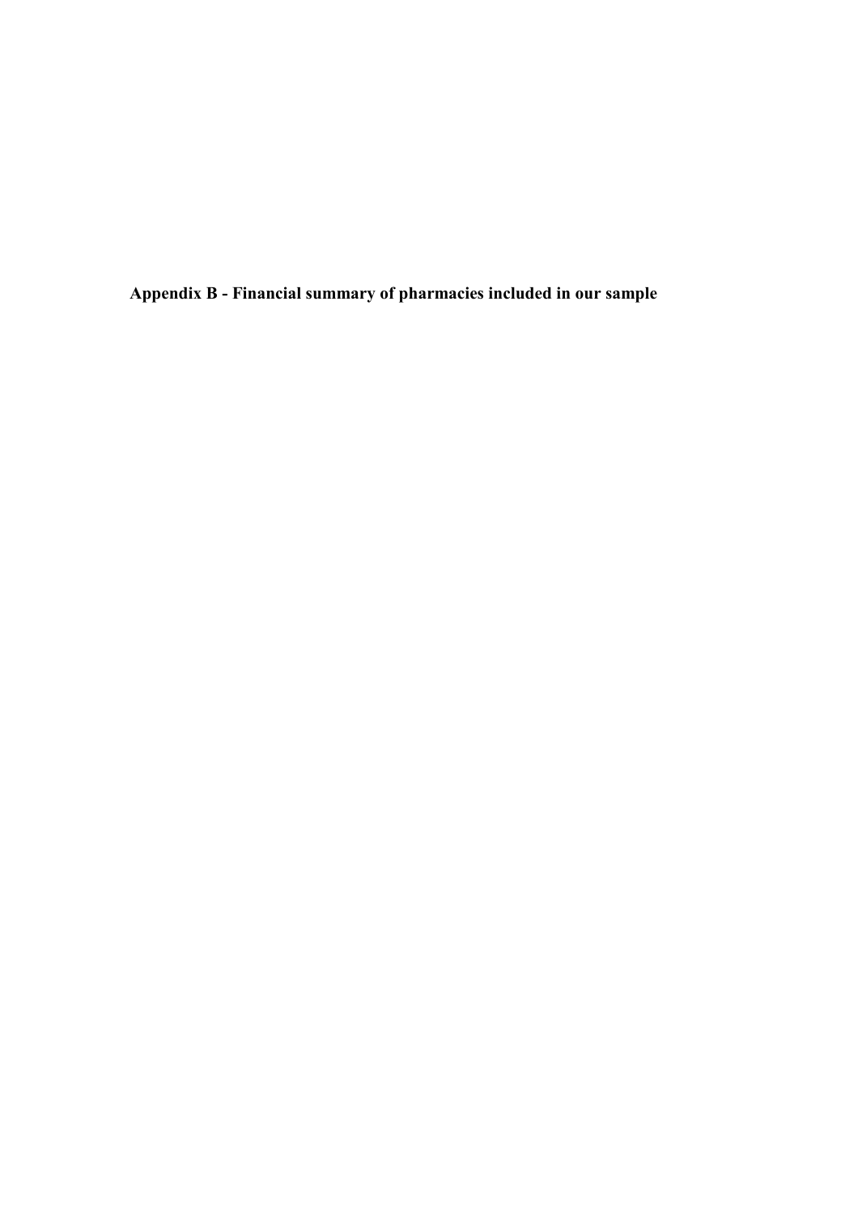# Appendix B - Financial summary of pharmacies included in our sample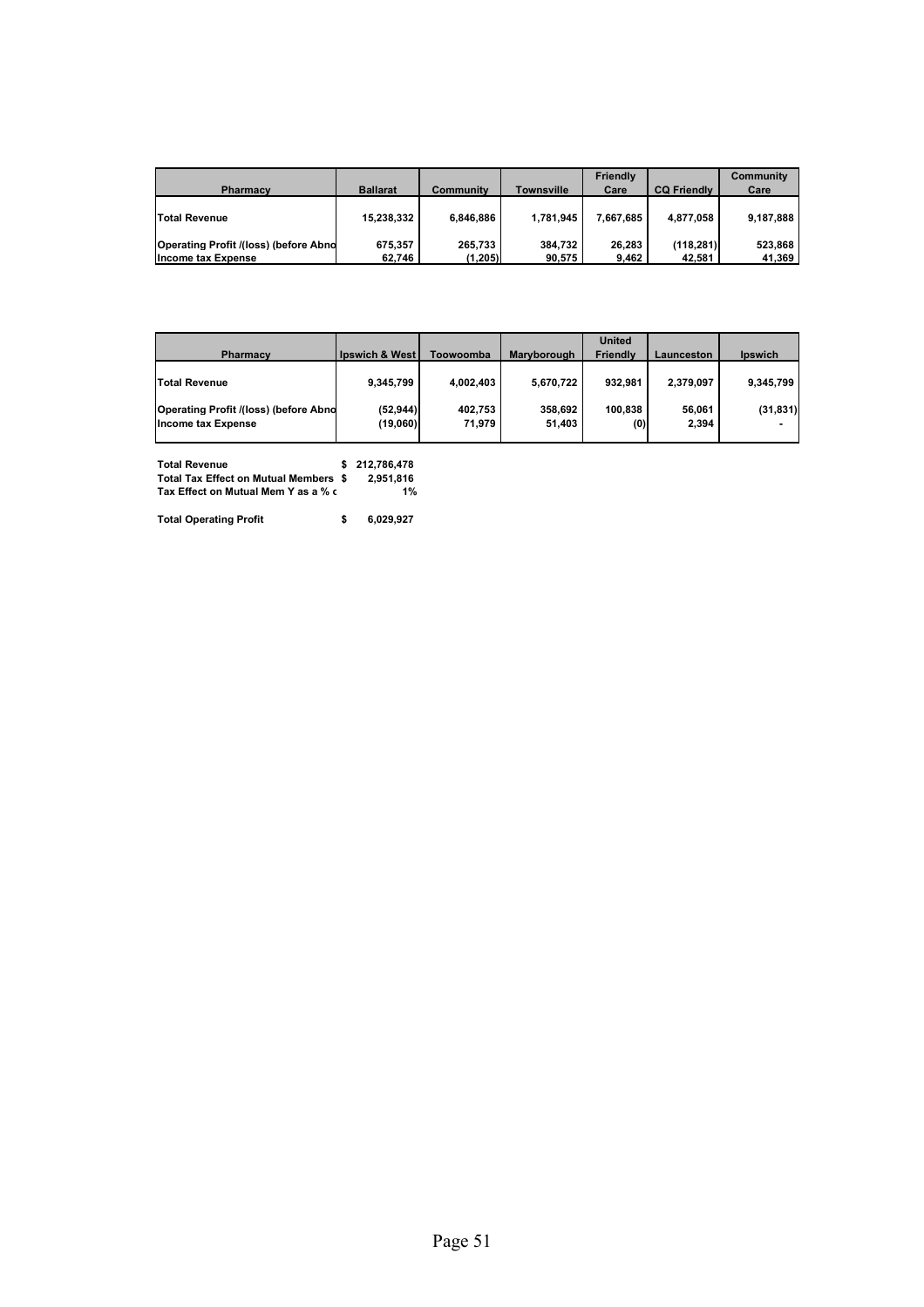| Pharmacy | Ballarat | Community | Townsville | Friendly Care | CQ Friendly | Community Care |
|---|---|---|---|---|---|---|
| Total Revenue | 15,238,332 | 6,846,886 | 1,781,945 | 7,667,685 | 4,877,058 | 9,187,888 |
| Operating Profit /(loss) (before Abno | 675,357 | 265,733 | 384,732 | 26,283 | (118,281) | 523,868 |
| Income tax Expense | 62,746 | (1,205) | 90,575 | 9,462 | 42,581 | 41,369 |

| Pharmacy | Ipswich & West | Toowoomba | Maryborough | United Friendly | Launceston | Ipswich |
|---|---|---|---|---|---|---|
| Total Revenue | 9,345,799 | 4,002,403 | 5,670,722 | 932,981 | 2,379,097 | 9,345,799 |
| Operating Profit /(loss) (before Abno | (52,944) | 402,753 | 358,692 | 100,838 | 56,061 | (31,831) |
| Income tax Expense | (19,060) | 71,979 | 51,403 | (0) | 2,394 | - |

| | | |
|---|---|---|
| Total Revenue | $ | 212,786,478 |
| Total Tax Effect on Mutual Members | $ | 2,951,816 |
| Tax Effect on Mutual Mem Y as a % c | | 1% |
| | | |
| Total Operating Profit | $ | 6,029,927 |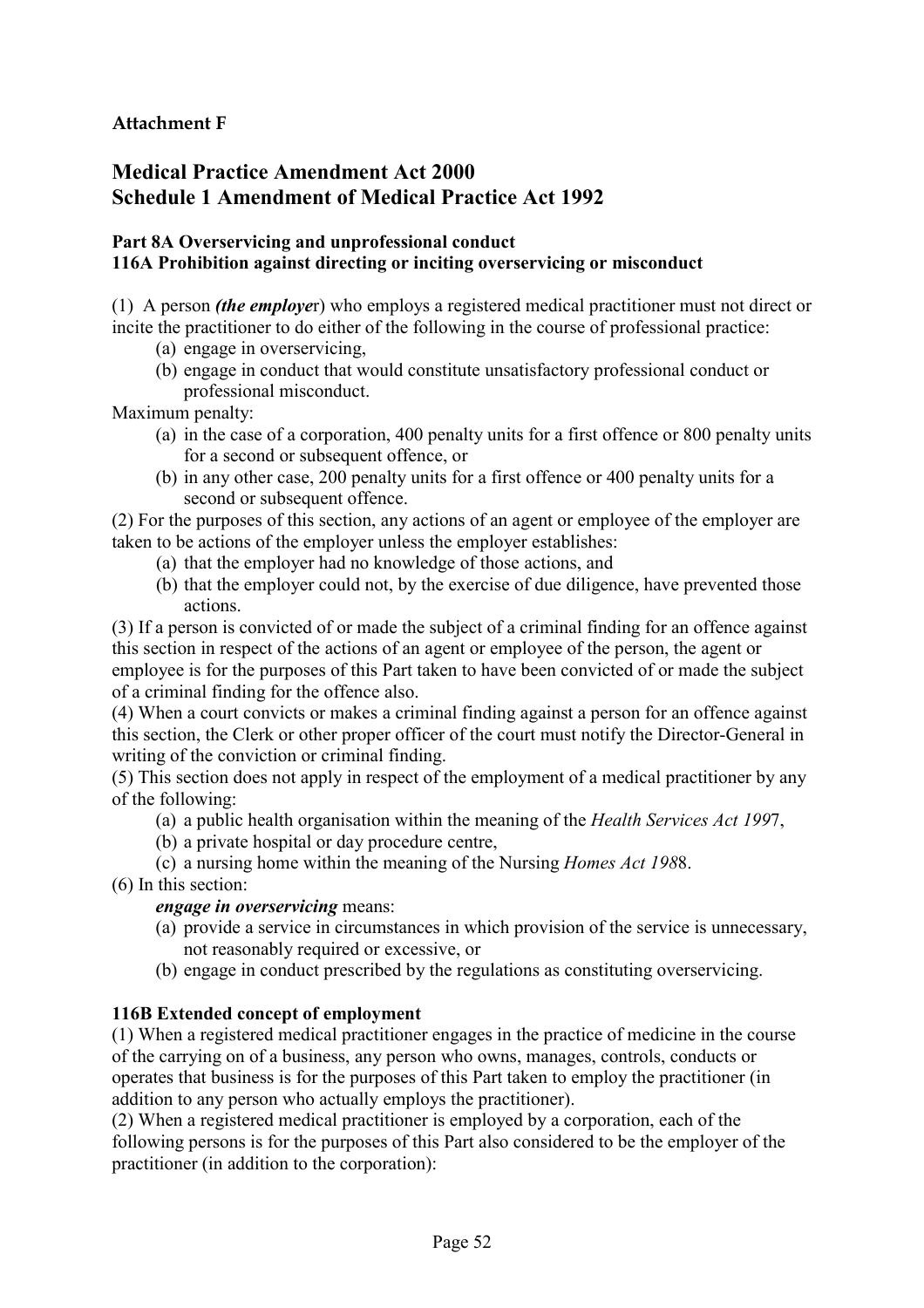**Attachment F**

# Medical Practice Amendment Act 2000
# Schedule 1 Amendment of Medical Practice Act 1992

### Part 8A Overservicing and unprofessional conduct
### 116A Prohibition against directing or inciting overservicing or misconduct

(1) A person ***(the employe***r) who employs a registered medical practitioner must not direct or incite the practitioner to do either of the following in the course of professional practice:

- (a) engage in overservicing,
- (b) engage in conduct that would constitute unsatisfactory professional conduct or professional misconduct.

Maximum penalty:

- (a) in the case of a corporation, 400 penalty units for a first offence or 800 penalty units for a second or subsequent offence, or
- (b) in any other case, 200 penalty units for a first offence or 400 penalty units for a second or subsequent offence.

(2) For the purposes of this section, any actions of an agent or employee of the employer are taken to be actions of the employer unless the employer establishes:

- (a) that the employer had no knowledge of those actions, and
- (b) that the employer could not, by the exercise of due diligence, have prevented those actions.

(3) If a person is convicted of or made the subject of a criminal finding for an offence against this section in respect of the actions of an agent or employee of the person, the agent or employee is for the purposes of this Part taken to have been convicted of or made the subject of a criminal finding for the offence also.

(4) When a court convicts or makes a criminal finding against a person for an offence against this section, the Clerk or other proper officer of the court must notify the Director-General in writing of the conviction or criminal finding.

(5) This section does not apply in respect of the employment of a medical practitioner by any of the following:

- (a) a public health organisation within the meaning of the *Health Services Act 199*7,
- (b) a private hospital or day procedure centre,
- (c) a nursing home within the meaning of the Nursing *Homes Act 198*8.

(6) In this section:

***engage in overservicing*** means:

- (a) provide a service in circumstances in which provision of the service is unnecessary, not reasonably required or excessive, or
- (b) engage in conduct prescribed by the regulations as constituting overservicing.

### 116B Extended concept of employment

(1) When a registered medical practitioner engages in the practice of medicine in the course of the carrying on of a business, any person who owns, manages, controls, conducts or operates that business is for the purposes of this Part taken to employ the practitioner (in addition to any person who actually employs the practitioner).

(2) When a registered medical practitioner is employed by a corporation, each of the following persons is for the purposes of this Part also considered to be the employer of the practitioner (in addition to the corporation):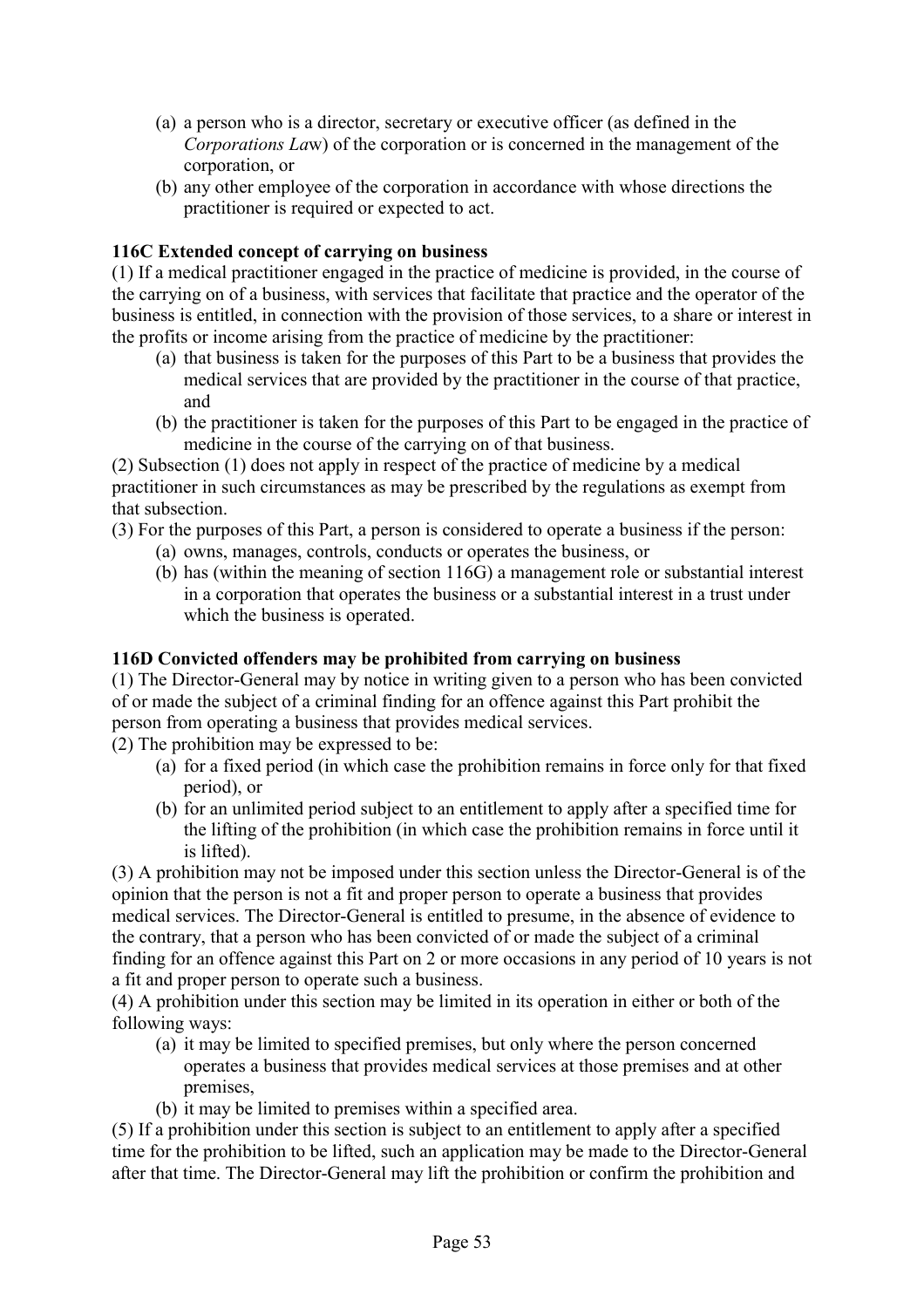(a) a person who is a director, secretary or executive officer (as defined in the *Corporations Law*) of the corporation or is concerned in the management of the corporation, or
(b) any other employee of the corporation in accordance with whose directions the practitioner is required or expected to act.

**116C Extended concept of carrying on business**

(1) If a medical practitioner engaged in the practice of medicine is provided, in the course of the carrying on of a business, with services that facilitate that practice and the operator of the business is entitled, in connection with the provision of those services, to a share or interest in the profits or income arising from the practice of medicine by the practitioner:

(a) that business is taken for the purposes of this Part to be a business that provides the medical services that are provided by the practitioner in the course of that practice, and
(b) the practitioner is taken for the purposes of this Part to be engaged in the practice of medicine in the course of the carrying on of that business.

(2) Subsection (1) does not apply in respect of the practice of medicine by a medical practitioner in such circumstances as may be prescribed by the regulations as exempt from that subsection.

(3) For the purposes of this Part, a person is considered to operate a business if the person:

(a) owns, manages, controls, conducts or operates the business, or
(b) has (within the meaning of section 116G) a management role or substantial interest in a corporation that operates the business or a substantial interest in a trust under which the business is operated.

**116D Convicted offenders may be prohibited from carrying on business**

(1) The Director-General may by notice in writing given to a person who has been convicted of or made the subject of a criminal finding for an offence against this Part prohibit the person from operating a business that provides medical services.

(2) The prohibition may be expressed to be:

(a) for a fixed period (in which case the prohibition remains in force only for that fixed period), or
(b) for an unlimited period subject to an entitlement to apply after a specified time for the lifting of the prohibition (in which case the prohibition remains in force until it is lifted).

(3) A prohibition may not be imposed under this section unless the Director-General is of the opinion that the person is not a fit and proper person to operate a business that provides medical services. The Director-General is entitled to presume, in the absence of evidence to the contrary, that a person who has been convicted of or made the subject of a criminal finding for an offence against this Part on 2 or more occasions in any period of 10 years is not a fit and proper person to operate such a business.

(4) A prohibition under this section may be limited in its operation in either or both of the following ways:

(a) it may be limited to specified premises, but only where the person concerned operates a business that provides medical services at those premises and at other premises,
(b) it may be limited to premises within a specified area.

(5) If a prohibition under this section is subject to an entitlement to apply after a specified time for the prohibition to be lifted, such an application may be made to the Director-General after that time. The Director-General may lift the prohibition or confirm the prohibition and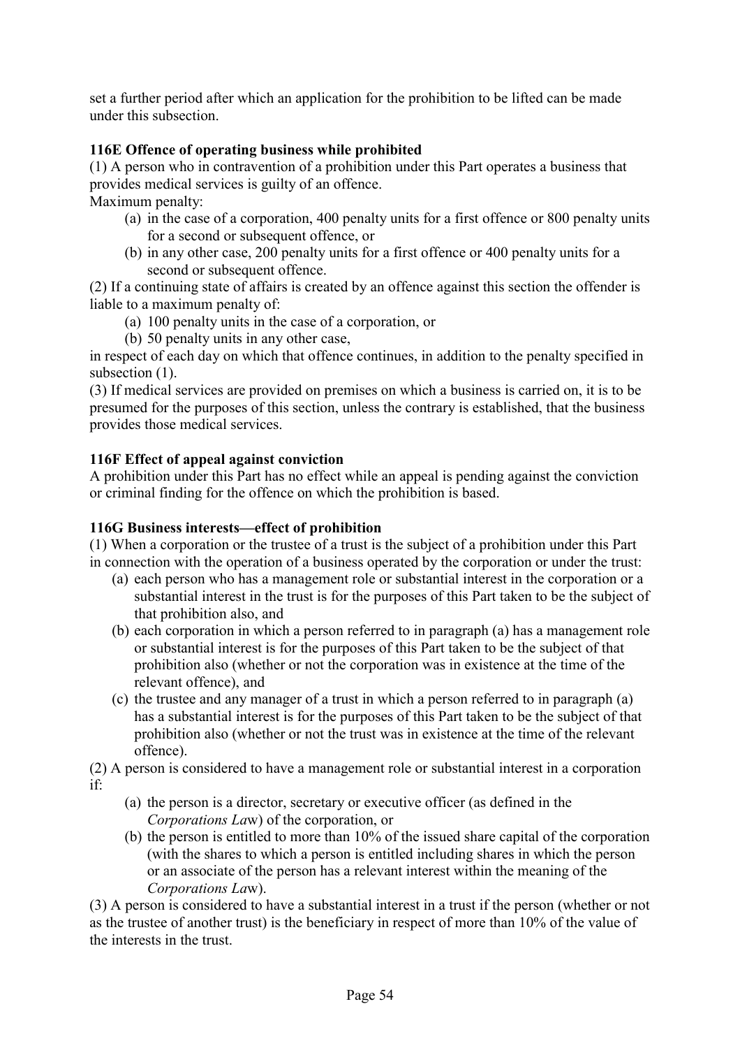set a further period after which an application for the prohibition to be lifted can be made under this subsection.

### 116E Offence of operating business while prohibited

(1) A person who in contravention of a prohibition under this Part operates a business that provides medical services is guilty of an offence.

Maximum penalty:

- (a) in the case of a corporation, 400 penalty units for a first offence or 800 penalty units for a second or subsequent offence, or
- (b) in any other case, 200 penalty units for a first offence or 400 penalty units for a second or subsequent offence.

(2) If a continuing state of affairs is created by an offence against this section the offender is liable to a maximum penalty of:

- (a) 100 penalty units in the case of a corporation, or
- (b) 50 penalty units in any other case,

in respect of each day on which that offence continues, in addition to the penalty specified in subsection (1).

(3) If medical services are provided on premises on which a business is carried on, it is to be presumed for the purposes of this section, unless the contrary is established, that the business provides those medical services.

### 116F Effect of appeal against conviction

A prohibition under this Part has no effect while an appeal is pending against the conviction or criminal finding for the offence on which the prohibition is based.

### 116G Business interests—effect of prohibition

(1) When a corporation or the trustee of a trust is the subject of a prohibition under this Part in connection with the operation of a business operated by the corporation or under the trust:

- (a) each person who has a management role or substantial interest in the corporation or a substantial interest in the trust is for the purposes of this Part taken to be the subject of that prohibition also, and
- (b) each corporation in which a person referred to in paragraph (a) has a management role or substantial interest is for the purposes of this Part taken to be the subject of that prohibition also (whether or not the corporation was in existence at the time of the relevant offence), and
- (c) the trustee and any manager of a trust in which a person referred to in paragraph (a) has a substantial interest is for the purposes of this Part taken to be the subject of that prohibition also (whether or not the trust was in existence at the time of the relevant offence).

(2) A person is considered to have a management role or substantial interest in a corporation if:

- (a) the person is a director, secretary or executive officer (as defined in the *Corporations Law*) of the corporation, or
- (b) the person is entitled to more than 10% of the issued share capital of the corporation (with the shares to which a person is entitled including shares in which the person or an associate of the person has a relevant interest within the meaning of the *Corporations Law*).

(3) A person is considered to have a substantial interest in a trust if the person (whether or not as the trustee of another trust) is the beneficiary in respect of more than 10% of the value of the interests in the trust.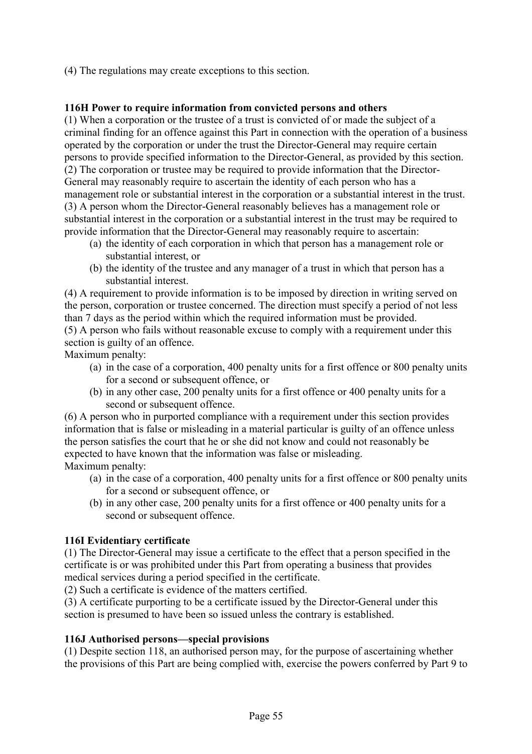(4) The regulations may create exceptions to this section.

**116H Power to require information from convicted persons and others**

(1) When a corporation or the trustee of a trust is convicted of or made the subject of a criminal finding for an offence against this Part in connection with the operation of a business operated by the corporation or under the trust the Director-General may require certain persons to provide specified information to the Director-General, as provided by this section.

(2) The corporation or trustee may be required to provide information that the Director-General may reasonably require to ascertain the identity of each person who has a management role or substantial interest in the corporation or a substantial interest in the trust.

(3) A person whom the Director-General reasonably believes has a management role or substantial interest in the corporation or a substantial interest in the trust may be required to provide information that the Director-General may reasonably require to ascertain:

- (a) the identity of each corporation in which that person has a management role or substantial interest, or
- (b) the identity of the trustee and any manager of a trust in which that person has a substantial interest.

(4) A requirement to provide information is to be imposed by direction in writing served on the person, corporation or trustee concerned. The direction must specify a period of not less than 7 days as the period within which the required information must be provided.

(5) A person who fails without reasonable excuse to comply with a requirement under this section is guilty of an offence.

Maximum penalty:

- (a) in the case of a corporation, 400 penalty units for a first offence or 800 penalty units for a second or subsequent offence, or
- (b) in any other case, 200 penalty units for a first offence or 400 penalty units for a second or subsequent offence.

(6) A person who in purported compliance with a requirement under this section provides information that is false or misleading in a material particular is guilty of an offence unless the person satisfies the court that he or she did not know and could not reasonably be expected to have known that the information was false or misleading.

Maximum penalty:

- (a) in the case of a corporation, 400 penalty units for a first offence or 800 penalty units for a second or subsequent offence, or
- (b) in any other case, 200 penalty units for a first offence or 400 penalty units for a second or subsequent offence.

**116I Evidentiary certificate**

(1) The Director-General may issue a certificate to the effect that a person specified in the certificate is or was prohibited under this Part from operating a business that provides medical services during a period specified in the certificate.

(2) Such a certificate is evidence of the matters certified.

(3) A certificate purporting to be a certificate issued by the Director-General under this section is presumed to have been so issued unless the contrary is established.

**116J Authorised persons—special provisions**

(1) Despite section 118, an authorised person may, for the purpose of ascertaining whether the provisions of this Part are being complied with, exercise the powers conferred by Part 9 to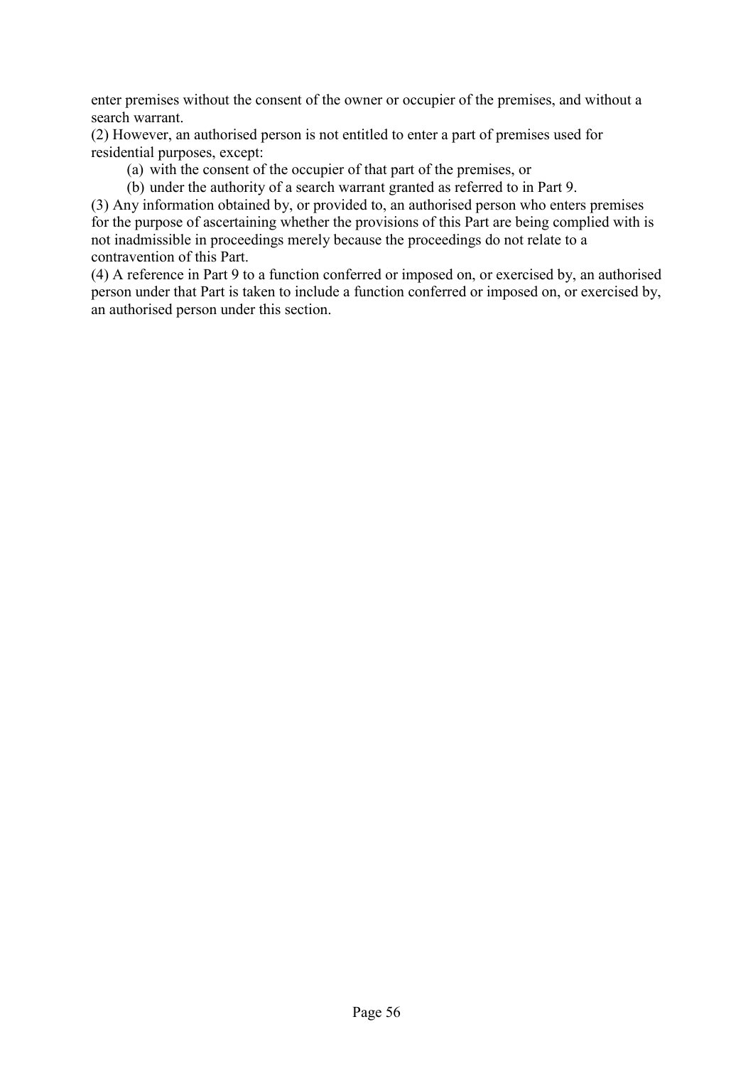enter premises without the consent of the owner or occupier of the premises, and without a search warrant.

(2) However, an authorised person is not entitled to enter a part of premises used for residential purposes, except:

(a) with the consent of the occupier of that part of the premises, or

(b) under the authority of a search warrant granted as referred to in Part 9.

(3) Any information obtained by, or provided to, an authorised person who enters premises for the purpose of ascertaining whether the provisions of this Part are being complied with is not inadmissible in proceedings merely because the proceedings do not relate to a contravention of this Part.

(4) A reference in Part 9 to a function conferred or imposed on, or exercised by, an authorised person under that Part is taken to include a function conferred or imposed on, or exercised by, an authorised person under this section.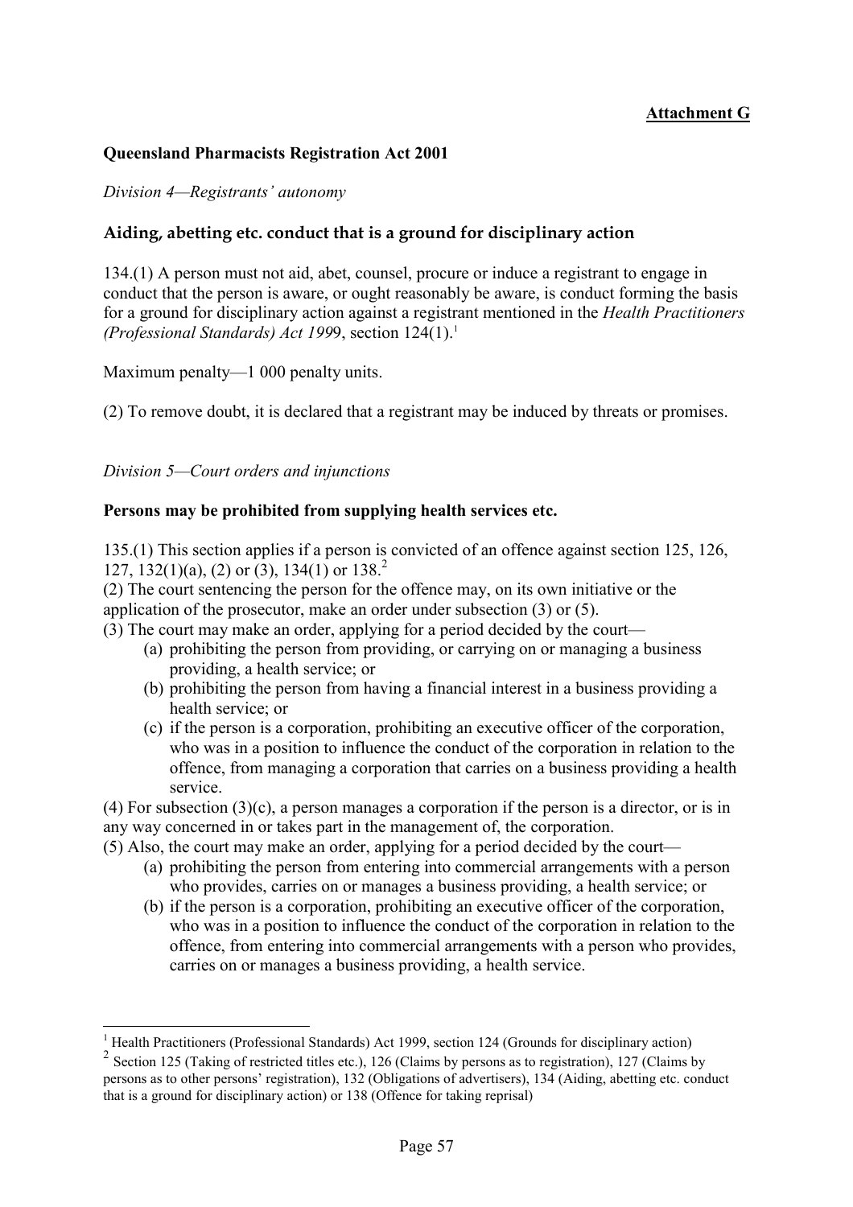**Attachment G**

**Queensland Pharmacists Registration Act 2001**

*Division 4—Registrants' autonomy*

### Aiding, abetting etc. conduct that is a ground for disciplinary action

134.(1) A person must not aid, abet, counsel, procure or induce a registrant to engage in conduct that the person is aware, or ought reasonably be aware, is conduct forming the basis for a ground for disciplinary action against a registrant mentioned in the *Health Practitioners (Professional Standards) Act 1999*, section 124(1).[1]

Maximum penalty—1 000 penalty units.

(2) To remove doubt, it is declared that a registrant may be induced by threats or promises.

*Division 5—Court orders and injunctions*

**Persons may be prohibited from supplying health services etc.**

135.(1) This section applies if a person is convicted of an offence against section 125, 126, 127, 132(1)(a), (2) or (3), 134(1) or 138.[2]

(2) The court sentencing the person for the offence may, on its own initiative or the application of the prosecutor, make an order under subsection (3) or (5).

(3) The court may make an order, applying for a period decided by the court—

- (a) prohibiting the person from providing, or carrying on or managing a business providing, a health service; or
- (b) prohibiting the person from having a financial interest in a business providing a health service; or
- (c) if the person is a corporation, prohibiting an executive officer of the corporation, who was in a position to influence the conduct of the corporation in relation to the offence, from managing a corporation that carries on a business providing a health service.

(4) For subsection (3)(c), a person manages a corporation if the person is a director, or is in any way concerned in or takes part in the management of, the corporation.

(5) Also, the court may make an order, applying for a period decided by the court—

- (a) prohibiting the person from entering into commercial arrangements with a person who provides, carries on or manages a business providing, a health service; or
- (b) if the person is a corporation, prohibiting an executive officer of the corporation, who was in a position to influence the conduct of the corporation in relation to the offence, from entering into commercial arrangements with a person who provides, carries on or manages a business providing, a health service.

---

[1] Health Practitioners (Professional Standards) Act 1999, section 124 (Grounds for disciplinary action)

[2] Section 125 (Taking of restricted titles etc.), 126 (Claims by persons as to registration), 127 (Claims by persons as to other persons' registration), 132 (Obligations of advertisers), 134 (Aiding, abetting etc. conduct that is a ground for disciplinary action) or 138 (Offence for taking reprisal)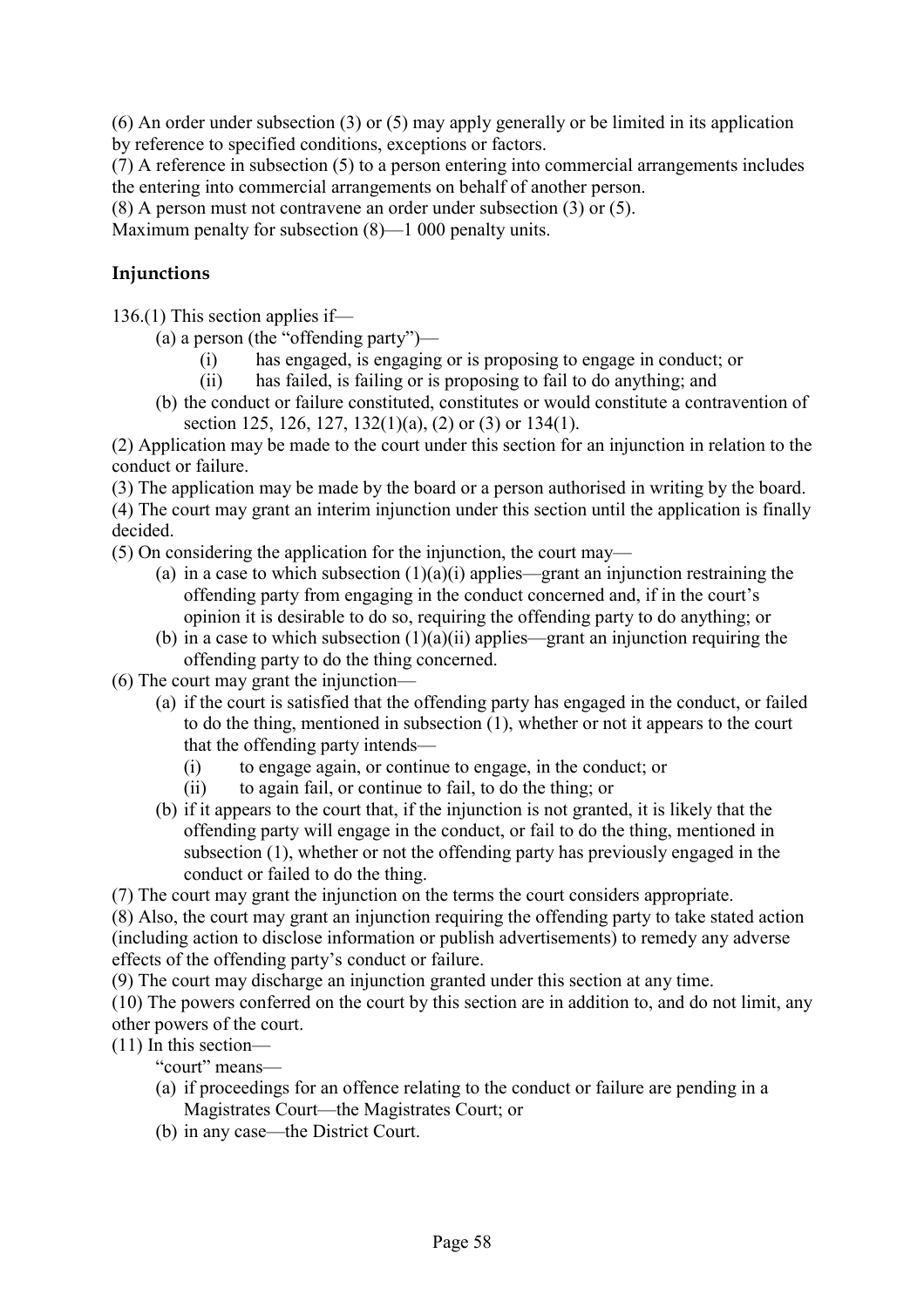(6) An order under subsection (3) or (5) may apply generally or be limited in its application by reference to specified conditions, exceptions or factors.

(7) A reference in subsection (5) to a person entering into commercial arrangements includes the entering into commercial arrangements on behalf of another person.

(8) A person must not contravene an order under subsection (3) or (5).

Maximum penalty for subsection (8)—1 000 penalty units.

### Injunctions

136.(1) This section applies if—

- (a) a person (the "offending party")—
  - (i) has engaged, is engaging or is proposing to engage in conduct; or
  - (ii) has failed, is failing or is proposing to fail to do anything; and
- (b) the conduct or failure constituted, constitutes or would constitute a contravention of section 125, 126, 127, 132(1)(a), (2) or (3) or 134(1).

(2) Application may be made to the court under this section for an injunction in relation to the conduct or failure.

(3) The application may be made by the board or a person authorised in writing by the board.

(4) The court may grant an interim injunction under this section until the application is finally decided.

(5) On considering the application for the injunction, the court may—

- (a) in a case to which subsection (1)(a)(i) applies—grant an injunction restraining the offending party from engaging in the conduct concerned and, if in the court's opinion it is desirable to do so, requiring the offending party to do anything; or
- (b) in a case to which subsection (1)(a)(ii) applies—grant an injunction requiring the offending party to do the thing concerned.

(6) The court may grant the injunction—

- (a) if the court is satisfied that the offending party has engaged in the conduct, or failed to do the thing, mentioned in subsection (1), whether or not it appears to the court that the offending party intends—
  - (i) to engage again, or continue to engage, in the conduct; or
  - (ii) to again fail, or continue to fail, to do the thing; or
- (b) if it appears to the court that, if the injunction is not granted, it is likely that the offending party will engage in the conduct, or fail to do the thing, mentioned in subsection (1), whether or not the offending party has previously engaged in the conduct or failed to do the thing.

(7) The court may grant the injunction on the terms the court considers appropriate.

(8) Also, the court may grant an injunction requiring the offending party to take stated action (including action to disclose information or publish advertisements) to remedy any adverse effects of the offending party's conduct or failure.

(9) The court may discharge an injunction granted under this section at any time.

(10) The powers conferred on the court by this section are in addition to, and do not limit, any other powers of the court.

(11) In this section—

"court" means—

- (a) if proceedings for an offence relating to the conduct or failure are pending in a Magistrates Court—the Magistrates Court; or
- (b) in any case—the District Court.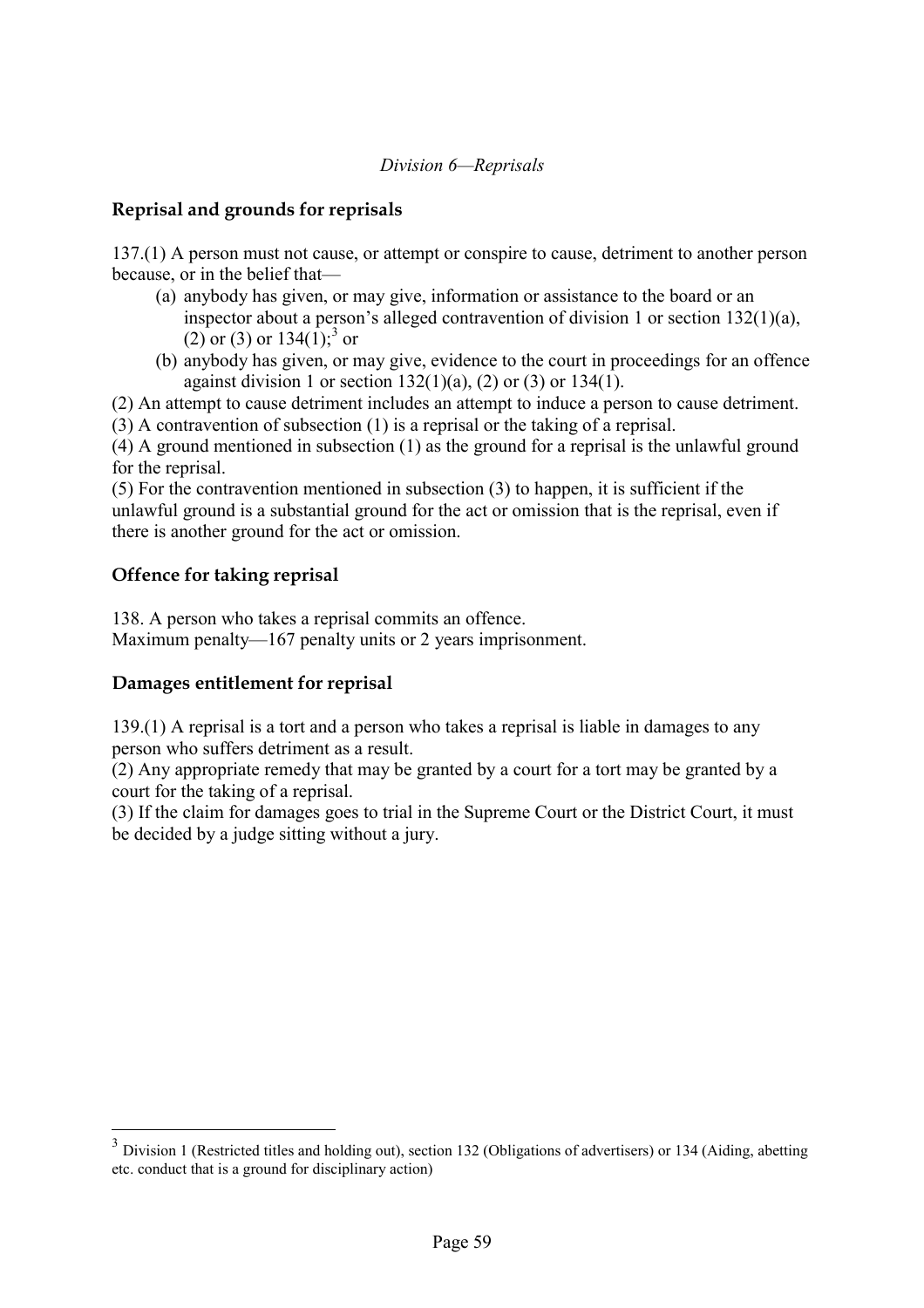*Division 6—Reprisals*

## Reprisal and grounds for reprisals

137.(1) A person must not cause, or attempt or conspire to cause, detriment to another person because, or in the belief that—

(a) anybody has given, or may give, information or assistance to the board or an inspector about a person's alleged contravention of division 1 or section 132(1)(a), (2) or (3) or 134(1);[3] or

(b) anybody has given, or may give, evidence to the court in proceedings for an offence against division 1 or section 132(1)(a), (2) or (3) or 134(1).

(2) An attempt to cause detriment includes an attempt to induce a person to cause detriment.

(3) A contravention of subsection (1) is a reprisal or the taking of a reprisal.

(4) A ground mentioned in subsection (1) as the ground for a reprisal is the unlawful ground for the reprisal.

(5) For the contravention mentioned in subsection (3) to happen, it is sufficient if the unlawful ground is a substantial ground for the act or omission that is the reprisal, even if there is another ground for the act or omission.

## Offence for taking reprisal

138. A person who takes a reprisal commits an offence.
Maximum penalty—167 penalty units or 2 years imprisonment.

## Damages entitlement for reprisal

139.(1) A reprisal is a tort and a person who takes a reprisal is liable in damages to any person who suffers detriment as a result.

(2) Any appropriate remedy that may be granted by a court for a tort may be granted by a court for the taking of a reprisal.

(3) If the claim for damages goes to trial in the Supreme Court or the District Court, it must be decided by a judge sitting without a jury.

---

[3] Division 1 (Restricted titles and holding out), section 132 (Obligations of advertisers) or 134 (Aiding, abetting etc. conduct that is a ground for disciplinary action)